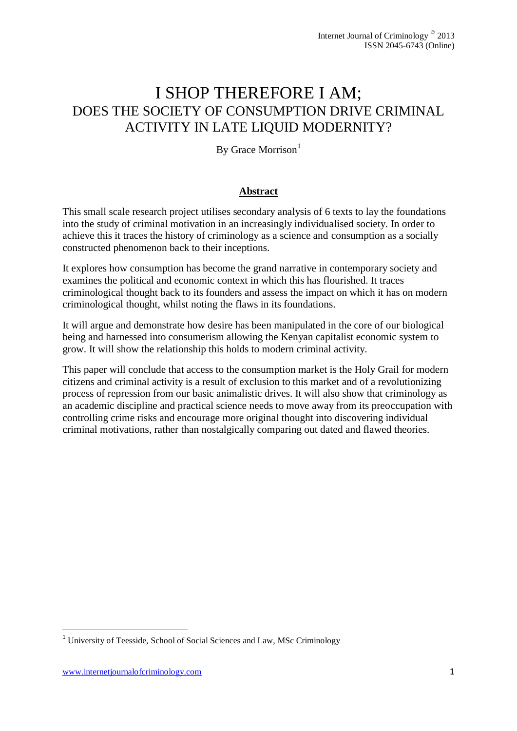# I SHOP THEREFORE I AM;
## DOES THE SOCIETY OF CONSUMPTION DRIVE CRIMINAL ACTIVITY IN LATE LIQUID MODERNITY?

By Grace Morrison[1]

## Abstract

This small scale research project utilises secondary analysis of 6 texts to lay the foundations into the study of criminal motivation in an increasingly individualised society. In order to achieve this it traces the history of criminology as a science and consumption as a socially constructed phenomenon back to their inceptions.

It explores how consumption has become the grand narrative in contemporary society and examines the political and economic context in which this has flourished. It traces criminological thought back to its founders and assess the impact on which it has on modern criminological thought, whilst noting the flaws in its foundations.

It will argue and demonstrate how desire has been manipulated in the core of our biological being and harnessed into consumerism allowing the Kenyan capitalist economic system to grow. It will show the relationship this holds to modern criminal activity.

This paper will conclude that access to the consumption market is the Holy Grail for modern citizens and criminal activity is a result of exclusion to this market and of a revolutionizing process of repression from our basic animalistic drives. It will also show that criminology as an academic discipline and practical science needs to move away from its preoccupation with controlling crime risks and encourage more original thought into discovering individual criminal motivations, rather than nostalgically comparing out dated and flawed theories.

---

[1] University of Teesside, School of Social Sciences and Law, MSc Criminology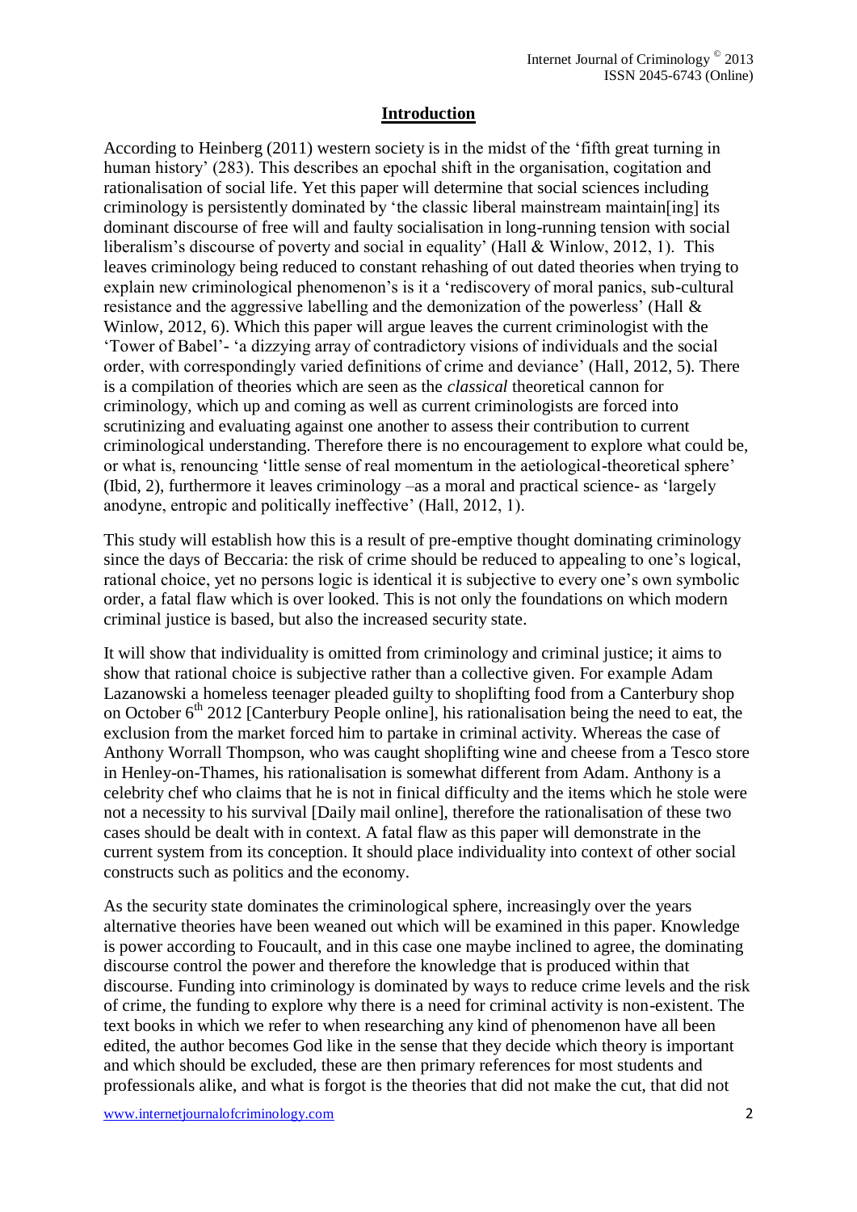## Introduction

According to Heinberg (2011) western society is in the midst of the 'fifth great turning in human history' (283). This describes an epochal shift in the organisation, cogitation and rationalisation of social life. Yet this paper will determine that social sciences including criminology is persistently dominated by 'the classic liberal mainstream maintain[ing] its dominant discourse of free will and faulty socialisation in long-running tension with social liberalism's discourse of poverty and social in equality' (Hall & Winlow, 2012, 1). This leaves criminology being reduced to constant rehashing of out dated theories when trying to explain new criminological phenomenon's is it a 'rediscovery of moral panics, sub-cultural resistance and the aggressive labelling and the demonization of the powerless' (Hall & Winlow, 2012, 6). Which this paper will argue leaves the current criminologist with the 'Tower of Babel'- 'a dizzying array of contradictory visions of individuals and the social order, with correspondingly varied definitions of crime and deviance' (Hall, 2012, 5). There is a compilation of theories which are seen as the *classical* theoretical cannon for criminology, which up and coming as well as current criminologists are forced into scrutinizing and evaluating against one another to assess their contribution to current criminological understanding. Therefore there is no encouragement to explore what could be, or what is, renouncing 'little sense of real momentum in the aetiological-theoretical sphere' (Ibid, 2), furthermore it leaves criminology –as a moral and practical science- as 'largely anodyne, entropic and politically ineffective' (Hall, 2012, 1).

This study will establish how this is a result of pre-emptive thought dominating criminology since the days of Beccaria: the risk of crime should be reduced to appealing to one's logical, rational choice, yet no persons logic is identical it is subjective to every one's own symbolic order, a fatal flaw which is over looked. This is not only the foundations on which modern criminal justice is based, but also the increased security state.

It will show that individuality is omitted from criminology and criminal justice; it aims to show that rational choice is subjective rather than a collective given. For example Adam Lazanowski a homeless teenager pleaded guilty to shoplifting food from a Canterbury shop on October 6th 2012 [Canterbury People online], his rationalisation being the need to eat, the exclusion from the market forced him to partake in criminal activity. Whereas the case of Anthony Worrall Thompson, who was caught shoplifting wine and cheese from a Tesco store in Henley-on-Thames, his rationalisation is somewhat different from Adam. Anthony is a celebrity chef who claims that he is not in finical difficulty and the items which he stole were not a necessity to his survival [Daily mail online], therefore the rationalisation of these two cases should be dealt with in context. A fatal flaw as this paper will demonstrate in the current system from its conception. It should place individuality into context of other social constructs such as politics and the economy.

As the security state dominates the criminological sphere, increasingly over the years alternative theories have been weaned out which will be examined in this paper. Knowledge is power according to Foucault, and in this case one maybe inclined to agree, the dominating discourse control the power and therefore the knowledge that is produced within that discourse. Funding into criminology is dominated by ways to reduce crime levels and the risk of crime, the funding to explore why there is a need for criminal activity is non-existent. The text books in which we refer to when researching any kind of phenomenon have all been edited, the author becomes God like in the sense that they decide which theory is important and which should be excluded, these are then primary references for most students and professionals alike, and what is forgot is the theories that did not make the cut, that did not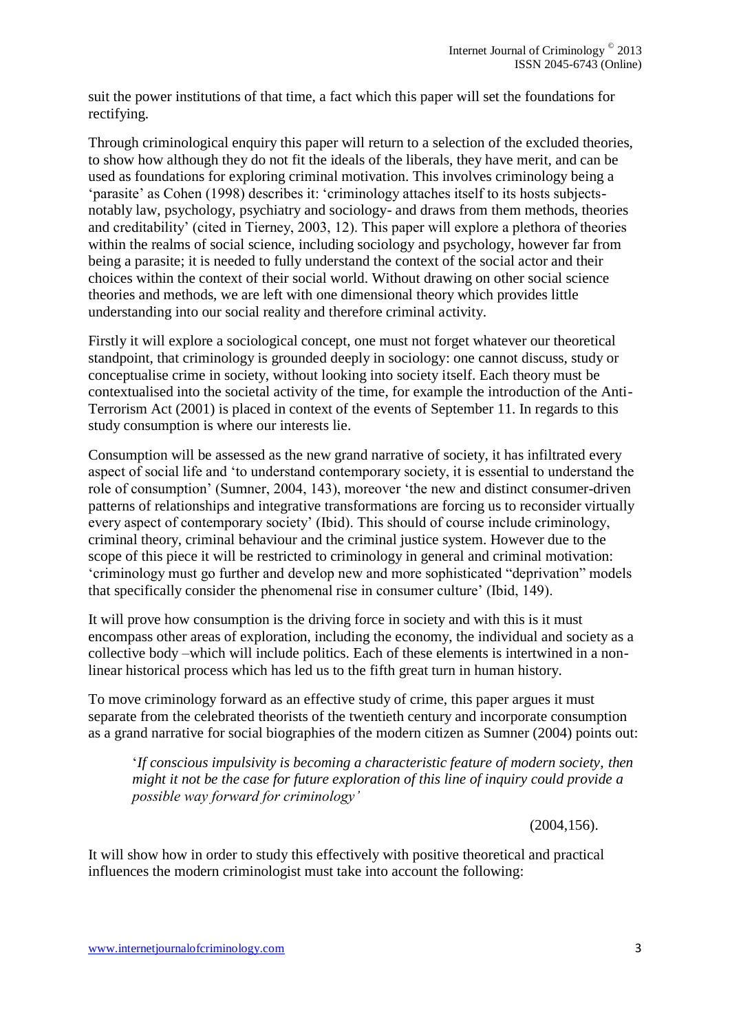suit the power institutions of that time, a fact which this paper will set the foundations for rectifying.

Through criminological enquiry this paper will return to a selection of the excluded theories, to show how although they do not fit the ideals of the liberals, they have merit, and can be used as foundations for exploring criminal motivation. This involves criminology being a 'parasite' as Cohen (1998) describes it: 'criminology attaches itself to its hosts subjects- notably law, psychology, psychiatry and sociology- and draws from them methods, theories and creditability' (cited in Tierney, 2003, 12). This paper will explore a plethora of theories within the realms of social science, including sociology and psychology, however far from being a parasite; it is needed to fully understand the context of the social actor and their choices within the context of their social world. Without drawing on other social science theories and methods, we are left with one dimensional theory which provides little understanding into our social reality and therefore criminal activity.

Firstly it will explore a sociological concept, one must not forget whatever our theoretical standpoint, that criminology is grounded deeply in sociology: one cannot discuss, study or conceptualise crime in society, without looking into society itself. Each theory must be contextualised into the societal activity of the time, for example the introduction of the Anti-Terrorism Act (2001) is placed in context of the events of September 11. In regards to this study consumption is where our interests lie.

Consumption will be assessed as the new grand narrative of society, it has infiltrated every aspect of social life and 'to understand contemporary society, it is essential to understand the role of consumption' (Sumner, 2004, 143), moreover 'the new and distinct consumer-driven patterns of relationships and integrative transformations are forcing us to reconsider virtually every aspect of contemporary society' (Ibid). This should of course include criminology, criminal theory, criminal behaviour and the criminal justice system. However due to the scope of this piece it will be restricted to criminology in general and criminal motivation: 'criminology must go further and develop new and more sophisticated "deprivation" models that specifically consider the phenomenal rise in consumer culture' (Ibid, 149).

It will prove how consumption is the driving force in society and with this is it must encompass other areas of exploration, including the economy, the individual and society as a collective body –which will include politics. Each of these elements is intertwined in a non-linear historical process which has led us to the fifth great turn in human history.

To move criminology forward as an effective study of crime, this paper argues it must separate from the celebrated theorists of the twentieth century and incorporate consumption as a grand narrative for social biographies of the modern citizen as Sumner (2004) points out:

> '*If conscious impulsivity is becoming a characteristic feature of modern society, then might it not be the case for future exploration of this line of inquiry could provide a possible way forward for criminology'*
>
> (2004,156).

It will show how in order to study this effectively with positive theoretical and practical influences the modern criminologist must take into account the following: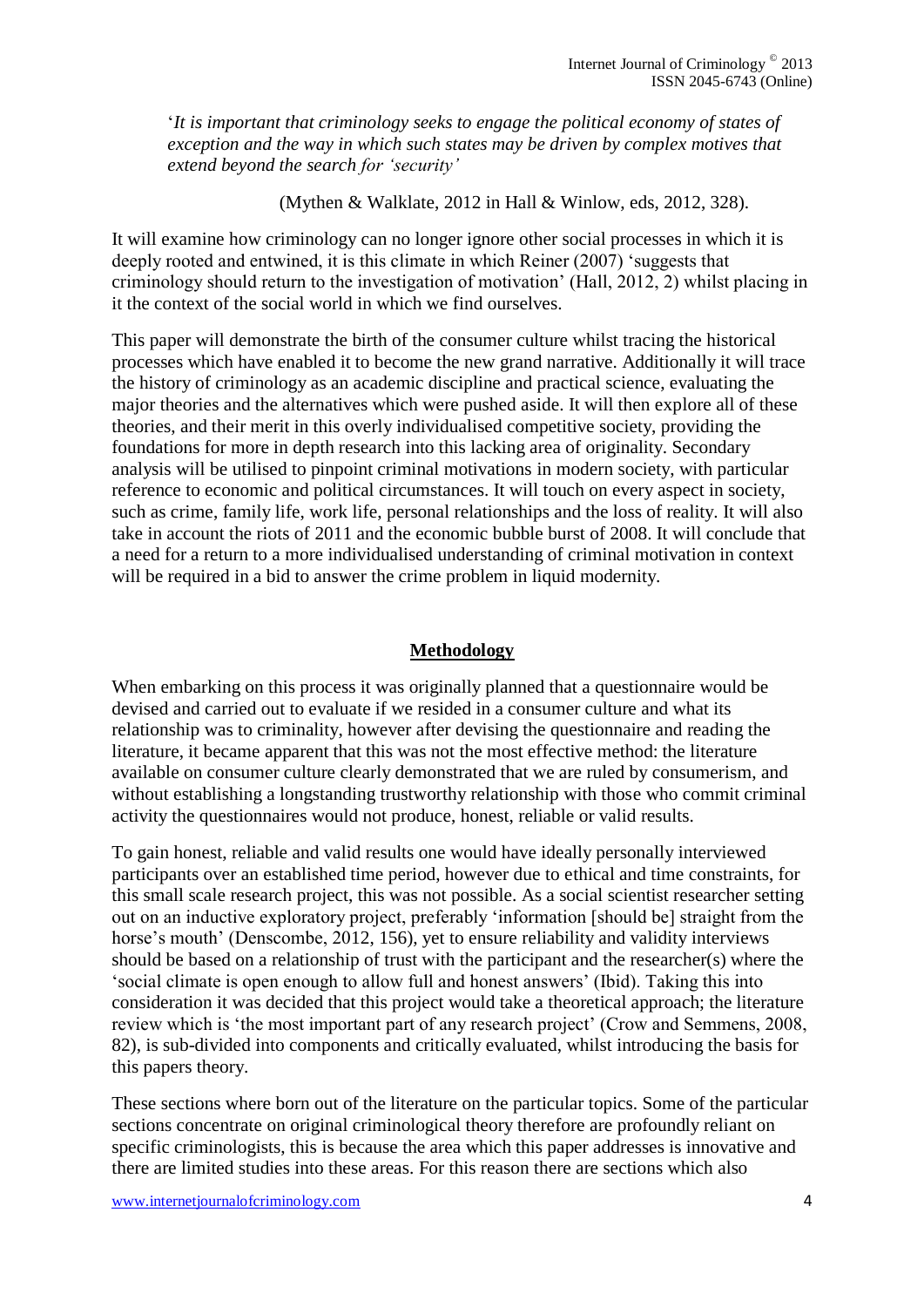'*It is important that criminology seeks to engage the political economy of states of exception and the way in which such states may be driven by complex motives that extend beyond the search for 'security'*

(Mythen & Walklate, 2012 in Hall & Winlow, eds, 2012, 328).

It will examine how criminology can no longer ignore other social processes in which it is deeply rooted and entwined, it is this climate in which Reiner (2007) 'suggests that criminology should return to the investigation of motivation' (Hall, 2012, 2) whilst placing in it the context of the social world in which we find ourselves.

This paper will demonstrate the birth of the consumer culture whilst tracing the historical processes which have enabled it to become the new grand narrative. Additionally it will trace the history of criminology as an academic discipline and practical science, evaluating the major theories and the alternatives which were pushed aside. It will then explore all of these theories, and their merit in this overly individualised competitive society, providing the foundations for more in depth research into this lacking area of originality. Secondary analysis will be utilised to pinpoint criminal motivations in modern society, with particular reference to economic and political circumstances. It will touch on every aspect in society, such as crime, family life, work life, personal relationships and the loss of reality. It will also take in account the riots of 2011 and the economic bubble burst of 2008. It will conclude that a need for a return to a more individualised understanding of criminal motivation in context will be required in a bid to answer the crime problem in liquid modernity.

## Methodology

When embarking on this process it was originally planned that a questionnaire would be devised and carried out to evaluate if we resided in a consumer culture and what its relationship was to criminality, however after devising the questionnaire and reading the literature, it became apparent that this was not the most effective method: the literature available on consumer culture clearly demonstrated that we are ruled by consumerism, and without establishing a longstanding trustworthy relationship with those who commit criminal activity the questionnaires would not produce, honest, reliable or valid results.

To gain honest, reliable and valid results one would have ideally personally interviewed participants over an established time period, however due to ethical and time constraints, for this small scale research project, this was not possible. As a social scientist researcher setting out on an inductive exploratory project, preferably 'information [should be] straight from the horse's mouth' (Denscombe, 2012, 156), yet to ensure reliability and validity interviews should be based on a relationship of trust with the participant and the researcher(s) where the 'social climate is open enough to allow full and honest answers' (Ibid). Taking this into consideration it was decided that this project would take a theoretical approach; the literature review which is 'the most important part of any research project' (Crow and Semmens, 2008, 82), is sub-divided into components and critically evaluated, whilst introducing the basis for this papers theory.

These sections where born out of the literature on the particular topics. Some of the particular sections concentrate on original criminological theory therefore are profoundly reliant on specific criminologists, this is because the area which this paper addresses is innovative and there are limited studies into these areas. For this reason there are sections which also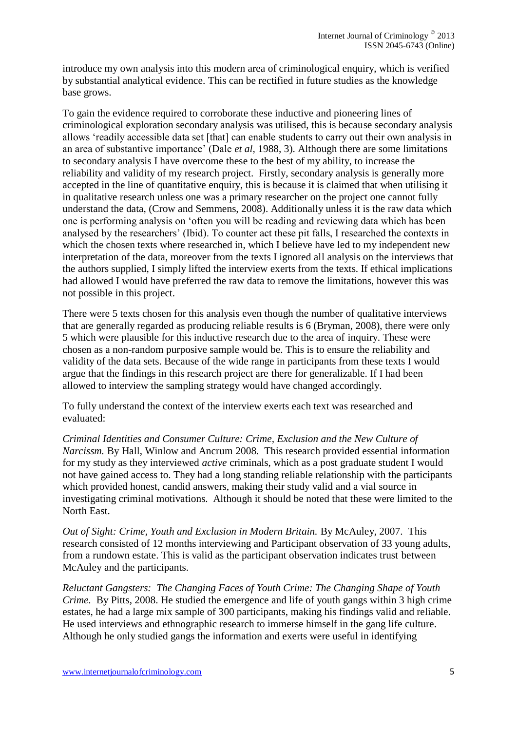introduce my own analysis into this modern area of criminological enquiry, which is verified by substantial analytical evidence. This can be rectified in future studies as the knowledge base grows.

To gain the evidence required to corroborate these inductive and pioneering lines of criminological exploration secondary analysis was utilised, this is because secondary analysis allows 'readily accessible data set [that] can enable students to carry out their own analysis in an area of substantive importance' (Dale *et al*, 1988, 3). Although there are some limitations to secondary analysis I have overcome these to the best of my ability, to increase the reliability and validity of my research project. Firstly, secondary analysis is generally more accepted in the line of quantitative enquiry, this is because it is claimed that when utilising it in qualitative research unless one was a primary researcher on the project one cannot fully understand the data, (Crow and Semmens, 2008). Additionally unless it is the raw data which one is performing analysis on 'often you will be reading and reviewing data which has been analysed by the researchers' (Ibid). To counter act these pit falls, I researched the contexts in which the chosen texts where researched in, which I believe have led to my independent new interpretation of the data, moreover from the texts I ignored all analysis on the interviews that the authors supplied, I simply lifted the interview exerts from the texts. If ethical implications had allowed I would have preferred the raw data to remove the limitations, however this was not possible in this project.

There were 5 texts chosen for this analysis even though the number of qualitative interviews that are generally regarded as producing reliable results is 6 (Bryman, 2008), there were only 5 which were plausible for this inductive research due to the area of inquiry. These were chosen as a non-random purposive sample would be. This is to ensure the reliability and validity of the data sets. Because of the wide range in participants from these texts I would argue that the findings in this research project are there for generalizable. If I had been allowed to interview the sampling strategy would have changed accordingly.

To fully understand the context of the interview exerts each text was researched and evaluated:

*Criminal Identities and Consumer Culture: Crime, Exclusion and the New Culture of Narcissm.* By Hall, Winlow and Ancrum 2008. This research provided essential information for my study as they interviewed *active* criminals, which as a post graduate student I would not have gained access to. They had a long standing reliable relationship with the participants which provided honest, candid answers, making their study valid and a vial source in investigating criminal motivations. Although it should be noted that these were limited to the North East.

*Out of Sight: Crime, Youth and Exclusion in Modern Britain.* By McAuley, 2007. This research consisted of 12 months interviewing and Participant observation of 33 young adults, from a rundown estate. This is valid as the participant observation indicates trust between McAuley and the participants.

*Reluctant Gangsters: The Changing Faces of Youth Crime: The Changing Shape of Youth Crime.* By Pitts, 2008. He studied the emergence and life of youth gangs within 3 high crime estates, he had a large mix sample of 300 participants, making his findings valid and reliable. He used interviews and ethnographic research to immerse himself in the gang life culture. Although he only studied gangs the information and exerts were useful in identifying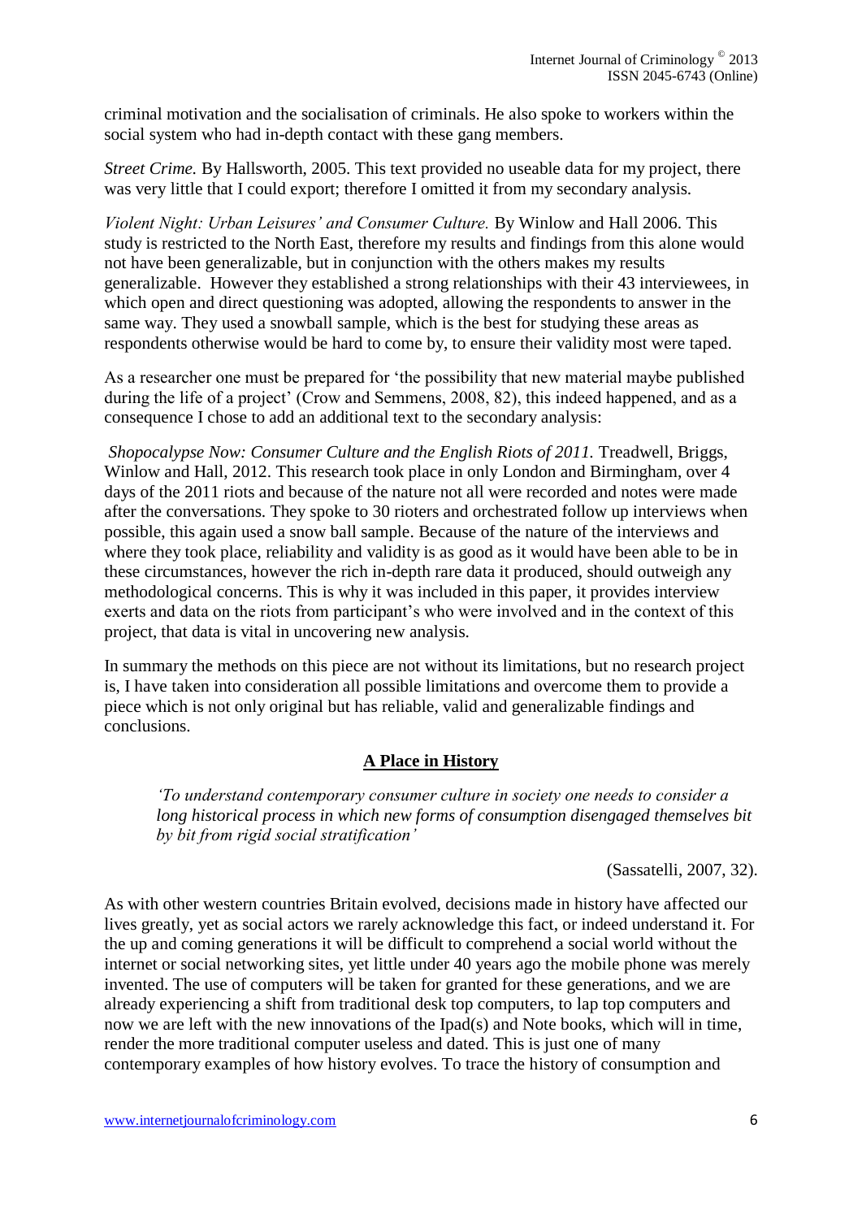criminal motivation and the socialisation of criminals. He also spoke to workers within the social system who had in-depth contact with these gang members.

*Street Crime.* By Hallsworth, 2005. This text provided no useable data for my project, there was very little that I could export; therefore I omitted it from my secondary analysis.

*Violent Night: Urban Leisures' and Consumer Culture.* By Winlow and Hall 2006. This study is restricted to the North East, therefore my results and findings from this alone would not have been generalizable, but in conjunction with the others makes my results generalizable. However they established a strong relationships with their 43 interviewees, in which open and direct questioning was adopted, allowing the respondents to answer in the same way. They used a snowball sample, which is the best for studying these areas as respondents otherwise would be hard to come by, to ensure their validity most were taped.

As a researcher one must be prepared for 'the possibility that new material maybe published during the life of a project' (Crow and Semmens, 2008, 82), this indeed happened, and as a consequence I chose to add an additional text to the secondary analysis:

*Shopocalypse Now: Consumer Culture and the English Riots of 2011.* Treadwell, Briggs, Winlow and Hall, 2012. This research took place in only London and Birmingham, over 4 days of the 2011 riots and because of the nature not all were recorded and notes were made after the conversations. They spoke to 30 rioters and orchestrated follow up interviews when possible, this again used a snow ball sample. Because of the nature of the interviews and where they took place, reliability and validity is as good as it would have been able to be in these circumstances, however the rich in-depth rare data it produced, should outweigh any methodological concerns. This is why it was included in this paper, it provides interview exerts and data on the riots from participant's who were involved and in the context of this project, that data is vital in uncovering new analysis.

In summary the methods on this piece are not without its limitations, but no research project is, I have taken into consideration all possible limitations and overcome them to provide a piece which is not only original but has reliable, valid and generalizable findings and conclusions.

## **A Place in History**

> *'To understand contemporary consumer culture in society one needs to consider a long historical process in which new forms of consumption disengaged themselves bit by bit from rigid social stratification'*
>
> (Sassatelli, 2007, 32).

As with other western countries Britain evolved, decisions made in history have affected our lives greatly, yet as social actors we rarely acknowledge this fact, or indeed understand it. For the up and coming generations it will be difficult to comprehend a social world without the internet or social networking sites, yet little under 40 years ago the mobile phone was merely invented. The use of computers will be taken for granted for these generations, and we are already experiencing a shift from traditional desk top computers, to lap top computers and now we are left with the new innovations of the Ipad(s) and Note books, which will in time, render the more traditional computer useless and dated. This is just one of many contemporary examples of how history evolves. To trace the history of consumption and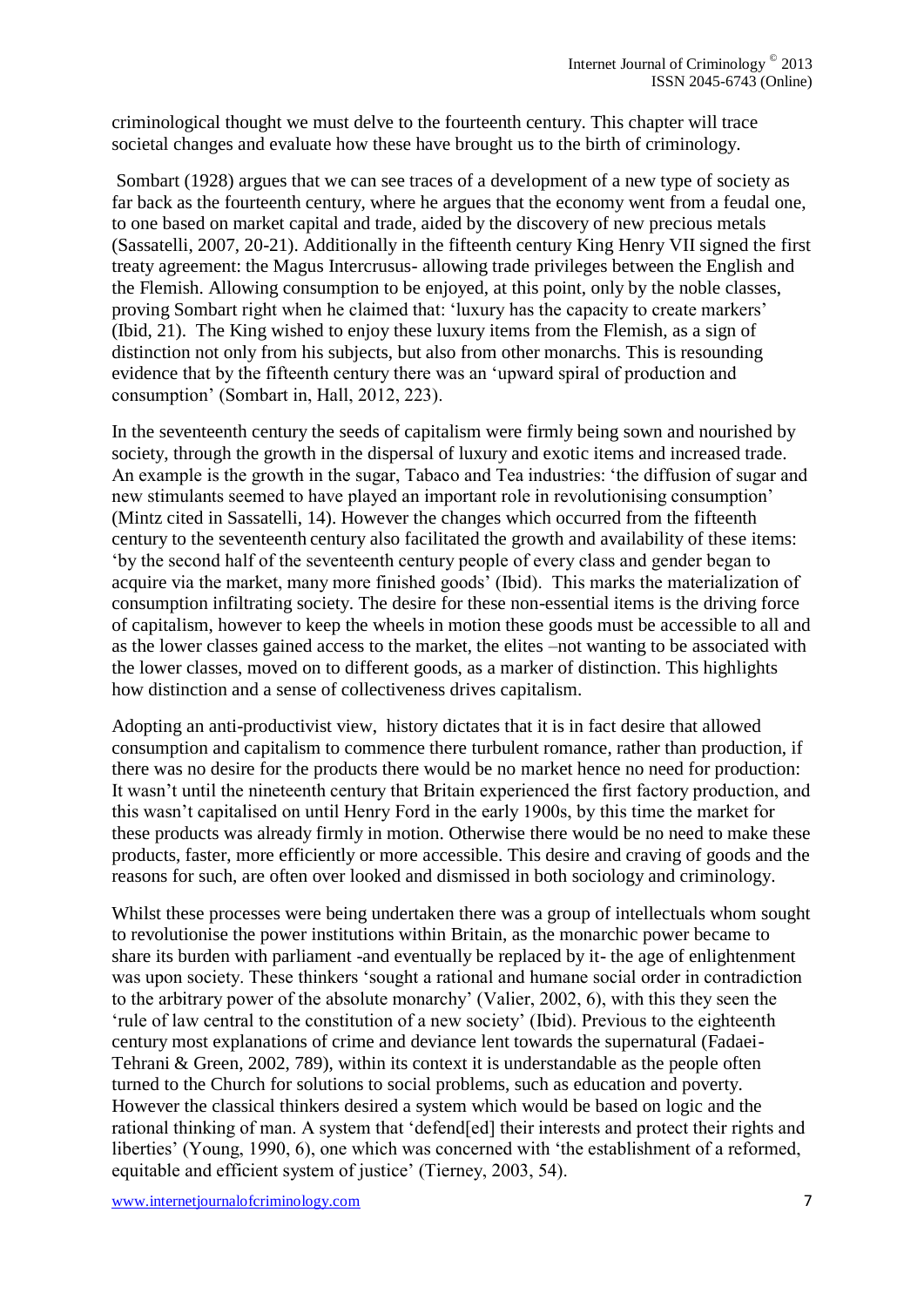criminological thought we must delve to the fourteenth century. This chapter will trace societal changes and evaluate how these have brought us to the birth of criminology.

Sombart (1928) argues that we can see traces of a development of a new type of society as far back as the fourteenth century, where he argues that the economy went from a feudal one, to one based on market capital and trade, aided by the discovery of new precious metals (Sassatelli, 2007, 20-21). Additionally in the fifteenth century King Henry VII signed the first treaty agreement: the Magus Intercrusus- allowing trade privileges between the English and the Flemish. Allowing consumption to be enjoyed, at this point, only by the noble classes, proving Sombart right when he claimed that: 'luxury has the capacity to create markers' (Ibid, 21). The King wished to enjoy these luxury items from the Flemish, as a sign of distinction not only from his subjects, but also from other monarchs. This is resounding evidence that by the fifteenth century there was an 'upward spiral of production and consumption' (Sombart in, Hall, 2012, 223).

In the seventeenth century the seeds of capitalism were firmly being sown and nourished by society, through the growth in the dispersal of luxury and exotic items and increased trade. An example is the growth in the sugar, Tabaco and Tea industries: 'the diffusion of sugar and new stimulants seemed to have played an important role in revolutionising consumption' (Mintz cited in Sassatelli, 14). However the changes which occurred from the fifteenth century to the seventeenth century also facilitated the growth and availability of these items: 'by the second half of the seventeenth century people of every class and gender began to acquire via the market, many more finished goods' (Ibid). This marks the materialization of consumption infiltrating society. The desire for these non-essential items is the driving force of capitalism, however to keep the wheels in motion these goods must be accessible to all and as the lower classes gained access to the market, the elites –not wanting to be associated with the lower classes, moved on to different goods, as a marker of distinction. This highlights how distinction and a sense of collectiveness drives capitalism.

Adopting an anti-productivist view, history dictates that it is in fact desire that allowed consumption and capitalism to commence there turbulent romance, rather than production, if there was no desire for the products there would be no market hence no need for production: It wasn't until the nineteenth century that Britain experienced the first factory production, and this wasn't capitalised on until Henry Ford in the early 1900s, by this time the market for these products was already firmly in motion. Otherwise there would be no need to make these products, faster, more efficiently or more accessible. This desire and craving of goods and the reasons for such, are often over looked and dismissed in both sociology and criminology.

Whilst these processes were being undertaken there was a group of intellectuals whom sought to revolutionise the power institutions within Britain, as the monarchic power became to share its burden with parliament -and eventually be replaced by it- the age of enlightenment was upon society. These thinkers 'sought a rational and humane social order in contradiction to the arbitrary power of the absolute monarchy' (Valier, 2002, 6), with this they seen the 'rule of law central to the constitution of a new society' (Ibid). Previous to the eighteenth century most explanations of crime and deviance lent towards the supernatural (Fadaei-Tehrani & Green, 2002, 789), within its context it is understandable as the people often turned to the Church for solutions to social problems, such as education and poverty. However the classical thinkers desired a system which would be based on logic and the rational thinking of man. A system that 'defend[ed] their interests and protect their rights and liberties' (Young, 1990, 6), one which was concerned with 'the establishment of a reformed, equitable and efficient system of justice' (Tierney, 2003, 54).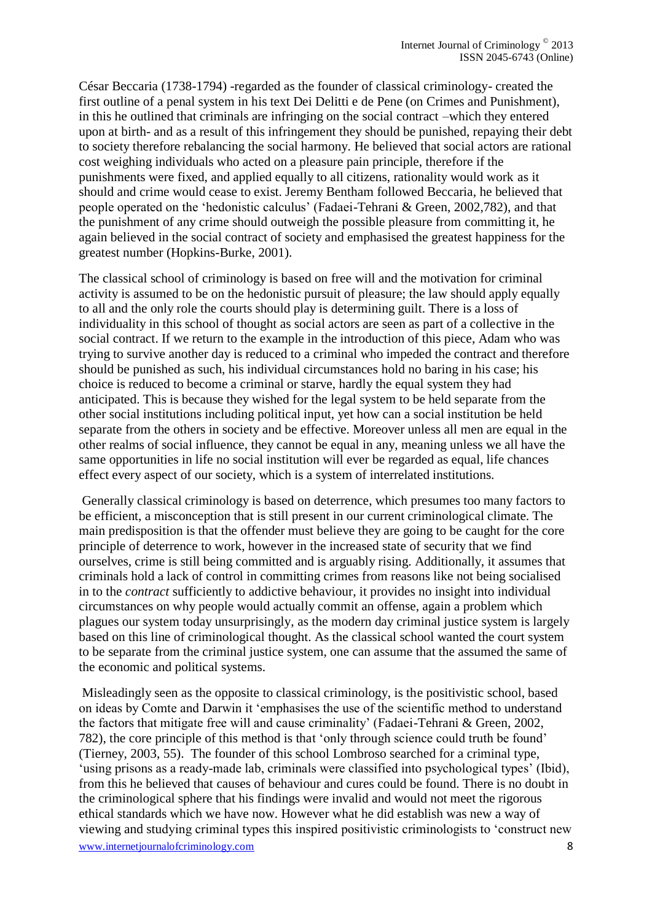César Beccaria (1738-1794) -regarded as the founder of classical criminology- created the first outline of a penal system in his text Dei Delitti e de Pene (on Crimes and Punishment), in this he outlined that criminals are infringing on the social contract –which they entered upon at birth- and as a result of this infringement they should be punished, repaying their debt to society therefore rebalancing the social harmony. He believed that social actors are rational cost weighing individuals who acted on a pleasure pain principle, therefore if the punishments were fixed, and applied equally to all citizens, rationality would work as it should and crime would cease to exist. Jeremy Bentham followed Beccaria, he believed that people operated on the 'hedonistic calculus' (Fadaei-Tehrani & Green, 2002,782), and that the punishment of any crime should outweigh the possible pleasure from committing it, he again believed in the social contract of society and emphasised the greatest happiness for the greatest number (Hopkins-Burke, 2001).

The classical school of criminology is based on free will and the motivation for criminal activity is assumed to be on the hedonistic pursuit of pleasure; the law should apply equally to all and the only role the courts should play is determining guilt. There is a loss of individuality in this school of thought as social actors are seen as part of a collective in the social contract. If we return to the example in the introduction of this piece, Adam who was trying to survive another day is reduced to a criminal who impeded the contract and therefore should be punished as such, his individual circumstances hold no baring in his case; his choice is reduced to become a criminal or starve, hardly the equal system they had anticipated. This is because they wished for the legal system to be held separate from the other social institutions including political input, yet how can a social institution be held separate from the others in society and be effective. Moreover unless all men are equal in the other realms of social influence, they cannot be equal in any, meaning unless we all have the same opportunities in life no social institution will ever be regarded as equal, life chances effect every aspect of our society, which is a system of interrelated institutions.

Generally classical criminology is based on deterrence, which presumes too many factors to be efficient, a misconception that is still present in our current criminological climate. The main predisposition is that the offender must believe they are going to be caught for the core principle of deterrence to work, however in the increased state of security that we find ourselves, crime is still being committed and is arguably rising. Additionally, it assumes that criminals hold a lack of control in committing crimes from reasons like not being socialised in to the *contract* sufficiently to addictive behaviour, it provides no insight into individual circumstances on why people would actually commit an offense, again a problem which plagues our system today unsurprisingly, as the modern day criminal justice system is largely based on this line of criminological thought. As the classical school wanted the court system to be separate from the criminal justice system, one can assume that the assumed the same of the economic and political systems.

Misleadingly seen as the opposite to classical criminology, is the positivistic school, based on ideas by Comte and Darwin it 'emphasises the use of the scientific method to understand the factors that mitigate free will and cause criminality' (Fadaei-Tehrani & Green, 2002, 782), the core principle of this method is that 'only through science could truth be found' (Tierney, 2003, 55). The founder of this school Lombroso searched for a criminal type, 'using prisons as a ready-made lab, criminals were classified into psychological types' (Ibid), from this he believed that causes of behaviour and cures could be found. There is no doubt in the criminological sphere that his findings were invalid and would not meet the rigorous ethical standards which we have now. However what he did establish was new a way of viewing and studying criminal types this inspired positivistic criminologists to 'construct new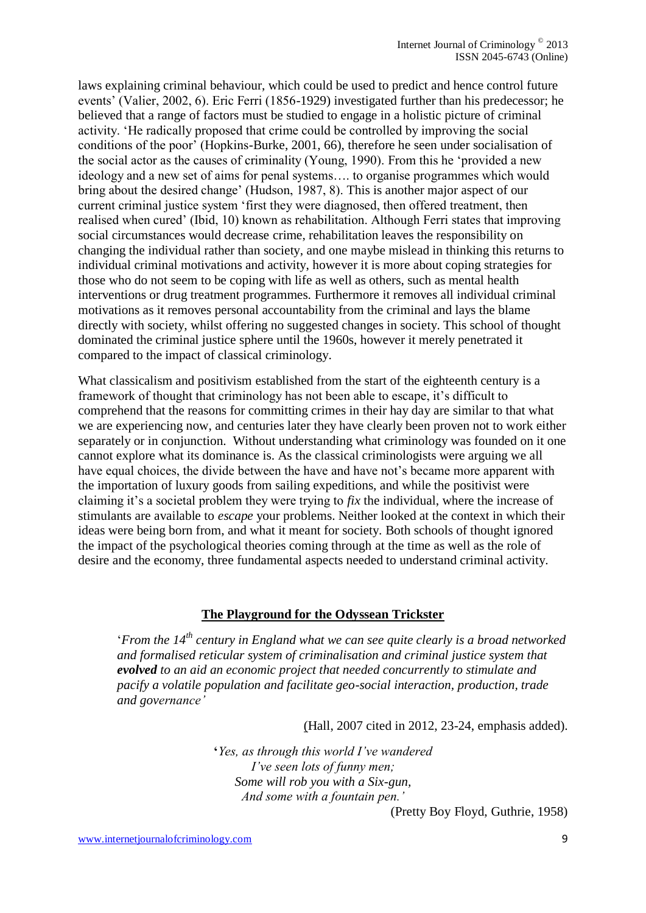laws explaining criminal behaviour, which could be used to predict and hence control future events' (Valier, 2002, 6). Eric Ferri (1856-1929) investigated further than his predecessor; he believed that a range of factors must be studied to engage in a holistic picture of criminal activity. 'He radically proposed that crime could be controlled by improving the social conditions of the poor' (Hopkins-Burke, 2001, 66), therefore he seen under socialisation of the social actor as the causes of criminality (Young, 1990). From this he 'provided a new ideology and a new set of aims for penal systems…. to organise programmes which would bring about the desired change' (Hudson, 1987, 8). This is another major aspect of our current criminal justice system 'first they were diagnosed, then offered treatment, then realised when cured' (Ibid, 10) known as rehabilitation. Although Ferri states that improving social circumstances would decrease crime, rehabilitation leaves the responsibility on changing the individual rather than society, and one maybe mislead in thinking this returns to individual criminal motivations and activity, however it is more about coping strategies for those who do not seem to be coping with life as well as others, such as mental health interventions or drug treatment programmes. Furthermore it removes all individual criminal motivations as it removes personal accountability from the criminal and lays the blame directly with society, whilst offering no suggested changes in society. This school of thought dominated the criminal justice sphere until the 1960s, however it merely penetrated it compared to the impact of classical criminology.

What classicalism and positivism established from the start of the eighteenth century is a framework of thought that criminology has not been able to escape, it's difficult to comprehend that the reasons for committing crimes in their hay day are similar to that what we are experiencing now, and centuries later they have clearly been proven not to work either separately or in conjunction. Without understanding what criminology was founded on it one cannot explore what its dominance is. As the classical criminologists were arguing we all have equal choices, the divide between the have and have not's became more apparent with the importation of luxury goods from sailing expeditions, and while the positivist were claiming it's a societal problem they were trying to *fix* the individual, where the increase of stimulants are available to *escape* your problems. Neither looked at the context in which their ideas were being born from, and what it meant for society. Both schools of thought ignored the impact of the psychological theories coming through at the time as well as the role of desire and the economy, three fundamental aspects needed to understand criminal activity.

## **The Playground for the Odyssean Trickster**

> '*From the 14th century in England what we can see quite clearly is a broad networked and formalised reticular system of criminalisation and criminal justice system that* ***evolved*** *to an aid an economic project that needed concurrently to stimulate and pacify a volatile population and facilitate geo-social interaction, production, trade and governance'*
>
> (Hall, 2007 cited in 2012, 23-24, emphasis added).

> '*Yes, as through this world I've wandered*
> *I've seen lots of funny men;*
> *Some will rob you with a Six-gun,*
> *And some with a fountain pen.'*
>
> (Pretty Boy Floyd, Guthrie, 1958)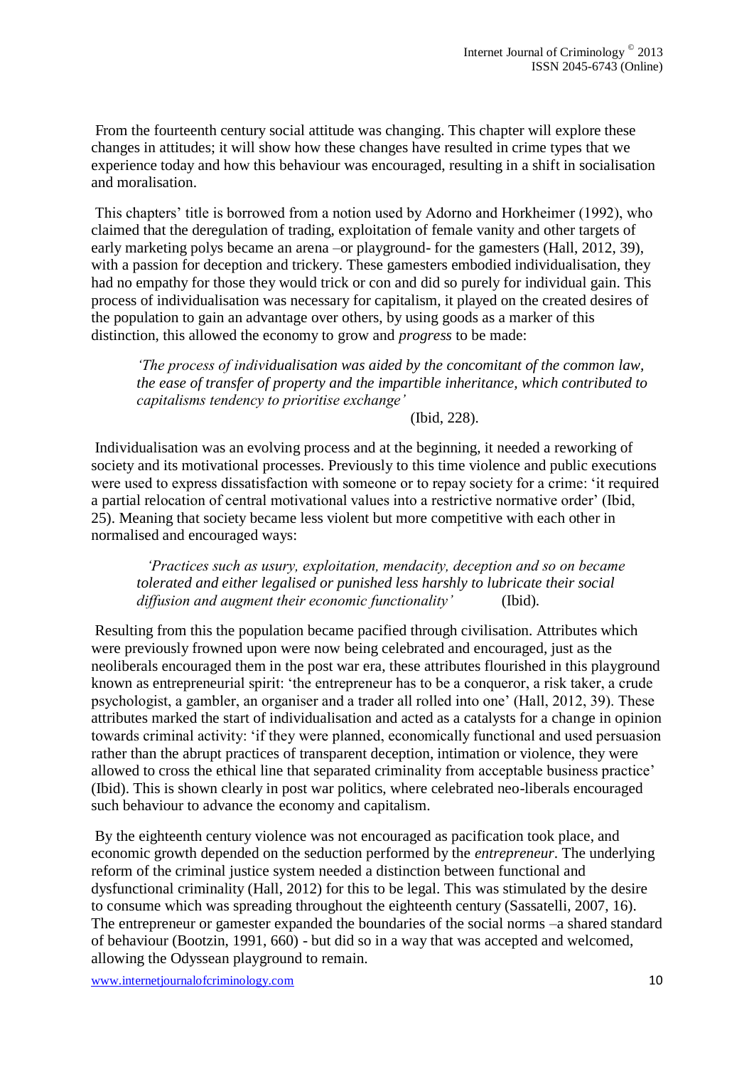From the fourteenth century social attitude was changing. This chapter will explore these changes in attitudes; it will show how these changes have resulted in crime types that we experience today and how this behaviour was encouraged, resulting in a shift in socialisation and moralisation.

This chapters' title is borrowed from a notion used by Adorno and Horkheimer (1992), who claimed that the deregulation of trading, exploitation of female vanity and other targets of early marketing polys became an arena –or playground- for the gamesters (Hall, 2012, 39), with a passion for deception and trickery. These gamesters embodied individualisation, they had no empathy for those they would trick or con and did so purely for individual gain. This process of individualisation was necessary for capitalism, it played on the created desires of the population to gain an advantage over others, by using goods as a marker of this distinction, this allowed the economy to grow and *progress* to be made:

> *'The process of individualisation was aided by the concomitant of the common law, the ease of transfer of property and the impartible inheritance, which contributed to capitalisms tendency to prioritise exchange'*
>
> (Ibid, 228).

Individualisation was an evolving process and at the beginning, it needed a reworking of society and its motivational processes. Previously to this time violence and public executions were used to express dissatisfaction with someone or to repay society for a crime: 'it required a partial relocation of central motivational values into a restrictive normative order' (Ibid, 25). Meaning that society became less violent but more competitive with each other in normalised and encouraged ways:

> *'Practices such as usury, exploitation, mendacity, deception and so on became tolerated and either legalised or punished less harshly to lubricate their social diffusion and augment their economic functionality'* (Ibid).

Resulting from this the population became pacified through civilisation. Attributes which were previously frowned upon were now being celebrated and encouraged, just as the neoliberals encouraged them in the post war era, these attributes flourished in this playground known as entrepreneurial spirit: 'the entrepreneur has to be a conqueror, a risk taker, a crude psychologist, a gambler, an organiser and a trader all rolled into one' (Hall, 2012, 39). These attributes marked the start of individualisation and acted as a catalysts for a change in opinion towards criminal activity: 'if they were planned, economically functional and used persuasion rather than the abrupt practices of transparent deception, intimation or violence, they were allowed to cross the ethical line that separated criminality from acceptable business practice' (Ibid). This is shown clearly in post war politics, where celebrated neo-liberals encouraged such behaviour to advance the economy and capitalism.

By the eighteenth century violence was not encouraged as pacification took place, and economic growth depended on the seduction performed by the *entrepreneur*. The underlying reform of the criminal justice system needed a distinction between functional and dysfunctional criminality (Hall, 2012) for this to be legal. This was stimulated by the desire to consume which was spreading throughout the eighteenth century (Sassatelli, 2007, 16). The entrepreneur or gamester expanded the boundaries of the social norms –a shared standard of behaviour (Bootzin, 1991, 660) - but did so in a way that was accepted and welcomed, allowing the Odyssean playground to remain.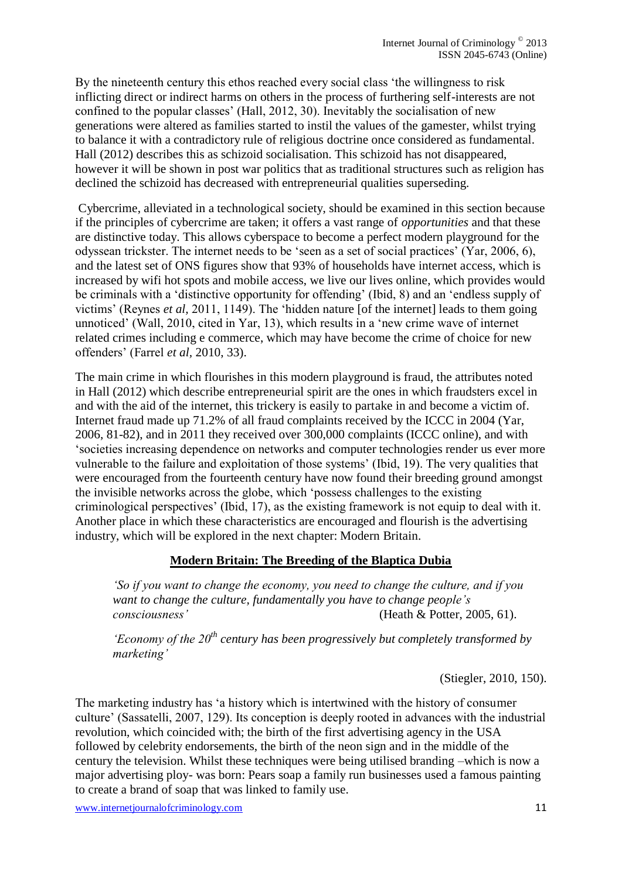By the nineteenth century this ethos reached every social class 'the willingness to risk inflicting direct or indirect harms on others in the process of furthering self-interests are not confined to the popular classes' (Hall, 2012, 30). Inevitably the socialisation of new generations were altered as families started to instil the values of the gamester, whilst trying to balance it with a contradictory rule of religious doctrine once considered as fundamental. Hall (2012) describes this as schizoid socialisation. This schizoid has not disappeared, however it will be shown in post war politics that as traditional structures such as religion has declined the schizoid has decreased with entrepreneurial qualities superseding.

Cybercrime, alleviated in a technological society, should be examined in this section because if the principles of cybercrime are taken; it offers a vast range of *opportunities* and that these are distinctive today. This allows cyberspace to become a perfect modern playground for the odyssean trickster. The internet needs to be 'seen as a set of social practices' (Yar, 2006, 6), and the latest set of ONS figures show that 93% of households have internet access, which is increased by wifi hot spots and mobile access, we live our lives online, which provides would be criminals with a 'distinctive opportunity for offending' (Ibid, 8) and an 'endless supply of victims' (Reynes *et al*, 2011, 1149). The 'hidden nature [of the internet] leads to them going unnoticed' (Wall, 2010, cited in Yar, 13), which results in a 'new crime wave of internet related crimes including e commerce, which may have become the crime of choice for new offenders' (Farrel *et al*, 2010, 33).

The main crime in which flourishes in this modern playground is fraud, the attributes noted in Hall (2012) which describe entrepreneurial spirit are the ones in which fraudsters excel in and with the aid of the internet, this trickery is easily to partake in and become a victim of. Internet fraud made up 71.2% of all fraud complaints received by the ICCC in 2004 (Yar, 2006, 81-82), and in 2011 they received over 300,000 complaints (ICCC online), and with 'societies increasing dependence on networks and computer technologies render us ever more vulnerable to the failure and exploitation of those systems' (Ibid, 19). The very qualities that were encouraged from the fourteenth century have now found their breeding ground amongst the invisible networks across the globe, which 'possess challenges to the existing criminological perspectives' (Ibid, 17), as the existing framework is not equip to deal with it. Another place in which these characteristics are encouraged and flourish is the advertising industry, which will be explored in the next chapter: Modern Britain.

## Modern Britain: The Breeding of the Blaptica Dubia

> *'So if you want to change the economy, you need to change the culture, and if you want to change the culture, fundamentally you have to change people's consciousness'* (Heath & Potter, 2005, 61).

> *'Economy of the 20$^{th}$ century has been progressively but completely transformed by marketing'*
>
> (Stiegler, 2010, 150).

The marketing industry has 'a history which is intertwined with the history of consumer culture' (Sassatelli, 2007, 129). Its conception is deeply rooted in advances with the industrial revolution, which coincided with; the birth of the first advertising agency in the USA followed by celebrity endorsements, the birth of the neon sign and in the middle of the century the television. Whilst these techniques were being utilised branding –which is now a major advertising ploy- was born: Pears soap a family run businesses used a famous painting to create a brand of soap that was linked to family use.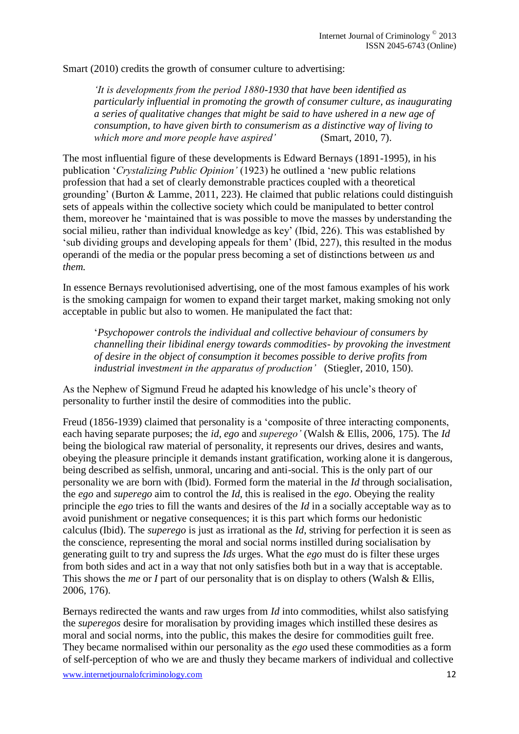Smart (2010) credits the growth of consumer culture to advertising:

> *'It is developments from the period 1880-1930 that have been identified as particularly influential in promoting the growth of consumer culture, as inaugurating a series of qualitative changes that might be said to have ushered in a new age of consumption, to have given birth to consumerism as a distinctive way of living to which more and more people have aspired'* (Smart, 2010, 7).

The most influential figure of these developments is Edward Bernays (1891-1995), in his publication '*Crystalizing Public Opinion'* (1923) he outlined a 'new public relations profession that had a set of clearly demonstrable practices coupled with a theoretical grounding' (Burton & Lamme, 2011, 223). He claimed that public relations could distinguish sets of appeals within the collective society which could be manipulated to better control them, moreover he 'maintained that is was possible to move the masses by understanding the social milieu, rather than individual knowledge as key' (Ibid, 226). This was established by 'sub dividing groups and developing appeals for them' (Ibid, 227), this resulted in the modus operandi of the media or the popular press becoming a set of distinctions between *us* and *them.*

In essence Bernays revolutionised advertising, one of the most famous examples of his work is the smoking campaign for women to expand their target market, making smoking not only acceptable in public but also to women. He manipulated the fact that:

> '*Psychopower controls the individual and collective behaviour of consumers by channelling their libidinal energy towards commodities- by provoking the investment of desire in the object of consumption it becomes possible to derive profits from industrial investment in the apparatus of production'* (Stiegler, 2010, 150).

As the Nephew of Sigmund Freud he adapted his knowledge of his uncle's theory of personality to further instil the desire of commodities into the public.

Freud (1856-1939) claimed that personality is a 'composite of three interacting components, each having separate purposes; the *id, ego* and *superego'* (Walsh & Ellis, 2006, 175). The *Id* being the biological raw material of personality, it represents our drives, desires and wants, obeying the pleasure principle it demands instant gratification, working alone it is dangerous, being described as selfish, unmoral, uncaring and anti-social. This is the only part of our personality we are born with (Ibid). Formed form the material in the *Id* through socialisation, the *ego* and *superego* aim to control the *Id*, this is realised in the *ego*. Obeying the reality principle the *ego* tries to fill the wants and desires of the *Id* in a socially acceptable way as to avoid punishment or negative consequences; it is this part which forms our hedonistic calculus (Ibid). The *superego* is just as irrational as the *Id*, striving for perfection it is seen as the conscience, representing the moral and social norms instilled during socialisation by generating guilt to try and supress the *Ids* urges. What the *ego* must do is filter these urges from both sides and act in a way that not only satisfies both but in a way that is acceptable. This shows the *me* or *I* part of our personality that is on display to others (Walsh & Ellis, 2006, 176).

Bernays redirected the wants and raw urges from *Id* into commodities, whilst also satisfying the *superegos* desire for moralisation by providing images which instilled these desires as moral and social norms, into the public, this makes the desire for commodities guilt free. They became normalised within our personality as the *ego* used these commodities as a form of self-perception of who we are and thusly they became markers of individual and collective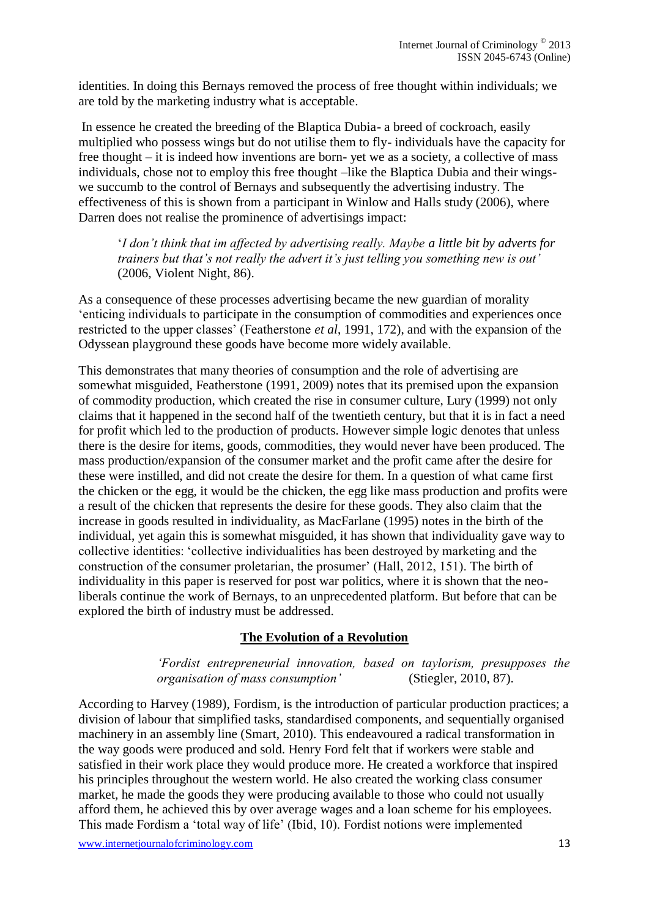identities. In doing this Bernays removed the process of free thought within individuals; we are told by the marketing industry what is acceptable.

In essence he created the breeding of the Blaptica Dubia- a breed of cockroach, easily multiplied who possess wings but do not utilise them to fly- individuals have the capacity for free thought – it is indeed how inventions are born- yet we as a society, a collective of mass individuals, chose not to employ this free thought –like the Blaptica Dubia and their wings- we succumb to the control of Bernays and subsequently the advertising industry. The effectiveness of this is shown from a participant in Winlow and Halls study (2006), where Darren does not realise the prominence of advertisings impact:

> '*I don't think that im affected by advertising really. Maybe a little bit by adverts for trainers but that's not really the advert it's just telling you something new is out'* (2006, Violent Night, 86).

As a consequence of these processes advertising became the new guardian of morality 'enticing individuals to participate in the consumption of commodities and experiences once restricted to the upper classes' (Featherstone *et al*, 1991, 172), and with the expansion of the Odyssean playground these goods have become more widely available.

This demonstrates that many theories of consumption and the role of advertising are somewhat misguided, Featherstone (1991, 2009) notes that its premised upon the expansion of commodity production, which created the rise in consumer culture, Lury (1999) not only claims that it happened in the second half of the twentieth century, but that it is in fact a need for profit which led to the production of products. However simple logic denotes that unless there is the desire for items, goods, commodities, they would never have been produced. The mass production/expansion of the consumer market and the profit came after the desire for these were instilled, and did not create the desire for them. In a question of what came first the chicken or the egg, it would be the chicken, the egg like mass production and profits were a result of the chicken that represents the desire for these goods. They also claim that the increase in goods resulted in individuality, as MacFarlane (1995) notes in the birth of the individual, yet again this is somewhat misguided, it has shown that individuality gave way to collective identities: 'collective individualities has been destroyed by marketing and the construction of the consumer proletarian, the prosumer' (Hall, 2012, 151). The birth of individuality in this paper is reserved for post war politics, where it is shown that the neo-liberals continue the work of Bernays, to an unprecedented platform. But before that can be explored the birth of industry must be addressed.

## The Evolution of a Revolution

> *'Fordist entrepreneurial innovation, based on taylorism, presupposes the organisation of mass consumption'* (Stiegler, 2010, 87).

According to Harvey (1989), Fordism, is the introduction of particular production practices; a division of labour that simplified tasks, standardised components, and sequentially organised machinery in an assembly line (Smart, 2010). This endeavoured a radical transformation in the way goods were produced and sold. Henry Ford felt that if workers were stable and satisfied in their work place they would produce more. He created a workforce that inspired his principles throughout the western world. He also created the working class consumer market, he made the goods they were producing available to those who could not usually afford them, he achieved this by over average wages and a loan scheme for his employees. This made Fordism a 'total way of life' (Ibid, 10). Fordist notions were implemented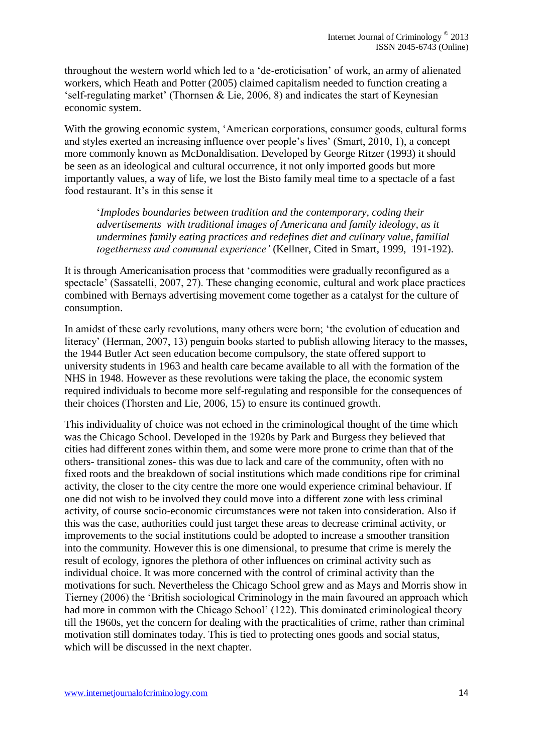throughout the western world which led to a 'de-eroticisation' of work, an army of alienated workers, which Heath and Potter (2005) claimed capitalism needed to function creating a 'self-regulating market' (Thornsen & Lie, 2006, 8) and indicates the start of Keynesian economic system.

With the growing economic system, 'American corporations, consumer goods, cultural forms and styles exerted an increasing influence over people's lives' (Smart, 2010, 1), a concept more commonly known as McDonaldisation. Developed by George Ritzer (1993) it should be seen as an ideological and cultural occurrence, it not only imported goods but more importantly values, a way of life, we lost the Bisto family meal time to a spectacle of a fast food restaurant. It's in this sense it

> '*Implodes boundaries between tradition and the contemporary, coding their advertisements with traditional images of Americana and family ideology, as it undermines family eating practices and redefines diet and culinary value, familial togetherness and communal experience'* (Kellner, Cited in Smart, 1999, 191-192).

It is through Americanisation process that 'commodities were gradually reconfigured as a spectacle' (Sassatelli, 2007, 27). These changing economic, cultural and work place practices combined with Bernays advertising movement come together as a catalyst for the culture of consumption.

In amidst of these early revolutions, many others were born; 'the evolution of education and literacy' (Herman, 2007, 13) penguin books started to publish allowing literacy to the masses, the 1944 Butler Act seen education become compulsory, the state offered support to university students in 1963 and health care became available to all with the formation of the NHS in 1948. However as these revolutions were taking the place, the economic system required individuals to become more self-regulating and responsible for the consequences of their choices (Thorsten and Lie, 2006, 15) to ensure its continued growth.

This individuality of choice was not echoed in the criminological thought of the time which was the Chicago School. Developed in the 1920s by Park and Burgess they believed that cities had different zones within them, and some were more prone to crime than that of the others- transitional zones- this was due to lack and care of the community, often with no fixed roots and the breakdown of social institutions which made conditions ripe for criminal activity, the closer to the city centre the more one would experience criminal behaviour. If one did not wish to be involved they could move into a different zone with less criminal activity, of course socio-economic circumstances were not taken into consideration. Also if this was the case, authorities could just target these areas to decrease criminal activity, or improvements to the social institutions could be adopted to increase a smoother transition into the community. However this is one dimensional, to presume that crime is merely the result of ecology, ignores the plethora of other influences on criminal activity such as individual choice. It was more concerned with the control of criminal activity than the motivations for such. Nevertheless the Chicago School grew and as Mays and Morris show in Tierney (2006) the 'British sociological Criminology in the main favoured an approach which had more in common with the Chicago School' (122). This dominated criminological theory till the 1960s, yet the concern for dealing with the practicalities of crime, rather than criminal motivation still dominates today. This is tied to protecting ones goods and social status, which will be discussed in the next chapter.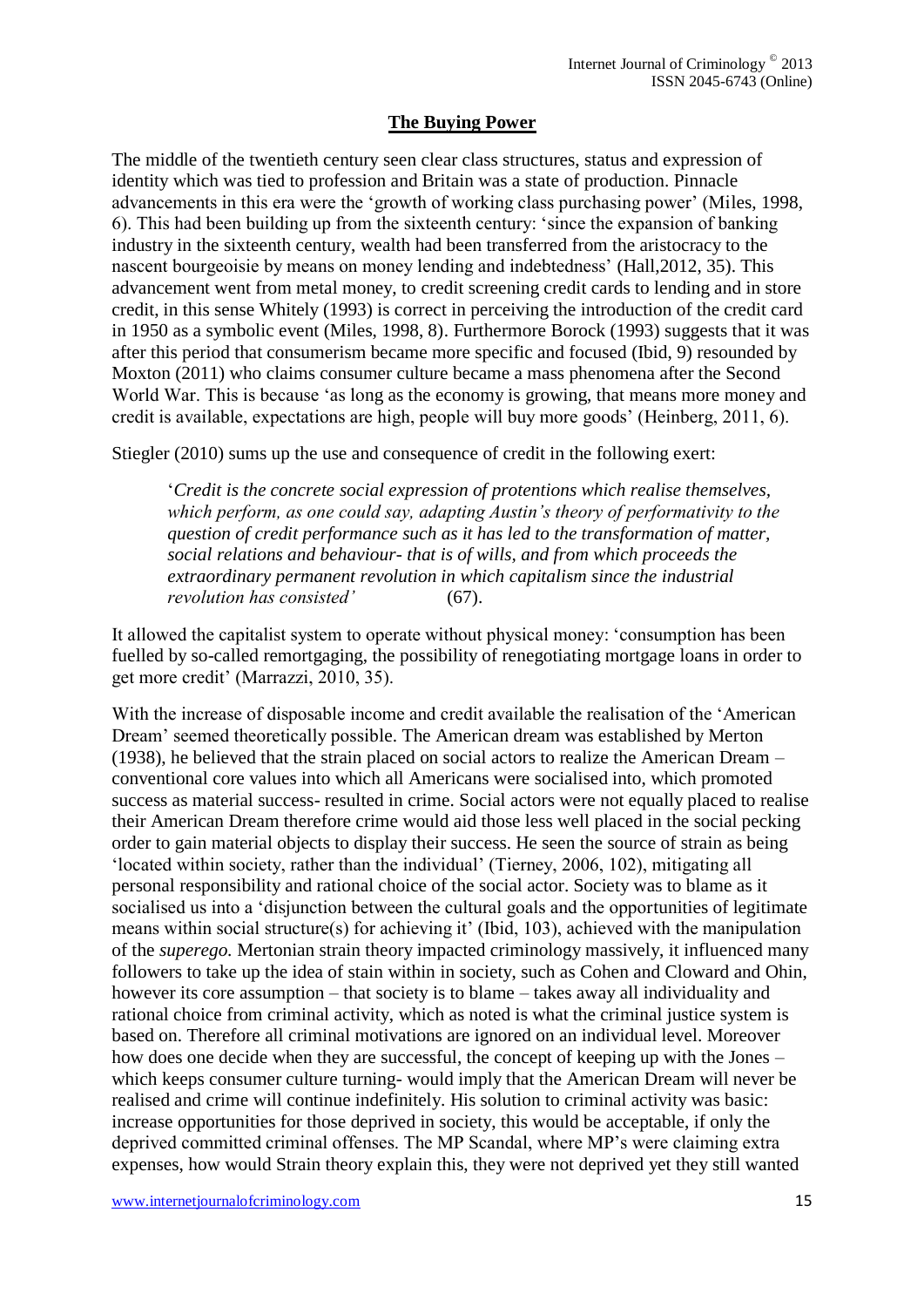## The Buying Power

The middle of the twentieth century seen clear class structures, status and expression of identity which was tied to profession and Britain was a state of production. Pinnacle advancements in this era were the 'growth of working class purchasing power' (Miles, 1998, 6). This had been building up from the sixteenth century: 'since the expansion of banking industry in the sixteenth century, wealth had been transferred from the aristocracy to the nascent bourgeoisie by means on money lending and indebtedness' (Hall,2012, 35). This advancement went from metal money, to credit screening credit cards to lending and in store credit, in this sense Whitely (1993) is correct in perceiving the introduction of the credit card in 1950 as a symbolic event (Miles, 1998, 8). Furthermore Borock (1993) suggests that it was after this period that consumerism became more specific and focused (Ibid, 9) resounded by Moxton (2011) who claims consumer culture became a mass phenomena after the Second World War. This is because 'as long as the economy is growing, that means more money and credit is available, expectations are high, people will buy more goods' (Heinberg, 2011, 6).

Stiegler (2010) sums up the use and consequence of credit in the following exert:

> '*Credit is the concrete social expression of protentions which realise themselves, which perform, as one could say, adapting Austin's theory of performativity to the question of credit performance such as it has led to the transformation of matter, social relations and behaviour- that is of wills, and from which proceeds the extraordinary permanent revolution in which capitalism since the industrial revolution has consisted'* (67).

It allowed the capitalist system to operate without physical money: 'consumption has been fuelled by so-called remortgaging, the possibility of renegotiating mortgage loans in order to get more credit' (Marrazzi, 2010, 35).

With the increase of disposable income and credit available the realisation of the 'American Dream' seemed theoretically possible. The American dream was established by Merton (1938), he believed that the strain placed on social actors to realize the American Dream – conventional core values into which all Americans were socialised into, which promoted success as material success- resulted in crime. Social actors were not equally placed to realise their American Dream therefore crime would aid those less well placed in the social pecking order to gain material objects to display their success. He seen the source of strain as being 'located within society, rather than the individual' (Tierney, 2006, 102), mitigating all personal responsibility and rational choice of the social actor. Society was to blame as it socialised us into a 'disjunction between the cultural goals and the opportunities of legitimate means within social structure(s) for achieving it' (Ibid, 103), achieved with the manipulation of the *superego.* Mertonian strain theory impacted criminology massively, it influenced many followers to take up the idea of stain within in society, such as Cohen and Cloward and Ohin, however its core assumption – that society is to blame – takes away all individuality and rational choice from criminal activity, which as noted is what the criminal justice system is based on. Therefore all criminal motivations are ignored on an individual level. Moreover how does one decide when they are successful, the concept of keeping up with the Jones – which keeps consumer culture turning- would imply that the American Dream will never be realised and crime will continue indefinitely. His solution to criminal activity was basic: increase opportunities for those deprived in society, this would be acceptable, if only the deprived committed criminal offenses. The MP Scandal, where MP's were claiming extra expenses, how would Strain theory explain this, they were not deprived yet they still wanted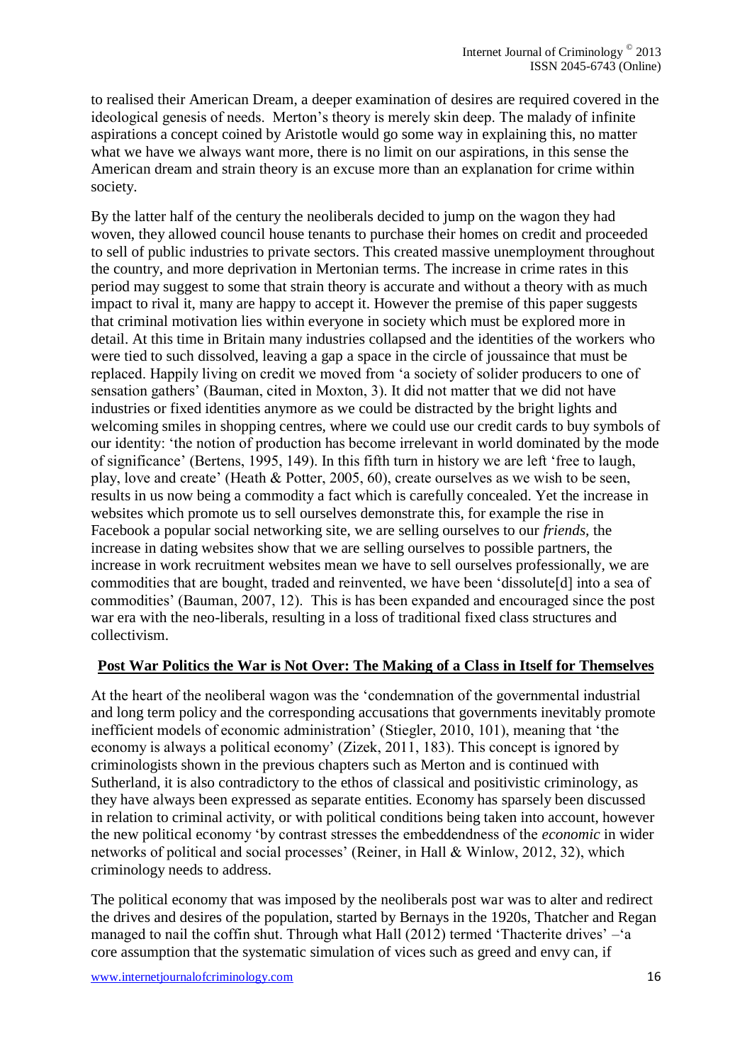to realised their American Dream, a deeper examination of desires are required covered in the ideological genesis of needs. Merton's theory is merely skin deep. The malady of infinite aspirations a concept coined by Aristotle would go some way in explaining this, no matter what we have we always want more, there is no limit on our aspirations, in this sense the American dream and strain theory is an excuse more than an explanation for crime within society.

By the latter half of the century the neoliberals decided to jump on the wagon they had woven, they allowed council house tenants to purchase their homes on credit and proceeded to sell of public industries to private sectors. This created massive unemployment throughout the country, and more deprivation in Mertonian terms. The increase in crime rates in this period may suggest to some that strain theory is accurate and without a theory with as much impact to rival it, many are happy to accept it. However the premise of this paper suggests that criminal motivation lies within everyone in society which must be explored more in detail. At this time in Britain many industries collapsed and the identities of the workers who were tied to such dissolved, leaving a gap a space in the circle of joussaince that must be replaced. Happily living on credit we moved from 'a society of solider producers to one of sensation gathers' (Bauman, cited in Moxton, 3). It did not matter that we did not have industries or fixed identities anymore as we could be distracted by the bright lights and welcoming smiles in shopping centres, where we could use our credit cards to buy symbols of our identity: 'the notion of production has become irrelevant in world dominated by the mode of significance' (Bertens, 1995, 149). In this fifth turn in history we are left 'free to laugh, play, love and create' (Heath & Potter, 2005, 60), create ourselves as we wish to be seen, results in us now being a commodity a fact which is carefully concealed. Yet the increase in websites which promote us to sell ourselves demonstrate this, for example the rise in Facebook a popular social networking site, we are selling ourselves to our *friends*, the increase in dating websites show that we are selling ourselves to possible partners, the increase in work recruitment websites mean we have to sell ourselves professionally, we are commodities that are bought, traded and reinvented, we have been 'dissolute[d] into a sea of commodities' (Bauman, 2007, 12). This is has been expanded and encouraged since the post war era with the neo-liberals, resulting in a loss of traditional fixed class structures and collectivism.

## Post War Politics the War is Not Over: The Making of a Class in Itself for Themselves

At the heart of the neoliberal wagon was the 'condemnation of the governmental industrial and long term policy and the corresponding accusations that governments inevitably promote inefficient models of economic administration' (Stiegler, 2010, 101), meaning that 'the economy is always a political economy' (Zizek, 2011, 183). This concept is ignored by criminologists shown in the previous chapters such as Merton and is continued with Sutherland, it is also contradictory to the ethos of classical and positivistic criminology, as they have always been expressed as separate entities. Economy has sparsely been discussed in relation to criminal activity, or with political conditions being taken into account, however the new political economy 'by contrast stresses the embeddendness of the *economic* in wider networks of political and social processes' (Reiner, in Hall & Winlow, 2012, 32), which criminology needs to address.

The political economy that was imposed by the neoliberals post war was to alter and redirect the drives and desires of the population, started by Bernays in the 1920s, Thatcher and Regan managed to nail the coffin shut. Through what Hall (2012) termed 'Thacterite drives' –'a core assumption that the systematic simulation of vices such as greed and envy can, if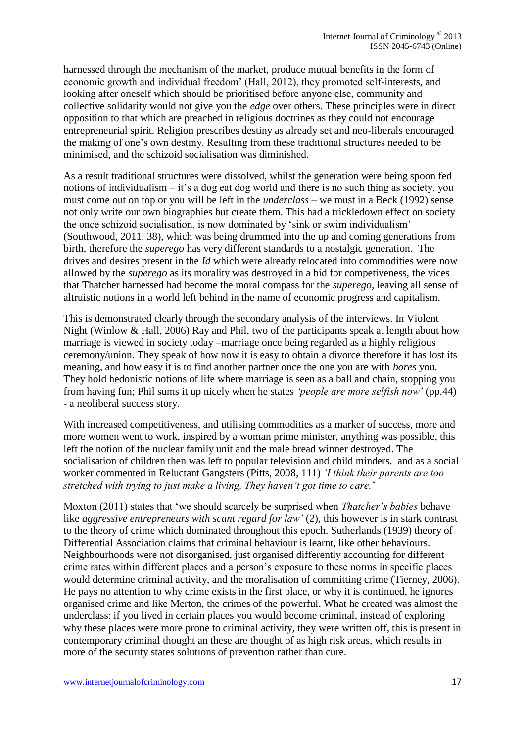harnessed through the mechanism of the market, produce mutual benefits in the form of economic growth and individual freedom' (Hall, 2012), they promoted self-interests, and looking after oneself which should be prioritised before anyone else, community and collective solidarity would not give you the *edge* over others. These principles were in direct opposition to that which are preached in religious doctrines as they could not encourage entrepreneurial spirit. Religion prescribes destiny as already set and neo-liberals encouraged the making of one's own destiny. Resulting from these traditional structures needed to be minimised, and the schizoid socialisation was diminished.

As a result traditional structures were dissolved, whilst the generation were being spoon fed notions of individualism – it's a dog eat dog world and there is no such thing as society, you must come out on top or you will be left in the *underclass* – we must in a Beck (1992) sense not only write our own biographies but create them. This had a trickledown effect on society the once schizoid socialisation, is now dominated by 'sink or swim individualism' (Southwood, 2011, 38), which was being drummed into the up and coming generations from birth, therefore the *superego* has very different standards to a nostalgic generation. The drives and desires present in the *Id* which were already relocated into commodities were now allowed by the *superego* as its morality was destroyed in a bid for competiveness, the vices that Thatcher harnessed had become the moral compass for the *superego*, leaving all sense of altruistic notions in a world left behind in the name of economic progress and capitalism.

This is demonstrated clearly through the secondary analysis of the interviews. In Violent Night (Winlow & Hall, 2006) Ray and Phil, two of the participants speak at length about how marriage is viewed in society today –marriage once being regarded as a highly religious ceremony/union. They speak of how now it is easy to obtain a divorce therefore it has lost its meaning, and how easy it is to find another partner once the one you are with *bores* you. They hold hedonistic notions of life where marriage is seen as a ball and chain, stopping you from having fun; Phil sums it up nicely when he states *'people are more selfish now'* (pp.44) - a neoliberal success story.

With increased competitiveness, and utilising commodities as a marker of success, more and more women went to work, inspired by a woman prime minister, anything was possible, this left the notion of the nuclear family unit and the male bread winner destroyed. The socialisation of children then was left to popular television and child minders, and as a social worker commented in Reluctant Gangsters (Pitts, 2008, 111) *'I think their parents are too stretched with trying to just make a living. They haven't got time to care.'*

Moxton (2011) states that 'we should scarcely be surprised when *Thatcher's babies* behave like *aggressive entrepreneurs with scant regard for law'* (2), this however is in stark contrast to the theory of crime which dominated throughout this epoch. Sutherlands (1939) theory of Differential Association claims that criminal behaviour is learnt, like other behaviours. Neighbourhoods were not disorganised, just organised differently accounting for different crime rates within different places and a person's exposure to these norms in specific places would determine criminal activity, and the moralisation of committing crime (Tierney, 2006). He pays no attention to why crime exists in the first place, or why it is continued, he ignores organised crime and like Merton, the crimes of the powerful. What he created was almost the underclass: if you lived in certain places you would become criminal, instead of exploring why these places were more prone to criminal activity, they were written off, this is present in contemporary criminal thought an these are thought of as high risk areas, which results in more of the security states solutions of prevention rather than cure.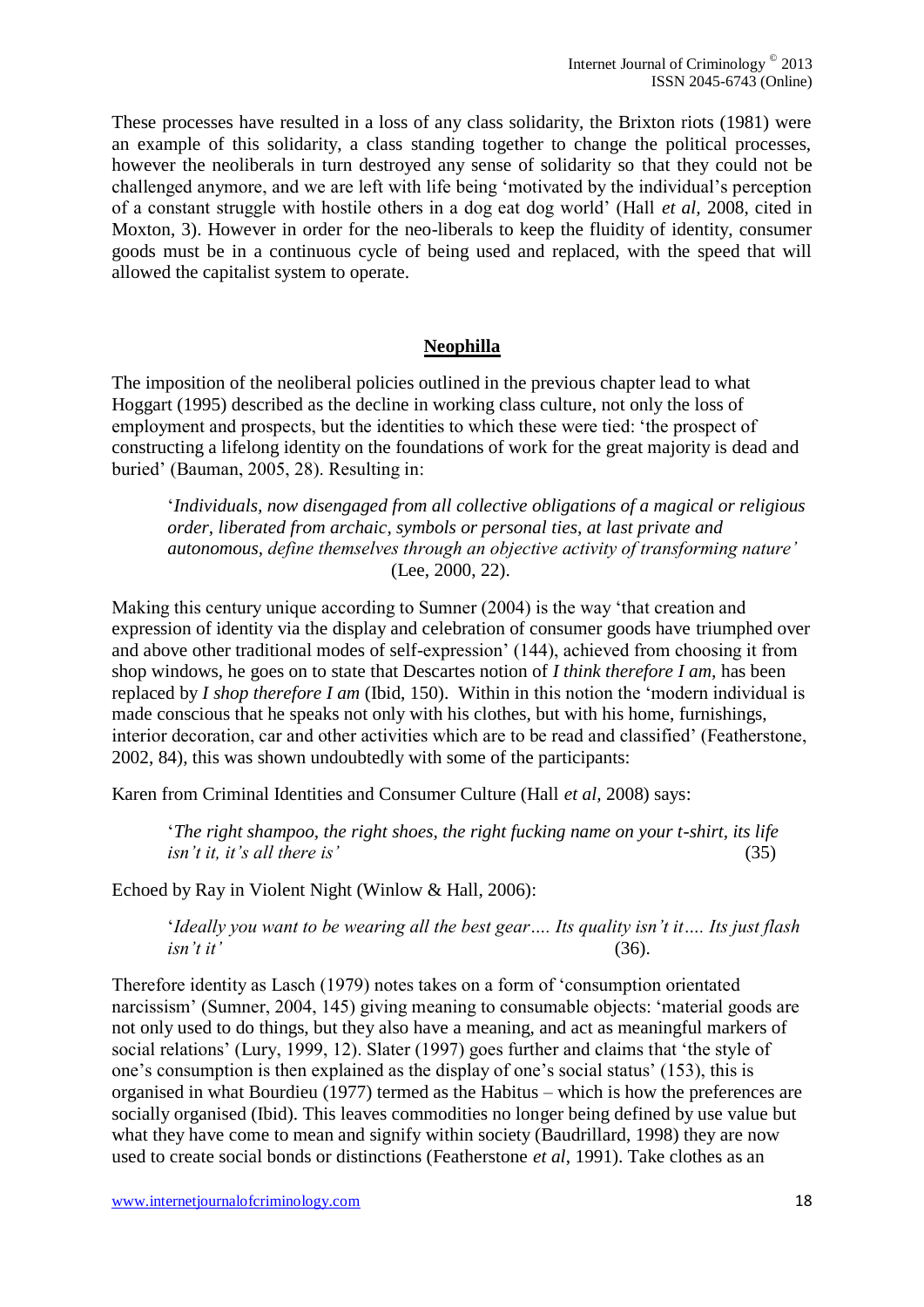These processes have resulted in a loss of any class solidarity, the Brixton riots (1981) were an example of this solidarity, a class standing together to change the political processes, however the neoliberals in turn destroyed any sense of solidarity so that they could not be challenged anymore, and we are left with life being 'motivated by the individual's perception of a constant struggle with hostile others in a dog eat dog world' (Hall *et al,* 2008, cited in Moxton, 3). However in order for the neo-liberals to keep the fluidity of identity, consumer goods must be in a continuous cycle of being used and replaced, with the speed that will allowed the capitalist system to operate.

## **Neophilla**

The imposition of the neoliberal policies outlined in the previous chapter lead to what Hoggart (1995) described as the decline in working class culture, not only the loss of employment and prospects, but the identities to which these were tied: 'the prospect of constructing a lifelong identity on the foundations of work for the great majority is dead and buried' (Bauman, 2005, 28). Resulting in:

> '*Individuals, now disengaged from all collective obligations of a magical or religious order, liberated from archaic, symbols or personal ties, at last private and autonomous, define themselves through an objective activity of transforming nature'* (Lee, 2000, 22).

Making this century unique according to Sumner (2004) is the way 'that creation and expression of identity via the display and celebration of consumer goods have triumphed over and above other traditional modes of self-expression' (144), achieved from choosing it from shop windows, he goes on to state that Descartes notion of *I think therefore I am,* has been replaced by *I shop therefore I am* (Ibid, 150). Within in this notion the 'modern individual is made conscious that he speaks not only with his clothes, but with his home, furnishings, interior decoration, car and other activities which are to be read and classified' (Featherstone, 2002, 84), this was shown undoubtedly with some of the participants:

Karen from Criminal Identities and Consumer Culture (Hall *et al,* 2008) says:

> '*The right shampoo, the right shoes, the right fucking name on your t-shirt, its life isn't it, it's all there is'* (35)

Echoed by Ray in Violent Night (Winlow & Hall, 2006):

> '*Ideally you want to be wearing all the best gear…. Its quality isn't it…. Its just flash isn't it'* (36).

Therefore identity as Lasch (1979) notes takes on a form of 'consumption orientated narcissism' (Sumner, 2004, 145) giving meaning to consumable objects: 'material goods are not only used to do things, but they also have a meaning, and act as meaningful markers of social relations' (Lury, 1999, 12). Slater (1997) goes further and claims that 'the style of one's consumption is then explained as the display of one's social status' (153), this is organised in what Bourdieu (1977) termed as the Habitus – which is how the preferences are socially organised (Ibid). This leaves commodities no longer being defined by use value but what they have come to mean and signify within society (Baudrillard, 1998) they are now used to create social bonds or distinctions (Featherstone *et al*, 1991). Take clothes as an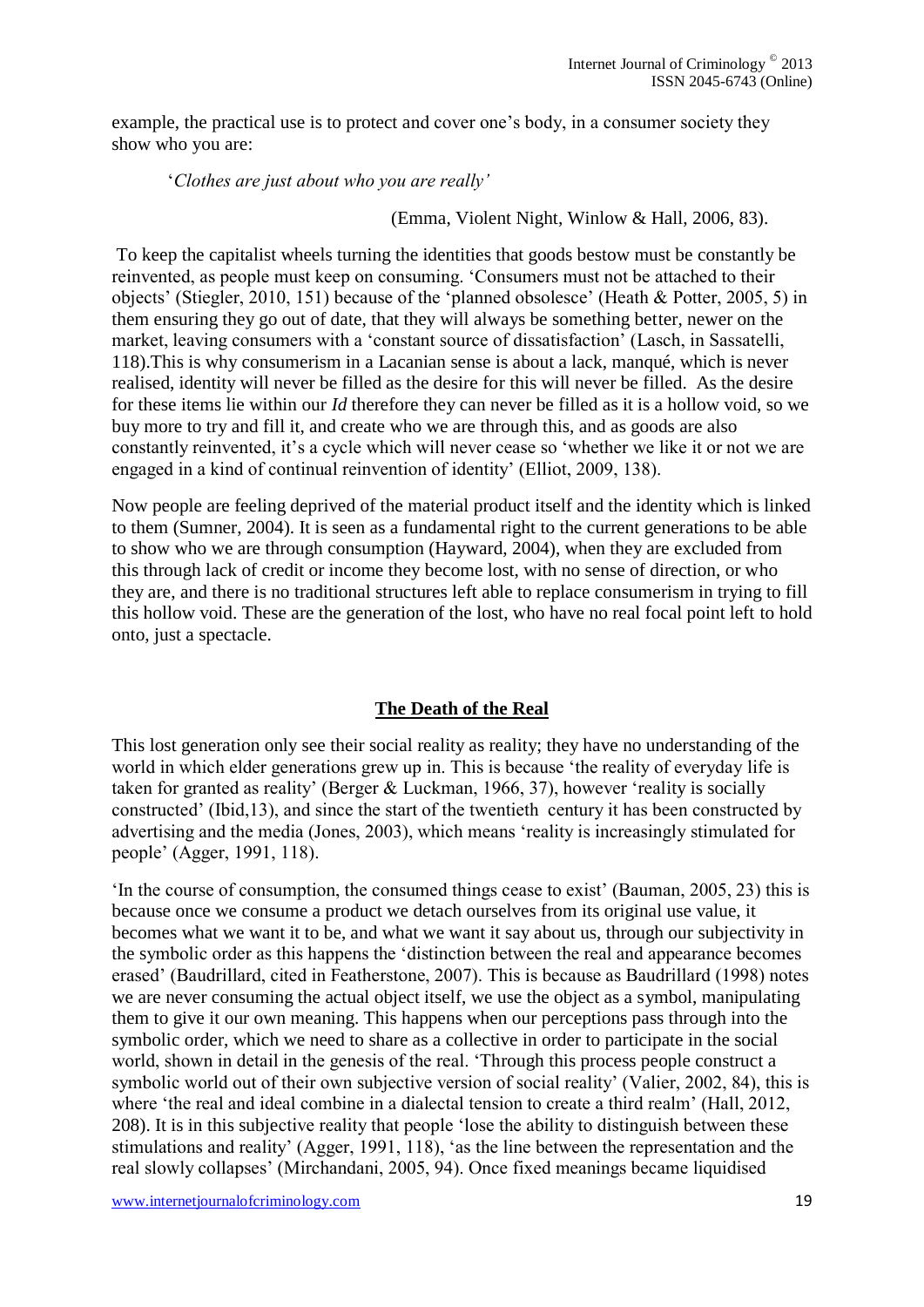example, the practical use is to protect and cover one's body, in a consumer society they show who you are:

> '*Clothes are just about who you are really'*
>
> (Emma, Violent Night, Winlow & Hall, 2006, 83).

To keep the capitalist wheels turning the identities that goods bestow must be constantly be reinvented, as people must keep on consuming. 'Consumers must not be attached to their objects' (Stiegler, 2010, 151) because of the 'planned obsolesce' (Heath & Potter, 2005, 5) in them ensuring they go out of date, that they will always be something better, newer on the market, leaving consumers with a 'constant source of dissatisfaction' (Lasch, in Sassatelli, 118).This is why consumerism in a Lacanian sense is about a lack, manqué, which is never realised, identity will never be filled as the desire for this will never be filled. As the desire for these items lie within our *Id* therefore they can never be filled as it is a hollow void, so we buy more to try and fill it, and create who we are through this, and as goods are also constantly reinvented, it's a cycle which will never cease so 'whether we like it or not we are engaged in a kind of continual reinvention of identity' (Elliot, 2009, 138).

Now people are feeling deprived of the material product itself and the identity which is linked to them (Sumner, 2004). It is seen as a fundamental right to the current generations to be able to show who we are through consumption (Hayward, 2004), when they are excluded from this through lack of credit or income they become lost, with no sense of direction, or who they are, and there is no traditional structures left able to replace consumerism in trying to fill this hollow void. These are the generation of the lost, who have no real focal point left to hold onto, just a spectacle.

## The Death of the Real

This lost generation only see their social reality as reality; they have no understanding of the world in which elder generations grew up in. This is because 'the reality of everyday life is taken for granted as reality' (Berger & Luckman, 1966, 37), however 'reality is socially constructed' (Ibid,13), and since the start of the twentieth century it has been constructed by advertising and the media (Jones, 2003), which means 'reality is increasingly stimulated for people' (Agger, 1991, 118).

'In the course of consumption, the consumed things cease to exist' (Bauman, 2005, 23) this is because once we consume a product we detach ourselves from its original use value, it becomes what we want it to be, and what we want it say about us, through our subjectivity in the symbolic order as this happens the 'distinction between the real and appearance becomes erased' (Baudrillard, cited in Featherstone, 2007). This is because as Baudrillard (1998) notes we are never consuming the actual object itself, we use the object as a symbol, manipulating them to give it our own meaning. This happens when our perceptions pass through into the symbolic order, which we need to share as a collective in order to participate in the social world, shown in detail in the genesis of the real. 'Through this process people construct a symbolic world out of their own subjective version of social reality' (Valier, 2002, 84), this is where 'the real and ideal combine in a dialectal tension to create a third realm' (Hall, 2012, 208). It is in this subjective reality that people 'lose the ability to distinguish between these stimulations and reality' (Agger, 1991, 118), 'as the line between the representation and the real slowly collapses' (Mirchandani, 2005, 94). Once fixed meanings became liquidised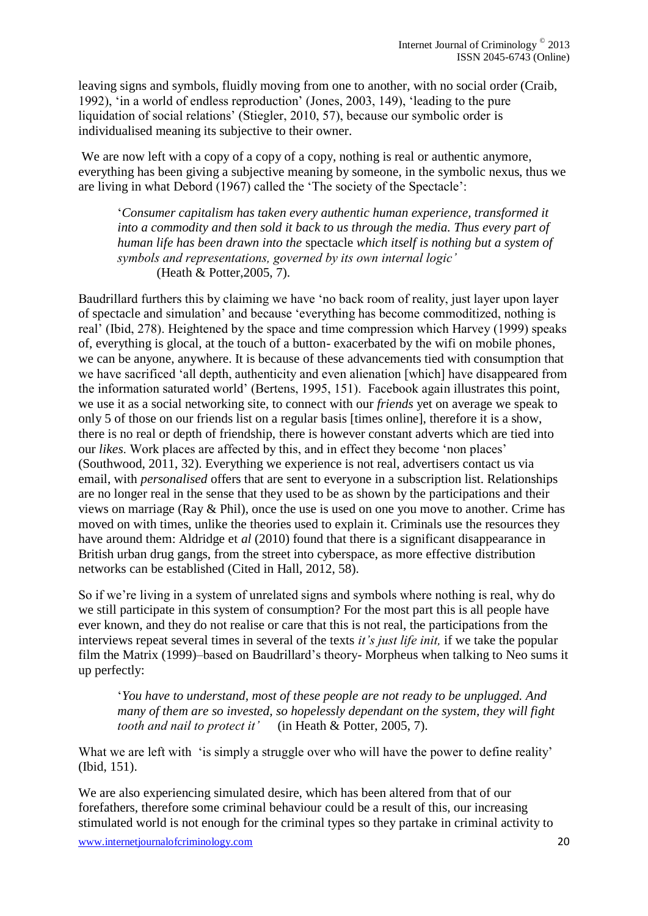leaving signs and symbols, fluidly moving from one to another, with no social order (Craib, 1992), 'in a world of endless reproduction' (Jones, 2003, 149), 'leading to the pure liquidation of social relations' (Stiegler, 2010, 57), because our symbolic order is individualised meaning its subjective to their owner.

We are now left with a copy of a copy of a copy, nothing is real or authentic anymore, everything has been giving a subjective meaning by someone, in the symbolic nexus, thus we are living in what Debord (1967) called the 'The society of the Spectacle':

> '*Consumer capitalism has taken every authentic human experience, transformed it into a commodity and then sold it back to us through the media. Thus every part of human life has been drawn into the* spectacle *which itself is nothing but a system of symbols and representations, governed by its own internal logic'*
> (Heath & Potter,2005, 7).

Baudrillard furthers this by claiming we have 'no back room of reality, just layer upon layer of spectacle and simulation' and because 'everything has become commoditized, nothing is real' (Ibid, 278). Heightened by the space and time compression which Harvey (1999) speaks of, everything is glocal, at the touch of a button- exacerbated by the wifi on mobile phones, we can be anyone, anywhere. It is because of these advancements tied with consumption that we have sacrificed 'all depth, authenticity and even alienation [which] have disappeared from the information saturated world' (Bertens, 1995, 151). Facebook again illustrates this point, we use it as a social networking site, to connect with our *friends* yet on average we speak to only 5 of those on our friends list on a regular basis [times online], therefore it is a show, there is no real or depth of friendship, there is however constant adverts which are tied into our *likes*. Work places are affected by this, and in effect they become 'non places' (Southwood, 2011, 32). Everything we experience is not real, advertisers contact us via email, with *personalised* offers that are sent to everyone in a subscription list. Relationships are no longer real in the sense that they used to be as shown by the participations and their views on marriage (Ray & Phil), once the use is used on one you move to another. Crime has moved on with times, unlike the theories used to explain it. Criminals use the resources they have around them: Aldridge et *al* (2010) found that there is a significant disappearance in British urban drug gangs, from the street into cyberspace, as more effective distribution networks can be established (Cited in Hall, 2012, 58).

So if we're living in a system of unrelated signs and symbols where nothing is real, why do we still participate in this system of consumption? For the most part this is all people have ever known, and they do not realise or care that this is not real, the participations from the interviews repeat several times in several of the texts *it's just life init,* if we take the popular film the Matrix (1999)–based on Baudrillard's theory- Morpheus when talking to Neo sums it up perfectly:

> '*You have to understand, most of these people are not ready to be unplugged. And many of them are so invested, so hopelessly dependant on the system, they will fight tooth and nail to protect it'* (in Heath & Potter, 2005, 7).

What we are left with 'is simply a struggle over who will have the power to define reality' (Ibid, 151).

We are also experiencing simulated desire, which has been altered from that of our forefathers, therefore some criminal behaviour could be a result of this, our increasing stimulated world is not enough for the criminal types so they partake in criminal activity to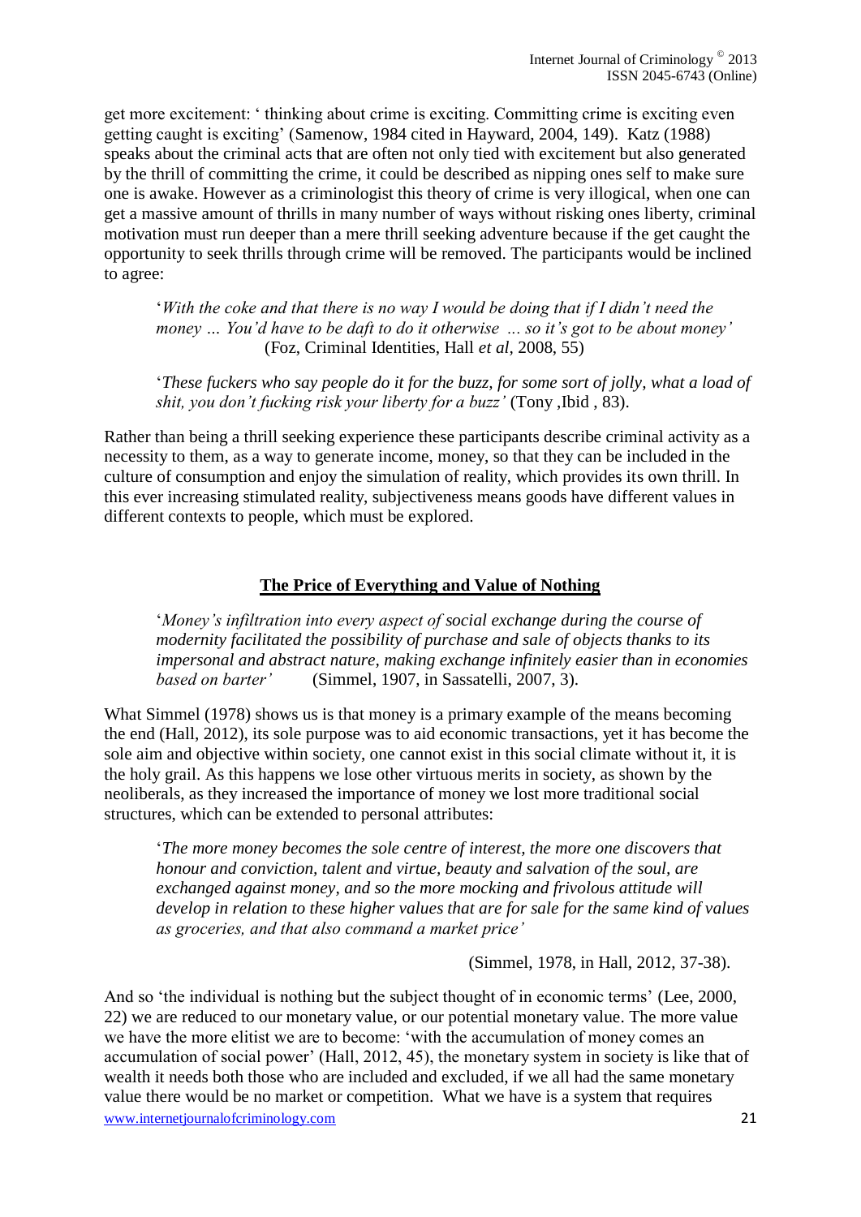get more excitement: ' thinking about crime is exciting. Committing crime is exciting even getting caught is exciting' (Samenow, 1984 cited in Hayward, 2004, 149). Katz (1988) speaks about the criminal acts that are often not only tied with excitement but also generated by the thrill of committing the crime, it could be described as nipping ones self to make sure one is awake. However as a criminologist this theory of crime is very illogical, when one can get a massive amount of thrills in many number of ways without risking ones liberty, criminal motivation must run deeper than a mere thrill seeking adventure because if the get caught the opportunity to seek thrills through crime will be removed. The participants would be inclined to agree:

> '*With the coke and that there is no way I would be doing that if I didn't need the money … You'd have to be daft to do it otherwise … so it's got to be about money'* (Foz, Criminal Identities, Hall *et al*, 2008, 55)

> '*These fuckers who say people do it for the buzz, for some sort of jolly, what a load of shit, you don't fucking risk your liberty for a buzz'* (Tony ,Ibid , 83).

Rather than being a thrill seeking experience these participants describe criminal activity as a necessity to them, as a way to generate income, money, so that they can be included in the culture of consumption and enjoy the simulation of reality, which provides its own thrill. In this ever increasing stimulated reality, subjectiveness means goods have different values in different contexts to people, which must be explored.

## The Price of Everything and Value of Nothing

> '*Money's infiltration into every aspect of social exchange during the course of modernity facilitated the possibility of purchase and sale of objects thanks to its impersonal and abstract nature, making exchange infinitely easier than in economies based on barter'* (Simmel, 1907, in Sassatelli, 2007, 3).

What Simmel (1978) shows us is that money is a primary example of the means becoming the end (Hall, 2012), its sole purpose was to aid economic transactions, yet it has become the sole aim and objective within society, one cannot exist in this social climate without it, it is the holy grail. As this happens we lose other virtuous merits in society, as shown by the neoliberals, as they increased the importance of money we lost more traditional social structures, which can be extended to personal attributes:

> '*The more money becomes the sole centre of interest, the more one discovers that honour and conviction, talent and virtue, beauty and salvation of the soul, are exchanged against money, and so the more mocking and frivolous attitude will develop in relation to these higher values that are for sale for the same kind of values as groceries, and that also command a market price'*
>
> (Simmel, 1978, in Hall, 2012, 37-38).

And so 'the individual is nothing but the subject thought of in economic terms' (Lee, 2000, 22) we are reduced to our monetary value, or our potential monetary value. The more value we have the more elitist we are to become: 'with the accumulation of money comes an accumulation of social power' (Hall, 2012, 45), the monetary system in society is like that of wealth it needs both those who are included and excluded, if we all had the same monetary value there would be no market or competition. What we have is a system that requires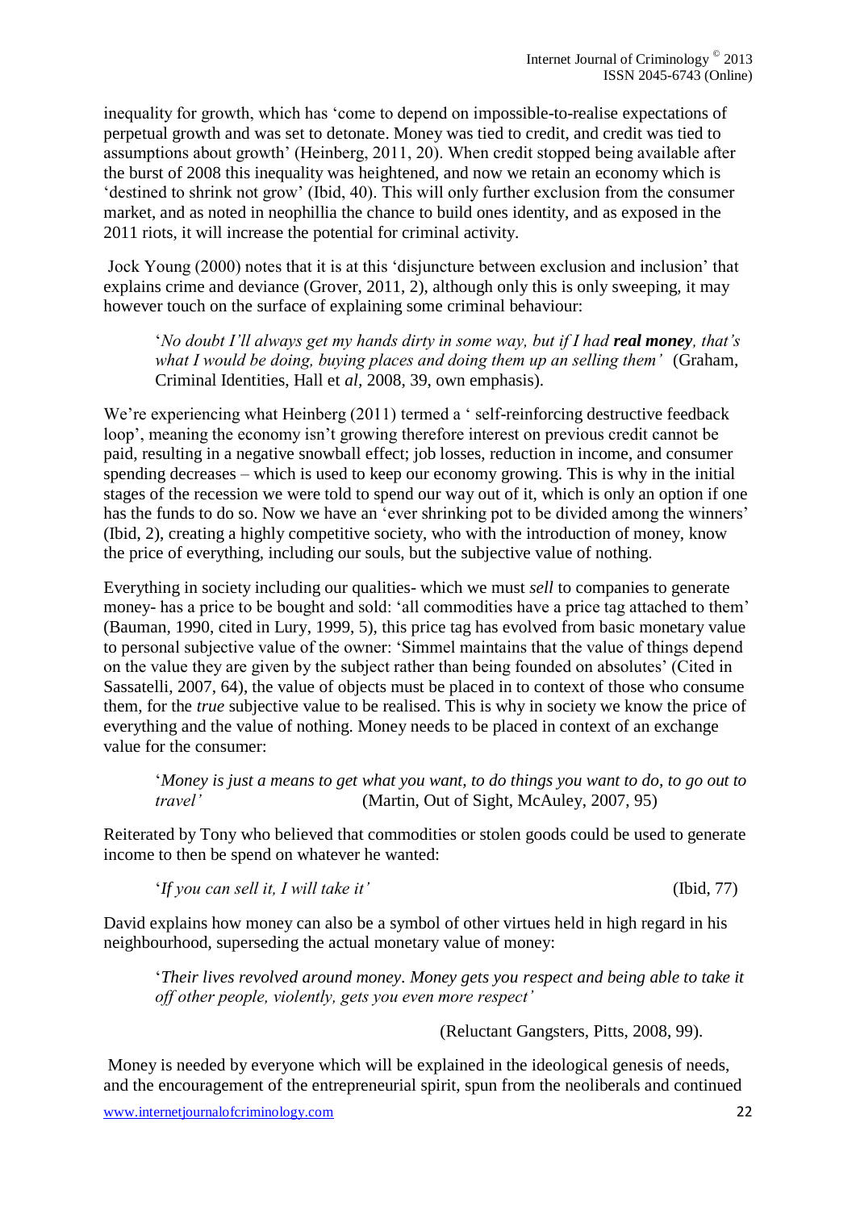inequality for growth, which has 'come to depend on impossible-to-realise expectations of perpetual growth and was set to detonate. Money was tied to credit, and credit was tied to assumptions about growth' (Heinberg, 2011, 20). When credit stopped being available after the burst of 2008 this inequality was heightened, and now we retain an economy which is 'destined to shrink not grow' (Ibid, 40). This will only further exclusion from the consumer market, and as noted in neophillia the chance to build ones identity, and as exposed in the 2011 riots, it will increase the potential for criminal activity.

Jock Young (2000) notes that it is at this 'disjuncture between exclusion and inclusion' that explains crime and deviance (Grover, 2011, 2), although only this is only sweeping, it may however touch on the surface of explaining some criminal behaviour:

> '*No doubt I'll always get my hands dirty in some way, but if I had **real money**, that's what I would be doing, buying places and doing them up an selling them'* (Graham, Criminal Identities, Hall et *al*, 2008, 39, own emphasis).

We're experiencing what Heinberg (2011) termed a ' self-reinforcing destructive feedback loop', meaning the economy isn't growing therefore interest on previous credit cannot be paid, resulting in a negative snowball effect; job losses, reduction in income, and consumer spending decreases – which is used to keep our economy growing. This is why in the initial stages of the recession we were told to spend our way out of it, which is only an option if one has the funds to do so. Now we have an 'ever shrinking pot to be divided among the winners' (Ibid, 2), creating a highly competitive society, who with the introduction of money, know the price of everything, including our souls, but the subjective value of nothing.

Everything in society including our qualities- which we must *sell* to companies to generate money- has a price to be bought and sold: 'all commodities have a price tag attached to them' (Bauman, 1990, cited in Lury, 1999, 5), this price tag has evolved from basic monetary value to personal subjective value of the owner: 'Simmel maintains that the value of things depend on the value they are given by the subject rather than being founded on absolutes' (Cited in Sassatelli, 2007, 64), the value of objects must be placed in to context of those who consume them, for the *true* subjective value to be realised. This is why in society we know the price of everything and the value of nothing. Money needs to be placed in context of an exchange value for the consumer:

> '*Money is just a means to get what you want, to do things you want to do, to go out to travel'* (Martin, Out of Sight, McAuley, 2007, 95)

Reiterated by Tony who believed that commodities or stolen goods could be used to generate income to then be spend on whatever he wanted:

> '*If you can sell it, I will take it'* (Ibid, 77)

David explains how money can also be a symbol of other virtues held in high regard in his neighbourhood, superseding the actual monetary value of money:

> '*Their lives revolved around money. Money gets you respect and being able to take it off other people, violently, gets you even more respect'*
>
> (Reluctant Gangsters, Pitts, 2008, 99).

Money is needed by everyone which will be explained in the ideological genesis of needs, and the encouragement of the entrepreneurial spirit, spun from the neoliberals and continued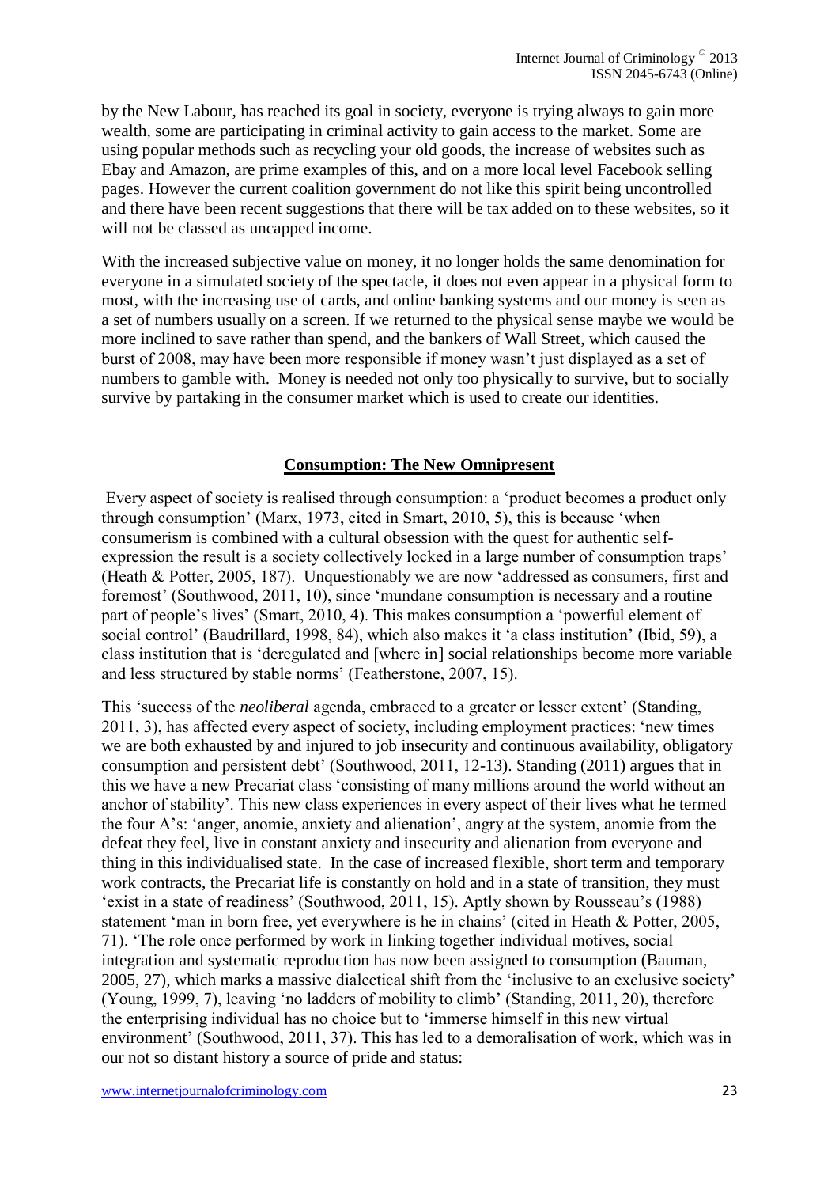by the New Labour, has reached its goal in society, everyone is trying always to gain more wealth, some are participating in criminal activity to gain access to the market. Some are using popular methods such as recycling your old goods, the increase of websites such as Ebay and Amazon, are prime examples of this, and on a more local level Facebook selling pages. However the current coalition government do not like this spirit being uncontrolled and there have been recent suggestions that there will be tax added on to these websites, so it will not be classed as uncapped income.

With the increased subjective value on money, it no longer holds the same denomination for everyone in a simulated society of the spectacle, it does not even appear in a physical form to most, with the increasing use of cards, and online banking systems and our money is seen as a set of numbers usually on a screen. If we returned to the physical sense maybe we would be more inclined to save rather than spend, and the bankers of Wall Street, which caused the burst of 2008, may have been more responsible if money wasn't just displayed as a set of numbers to gamble with. Money is needed not only too physically to survive, but to socially survive by partaking in the consumer market which is used to create our identities.

## Consumption: The New Omnipresent

Every aspect of society is realised through consumption: a 'product becomes a product only through consumption' (Marx, 1973, cited in Smart, 2010, 5), this is because 'when consumerism is combined with a cultural obsession with the quest for authentic self-expression the result is a society collectively locked in a large number of consumption traps' (Heath & Potter, 2005, 187). Unquestionably we are now 'addressed as consumers, first and foremost' (Southwood, 2011, 10), since 'mundane consumption is necessary and a routine part of people's lives' (Smart, 2010, 4). This makes consumption a 'powerful element of social control' (Baudrillard, 1998, 84), which also makes it 'a class institution' (Ibid, 59), a class institution that is 'deregulated and [where in] social relationships become more variable and less structured by stable norms' (Featherstone, 2007, 15).

This 'success of the *neoliberal* agenda, embraced to a greater or lesser extent' (Standing, 2011, 3), has affected every aspect of society, including employment practices: 'new times we are both exhausted by and injured to job insecurity and continuous availability, obligatory consumption and persistent debt' (Southwood, 2011, 12-13). Standing (2011) argues that in this we have a new Precariat class 'consisting of many millions around the world without an anchor of stability'. This new class experiences in every aspect of their lives what he termed the four A's: 'anger, anomie, anxiety and alienation', angry at the system, anomie from the defeat they feel, live in constant anxiety and insecurity and alienation from everyone and thing in this individualised state. In the case of increased flexible, short term and temporary work contracts, the Precariat life is constantly on hold and in a state of transition, they must 'exist in a state of readiness' (Southwood, 2011, 15). Aptly shown by Rousseau's (1988) statement 'man in born free, yet everywhere is he in chains' (cited in Heath & Potter, 2005, 71). 'The role once performed by work in linking together individual motives, social integration and systematic reproduction has now been assigned to consumption (Bauman, 2005, 27), which marks a massive dialectical shift from the 'inclusive to an exclusive society' (Young, 1999, 7), leaving 'no ladders of mobility to climb' (Standing, 2011, 20), therefore the enterprising individual has no choice but to 'immerse himself in this new virtual environment' (Southwood, 2011, 37). This has led to a demoralisation of work, which was in our not so distant history a source of pride and status: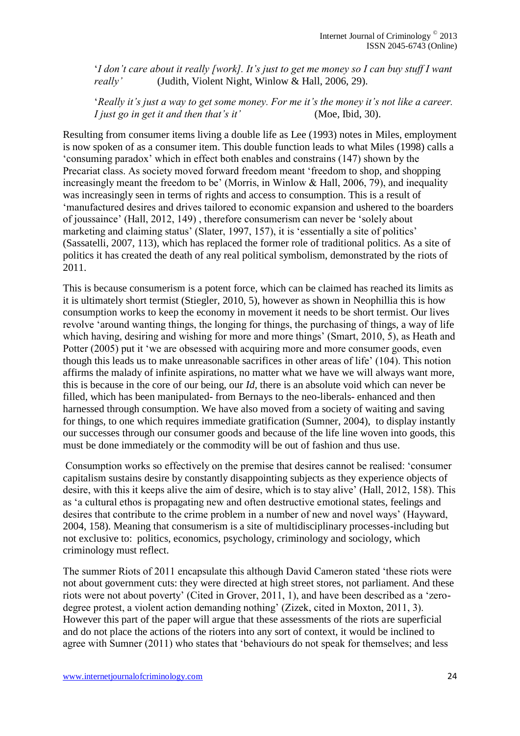'*I don't care about it really [work]. It's just to get me money so I can buy stuff I want really'* (Judith, Violent Night, Winlow & Hall, 2006, 29).

'*Really it's just a way to get some money. For me it's the money it's not like a career. I just go in get it and then that's it'* (Moe, Ibid, 30).

Resulting from consumer items living a double life as Lee (1993) notes in Miles, employment is now spoken of as a consumer item. This double function leads to what Miles (1998) calls a 'consuming paradox' which in effect both enables and constrains (147) shown by the Precariat class. As society moved forward freedom meant 'freedom to shop, and shopping increasingly meant the freedom to be' (Morris, in Winlow & Hall, 2006, 79), and inequality was increasingly seen in terms of rights and access to consumption. This is a result of 'manufactured desires and drives tailored to economic expansion and ushered to the boarders of joussaince' (Hall, 2012, 149) , therefore consumerism can never be 'solely about marketing and claiming status' (Slater, 1997, 157), it is 'essentially a site of politics' (Sassatelli, 2007, 113), which has replaced the former role of traditional politics. As a site of politics it has created the death of any real political symbolism, demonstrated by the riots of 2011.

This is because consumerism is a potent force, which can be claimed has reached its limits as it is ultimately short termist (Stiegler, 2010, 5), however as shown in Neophillia this is how consumption works to keep the economy in movement it needs to be short termist. Our lives revolve 'around wanting things, the longing for things, the purchasing of things, a way of life which having, desiring and wishing for more and more things' (Smart, 2010, 5), as Heath and Potter (2005) put it 'we are obsessed with acquiring more and more consumer goods, even though this leads us to make unreasonable sacrifices in other areas of life' (104). This notion affirms the malady of infinite aspirations, no matter what we have we will always want more, this is because in the core of our being, our *Id*, there is an absolute void which can never be filled, which has been manipulated- from Bernays to the neo-liberals- enhanced and then harnessed through consumption. We have also moved from a society of waiting and saving for things, to one which requires immediate gratification (Sumner, 2004), to display instantly our successes through our consumer goods and because of the life line woven into goods, this must be done immediately or the commodity will be out of fashion and thus use.

Consumption works so effectively on the premise that desires cannot be realised: 'consumer capitalism sustains desire by constantly disappointing subjects as they experience objects of desire, with this it keeps alive the aim of desire, which is to stay alive' (Hall, 2012, 158). This as 'a cultural ethos is propagating new and often destructive emotional states, feelings and desires that contribute to the crime problem in a number of new and novel ways' (Hayward, 2004, 158). Meaning that consumerism is a site of multidisciplinary processes-including but not exclusive to: politics, economics, psychology, criminology and sociology, which criminology must reflect.

The summer Riots of 2011 encapsulate this although David Cameron stated 'these riots were not about government cuts: they were directed at high street stores, not parliament. And these riots were not about poverty' (Cited in Grover, 2011, 1), and have been described as a 'zero-degree protest, a violent action demanding nothing' (Zizek, cited in Moxton, 2011, 3). However this part of the paper will argue that these assessments of the riots are superficial and do not place the actions of the rioters into any sort of context, it would be inclined to agree with Sumner (2011) who states that 'behaviours do not speak for themselves; and less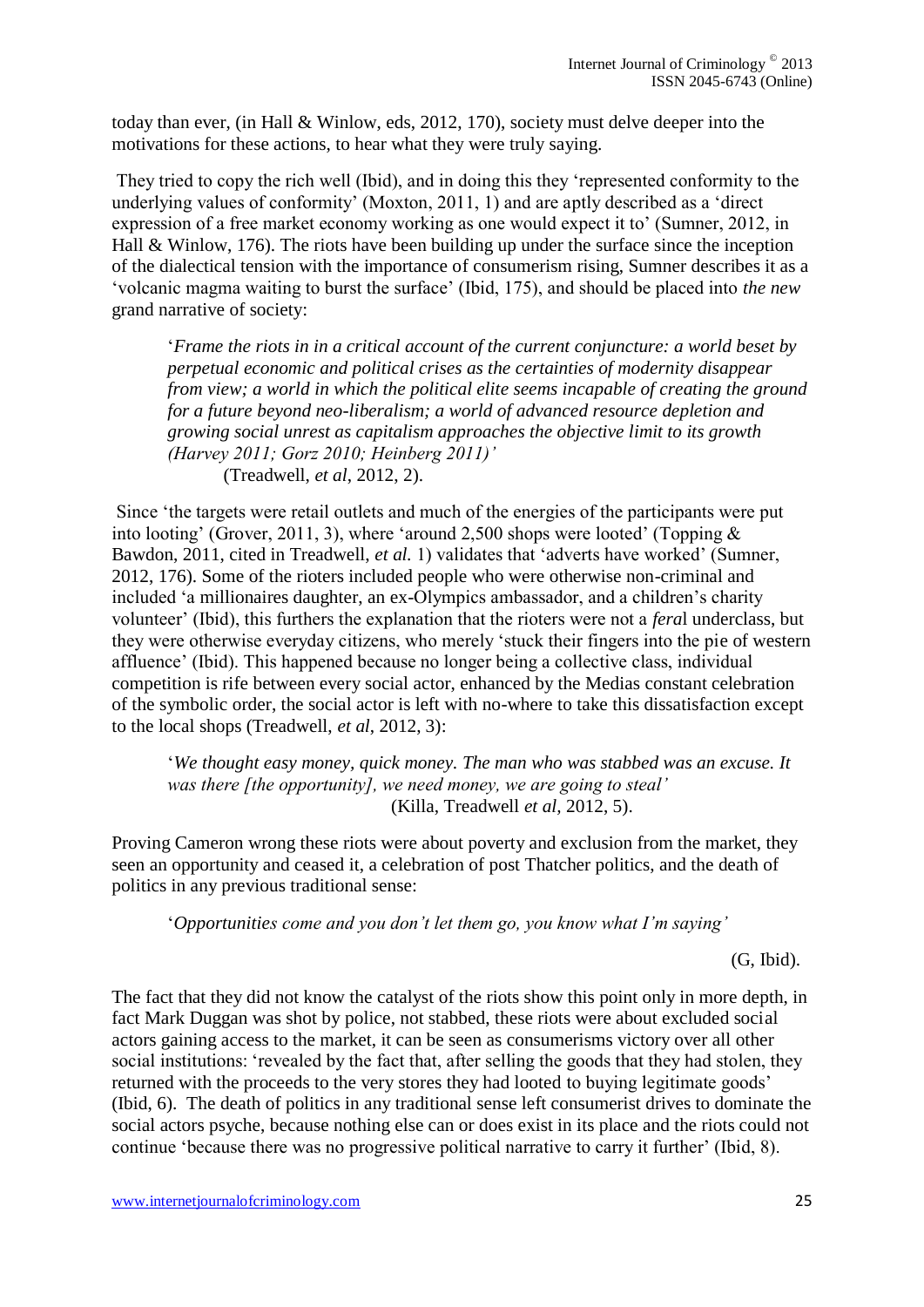today than ever, (in Hall & Winlow, eds, 2012, 170), society must delve deeper into the motivations for these actions, to hear what they were truly saying.

They tried to copy the rich well (Ibid), and in doing this they 'represented conformity to the underlying values of conformity' (Moxton, 2011, 1) and are aptly described as a 'direct expression of a free market economy working as one would expect it to' (Sumner, 2012, in Hall & Winlow, 176). The riots have been building up under the surface since the inception of the dialectical tension with the importance of consumerism rising, Sumner describes it as a 'volcanic magma waiting to burst the surface' (Ibid, 175), and should be placed into *the new* grand narrative of society:

> '*Frame the riots in in a critical account of the current conjuncture: a world beset by perpetual economic and political crises as the certainties of modernity disappear from view; a world in which the political elite seems incapable of creating the ground for a future beyond neo-liberalism; a world of advanced resource depletion and growing social unrest as capitalism approaches the objective limit to its growth (Harvey 2011; Gorz 2010; Heinberg 2011)*'
> (Treadwell, *et al*, 2012, 2).

Since 'the targets were retail outlets and much of the energies of the participants were put into looting' (Grover, 2011, 3), where 'around 2,500 shops were looted' (Topping & Bawdon, 2011, cited in Treadwell, *et al.* 1) validates that 'adverts have worked' (Sumner, 2012, 176). Some of the rioters included people who were otherwise non-criminal and included 'a millionaires daughter, an ex-Olympics ambassador, and a children's charity volunteer' (Ibid), this furthers the explanation that the rioters were not a *fera*l underclass, but they were otherwise everyday citizens, who merely 'stuck their fingers into the pie of western affluence' (Ibid). This happened because no longer being a collective class, individual competition is rife between every social actor, enhanced by the Medias constant celebration of the symbolic order, the social actor is left with no-where to take this dissatisfaction except to the local shops (Treadwell, *et al*, 2012, 3):

> '*We thought easy money, quick money. The man who was stabbed was an excuse. It was there [the opportunity], we need money, we are going to steal'*
> (Killa, Treadwell *et al*, 2012, 5).

Proving Cameron wrong these riots were about poverty and exclusion from the market, they seen an opportunity and ceased it, a celebration of post Thatcher politics, and the death of politics in any previous traditional sense:

> '*Opportunities come and you don't let them go, you know what I'm saying'*
> (G, Ibid).

The fact that they did not know the catalyst of the riots show this point only in more depth, in fact Mark Duggan was shot by police, not stabbed, these riots were about excluded social actors gaining access to the market, it can be seen as consumerisms victory over all other social institutions: 'revealed by the fact that, after selling the goods that they had stolen, they returned with the proceeds to the very stores they had looted to buying legitimate goods' (Ibid, 6). The death of politics in any traditional sense left consumerist drives to dominate the social actors psyche, because nothing else can or does exist in its place and the riots could not continue 'because there was no progressive political narrative to carry it further' (Ibid, 8).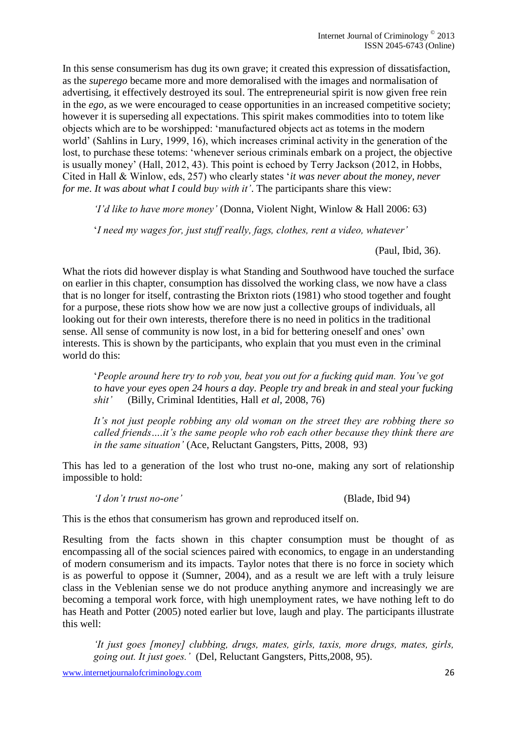In this sense consumerism has dug its own grave; it created this expression of dissatisfaction, as the *superego* became more and more demoralised with the images and normalisation of advertising, it effectively destroyed its soul. The entrepreneurial spirit is now given free rein in the *ego*, as we were encouraged to cease opportunities in an increased competitive society; however it is superseding all expectations. This spirit makes commodities into to totem like objects which are to be worshipped: 'manufactured objects act as totems in the modern world' (Sahlins in Lury, 1999, 16), which increases criminal activity in the generation of the lost, to purchase these totems: 'whenever serious criminals embark on a project, the objective is usually money' (Hall, 2012, 43). This point is echoed by Terry Jackson (2012, in Hobbs, Cited in Hall & Winlow, eds, 257) who clearly states '*it was never about the money, never for me. It was about what I could buy with it'*. The participants share this view:

> *'I'd like to have more money'* (Donna, Violent Night, Winlow & Hall 2006: 63)
>
> '*I need my wages for, just stuff really, fags, clothes, rent a video, whatever'*
>
> (Paul, Ibid, 36).

What the riots did however display is what Standing and Southwood have touched the surface on earlier in this chapter, consumption has dissolved the working class, we now have a class that is no longer for itself, contrasting the Brixton riots (1981) who stood together and fought for a purpose, these riots show how we are now just a collective groups of individuals, all looking out for their own interests, therefore there is no need in politics in the traditional sense. All sense of community is now lost, in a bid for bettering oneself and ones' own interests. This is shown by the participants, who explain that you must even in the criminal world do this:

> '*People around here try to rob you, beat you out for a fucking quid man. You've got to have your eyes open 24 hours a day. People try and break in and steal your fucking shit'* (Billy, Criminal Identities, Hall *et al*, 2008, 76)
>
> *It's not just people robbing any old woman on the street they are robbing there so called friends….it's the same people who rob each other because they think there are in the same situation'* (Ace, Reluctant Gangsters, Pitts, 2008, 93)

This has led to a generation of the lost who trust no-one, making any sort of relationship impossible to hold:

> *'I don't trust no-one'* (Blade, Ibid 94)

This is the ethos that consumerism has grown and reproduced itself on.

Resulting from the facts shown in this chapter consumption must be thought of as encompassing all of the social sciences paired with economics, to engage in an understanding of modern consumerism and its impacts. Taylor notes that there is no force in society which is as powerful to oppose it (Sumner, 2004), and as a result we are left with a truly leisure class in the Veblenian sense we do not produce anything anymore and increasingly we are becoming a temporal work force, with high unemployment rates, we have nothing left to do has Heath and Potter (2005) noted earlier but love, laugh and play. The participants illustrate this well:

> *'It just goes [money] clubbing, drugs, mates, girls, taxis, more drugs, mates, girls, going out. It just goes.'* (Del, Reluctant Gangsters, Pitts,2008, 95).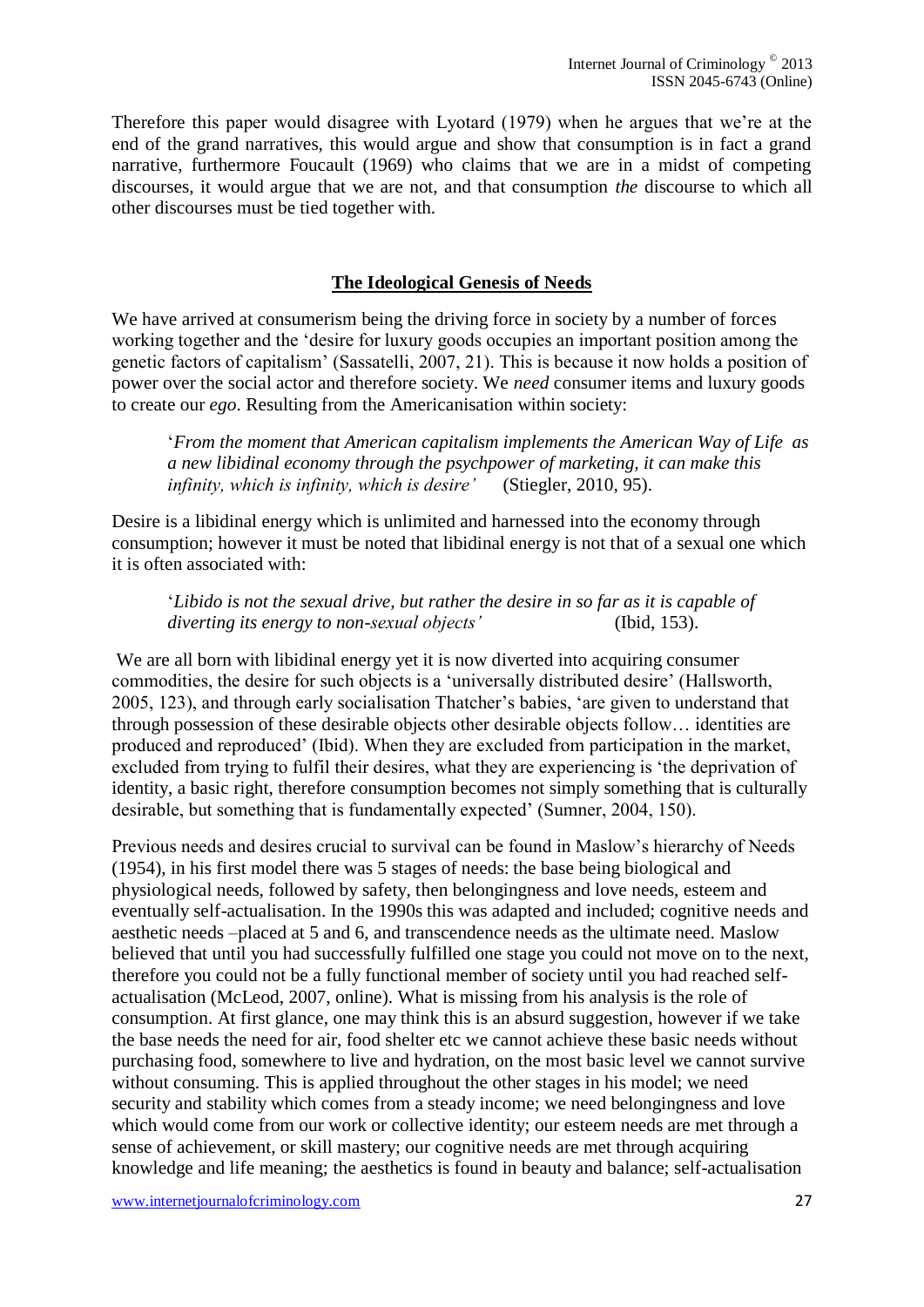Therefore this paper would disagree with Lyotard (1979) when he argues that we're at the end of the grand narratives, this would argue and show that consumption is in fact a grand narrative, furthermore Foucault (1969) who claims that we are in a midst of competing discourses, it would argue that we are not, and that consumption *the* discourse to which all other discourses must be tied together with.

## The Ideological Genesis of Needs

We have arrived at consumerism being the driving force in society by a number of forces working together and the 'desire for luxury goods occupies an important position among the genetic factors of capitalism' (Sassatelli, 2007, 21). This is because it now holds a position of power over the social actor and therefore society. We *need* consumer items and luxury goods to create our *ego*. Resulting from the Americanisation within society:

> '*From the moment that American capitalism implements the American Way of Life as a new libidinal economy through the psychpower of marketing, it can make this infinity, which is infinity, which is desire'* (Stiegler, 2010, 95).

Desire is a libidinal energy which is unlimited and harnessed into the economy through consumption; however it must be noted that libidinal energy is not that of a sexual one which it is often associated with:

> '*Libido is not the sexual drive, but rather the desire in so far as it is capable of diverting its energy to non-sexual objects'* (Ibid, 153).

We are all born with libidinal energy yet it is now diverted into acquiring consumer commodities, the desire for such objects is a 'universally distributed desire' (Hallsworth, 2005, 123), and through early socialisation Thatcher's babies, 'are given to understand that through possession of these desirable objects other desirable objects follow… identities are produced and reproduced' (Ibid). When they are excluded from participation in the market, excluded from trying to fulfil their desires, what they are experiencing is 'the deprivation of identity, a basic right, therefore consumption becomes not simply something that is culturally desirable, but something that is fundamentally expected' (Sumner, 2004, 150).

Previous needs and desires crucial to survival can be found in Maslow's hierarchy of Needs (1954), in his first model there was 5 stages of needs: the base being biological and physiological needs, followed by safety, then belongingness and love needs, esteem and eventually self-actualisation. In the 1990s this was adapted and included; cognitive needs and aesthetic needs –placed at 5 and 6, and transcendence needs as the ultimate need. Maslow believed that until you had successfully fulfilled one stage you could not move on to the next, therefore you could not be a fully functional member of society until you had reached self-actualisation (McLeod, 2007, online). What is missing from his analysis is the role of consumption. At first glance, one may think this is an absurd suggestion, however if we take the base needs the need for air, food shelter etc we cannot achieve these basic needs without purchasing food, somewhere to live and hydration, on the most basic level we cannot survive without consuming. This is applied throughout the other stages in his model; we need security and stability which comes from a steady income; we need belongingness and love which would come from our work or collective identity; our esteem needs are met through a sense of achievement, or skill mastery; our cognitive needs are met through acquiring knowledge and life meaning; the aesthetics is found in beauty and balance; self-actualisation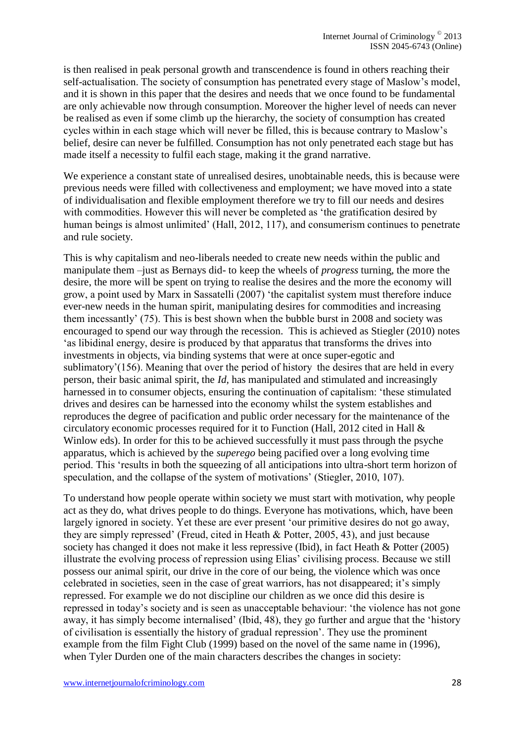is then realised in peak personal growth and transcendence is found in others reaching their self-actualisation. The society of consumption has penetrated every stage of Maslow's model, and it is shown in this paper that the desires and needs that we once found to be fundamental are only achievable now through consumption. Moreover the higher level of needs can never be realised as even if some climb up the hierarchy, the society of consumption has created cycles within in each stage which will never be filled, this is because contrary to Maslow's belief, desire can never be fulfilled. Consumption has not only penetrated each stage but has made itself a necessity to fulfil each stage, making it the grand narrative.

We experience a constant state of unrealised desires, unobtainable needs, this is because were previous needs were filled with collectiveness and employment; we have moved into a state of individualisation and flexible employment therefore we try to fill our needs and desires with commodities. However this will never be completed as 'the gratification desired by human beings is almost unlimited' (Hall, 2012, 117), and consumerism continues to penetrate and rule society.

This is why capitalism and neo-liberals needed to create new needs within the public and manipulate them –just as Bernays did- to keep the wheels of *progress* turning, the more the desire, the more will be spent on trying to realise the desires and the more the economy will grow, a point used by Marx in Sassatelli (2007) 'the capitalist system must therefore induce ever-new needs in the human spirit, manipulating desires for commodities and increasing them incessantly' (75). This is best shown when the bubble burst in 2008 and society was encouraged to spend our way through the recession. This is achieved as Stiegler (2010) notes 'as libidinal energy, desire is produced by that apparatus that transforms the drives into investments in objects, via binding systems that were at once super-egotic and sublimatory'(156). Meaning that over the period of history the desires that are held in every person, their basic animal spirit, the *Id*, has manipulated and stimulated and increasingly harnessed in to consumer objects, ensuring the continuation of capitalism: 'these stimulated drives and desires can be harnessed into the economy whilst the system establishes and reproduces the degree of pacification and public order necessary for the maintenance of the circulatory economic processes required for it to Function (Hall, 2012 cited in Hall & Winlow eds). In order for this to be achieved successfully it must pass through the psyche apparatus, which is achieved by the *superego* being pacified over a long evolving time period. This 'results in both the squeezing of all anticipations into ultra-short term horizon of speculation, and the collapse of the system of motivations' (Stiegler, 2010, 107).

To understand how people operate within society we must start with motivation, why people act as they do, what drives people to do things. Everyone has motivations, which, have been largely ignored in society. Yet these are ever present 'our primitive desires do not go away, they are simply repressed' (Freud, cited in Heath & Potter, 2005, 43), and just because society has changed it does not make it less repressive (Ibid), in fact Heath & Potter (2005) illustrate the evolving process of repression using Elias' civilising process. Because we still possess our animal spirit, our drive in the core of our being, the violence which was once celebrated in societies, seen in the case of great warriors, has not disappeared; it's simply repressed. For example we do not discipline our children as we once did this desire is repressed in today's society and is seen as unacceptable behaviour: 'the violence has not gone away, it has simply become internalised' (Ibid, 48), they go further and argue that the 'history of civilisation is essentially the history of gradual repression'. They use the prominent example from the film Fight Club (1999) based on the novel of the same name in (1996), when Tyler Durden one of the main characters describes the changes in society: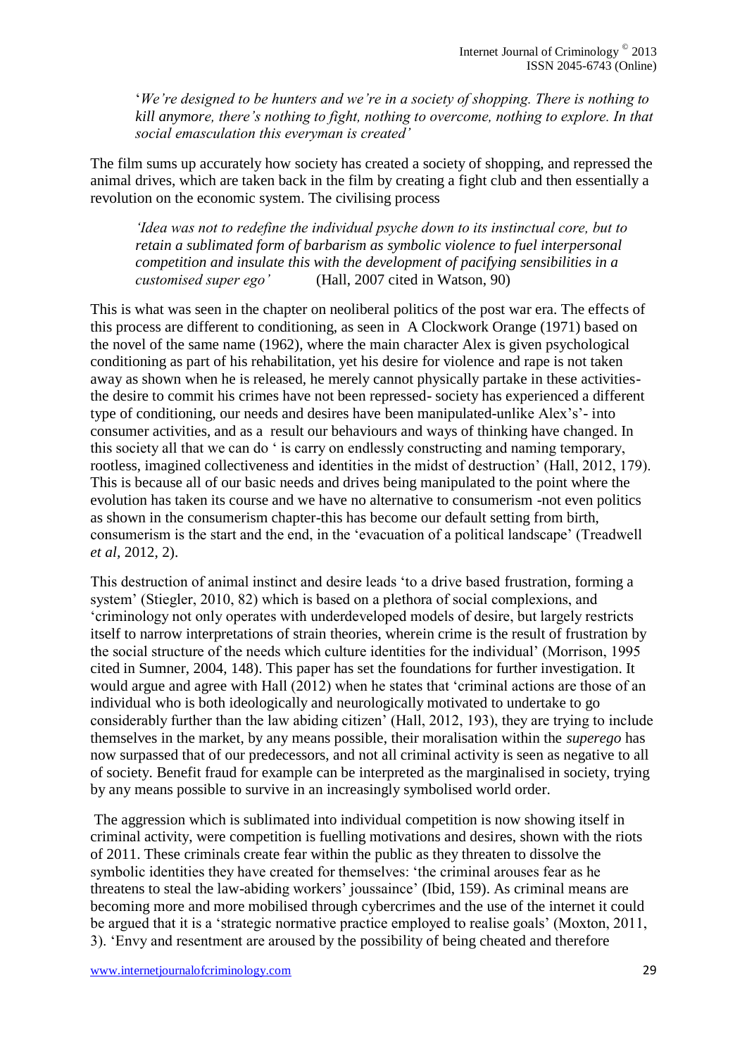'*We're designed to be hunters and we're in a society of shopping. There is nothing to kill anymore, there's nothing to fight, nothing to overcome, nothing to explore. In that social emasculation this everyman is created'*

The film sums up accurately how society has created a society of shopping, and repressed the animal drives, which are taken back in the film by creating a fight club and then essentially a revolution on the economic system. The civilising process

> *'Idea was not to redefine the individual psyche down to its instinctual core, but to retain a sublimated form of barbarism as symbolic violence to fuel interpersonal competition and insulate this with the development of pacifying sensibilities in a customised super ego'* (Hall, 2007 cited in Watson, 90)

This is what was seen in the chapter on neoliberal politics of the post war era. The effects of this process are different to conditioning, as seen in A Clockwork Orange (1971) based on the novel of the same name (1962), where the main character Alex is given psychological conditioning as part of his rehabilitation, yet his desire for violence and rape is not taken away as shown when he is released, he merely cannot physically partake in these activities- the desire to commit his crimes have not been repressed- society has experienced a different type of conditioning, our needs and desires have been manipulated-unlike Alex's'- into consumer activities, and as a result our behaviours and ways of thinking have changed. In this society all that we can do ' is carry on endlessly constructing and naming temporary, rootless, imagined collectiveness and identities in the midst of destruction' (Hall, 2012, 179). This is because all of our basic needs and drives being manipulated to the point where the evolution has taken its course and we have no alternative to consumerism -not even politics as shown in the consumerism chapter-this has become our default setting from birth, consumerism is the start and the end, in the 'evacuation of a political landscape' (Treadwell *et al,* 2012, 2).

This destruction of animal instinct and desire leads 'to a drive based frustration, forming a system' (Stiegler, 2010, 82) which is based on a plethora of social complexions, and 'criminology not only operates with underdeveloped models of desire, but largely restricts itself to narrow interpretations of strain theories, wherein crime is the result of frustration by the social structure of the needs which culture identities for the individual' (Morrison, 1995 cited in Sumner, 2004, 148). This paper has set the foundations for further investigation. It would argue and agree with Hall (2012) when he states that 'criminal actions are those of an individual who is both ideologically and neurologically motivated to undertake to go considerably further than the law abiding citizen' (Hall, 2012, 193), they are trying to include themselves in the market, by any means possible, their moralisation within the *superego* has now surpassed that of our predecessors, and not all criminal activity is seen as negative to all of society. Benefit fraud for example can be interpreted as the marginalised in society, trying by any means possible to survive in an increasingly symbolised world order.

The aggression which is sublimated into individual competition is now showing itself in criminal activity, were competition is fuelling motivations and desires, shown with the riots of 2011. These criminals create fear within the public as they threaten to dissolve the symbolic identities they have created for themselves: 'the criminal arouses fear as he threatens to steal the law-abiding workers' joussaince' (Ibid, 159). As criminal means are becoming more and more mobilised through cybercrimes and the use of the internet it could be argued that it is a 'strategic normative practice employed to realise goals' (Moxton, 2011, 3). 'Envy and resentment are aroused by the possibility of being cheated and therefore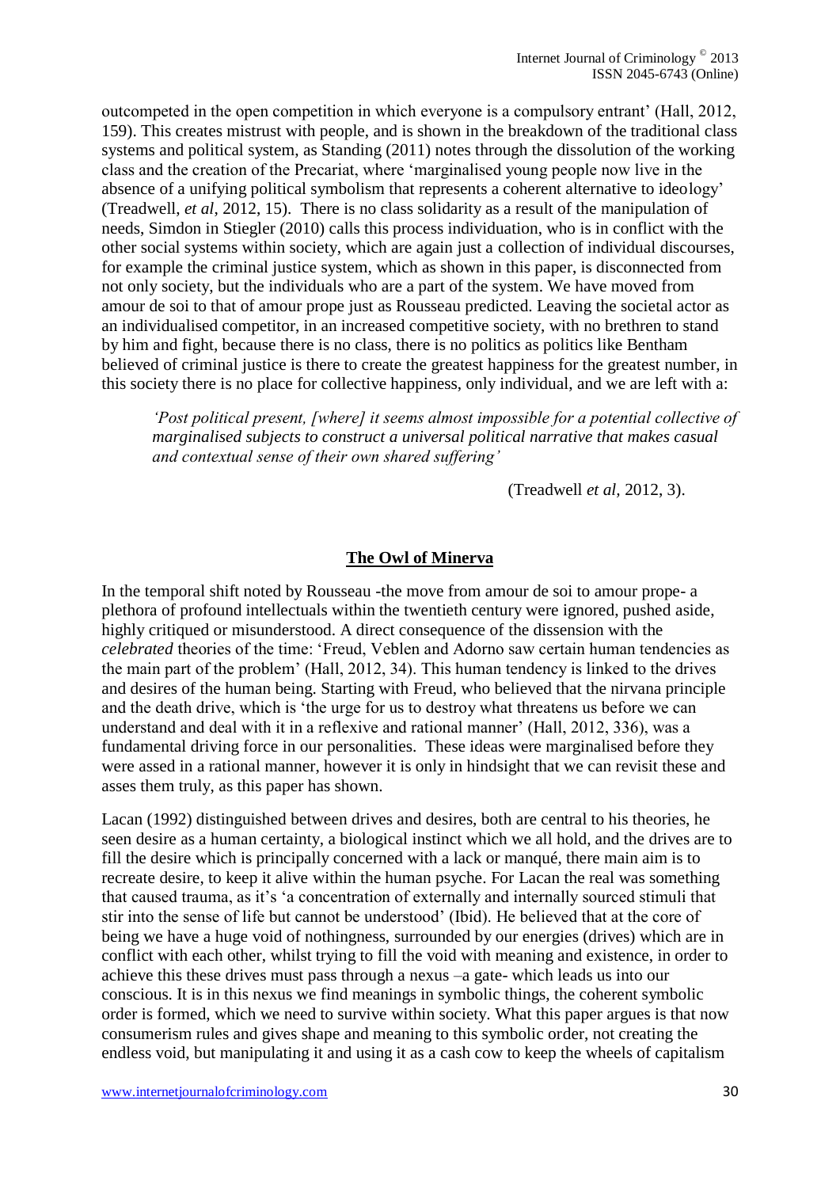outcompeted in the open competition in which everyone is a compulsory entrant' (Hall, 2012, 159). This creates mistrust with people, and is shown in the breakdown of the traditional class systems and political system, as Standing (2011) notes through the dissolution of the working class and the creation of the Precariat, where 'marginalised young people now live in the absence of a unifying political symbolism that represents a coherent alternative to ideology' (Treadwell, *et al*, 2012, 15). There is no class solidarity as a result of the manipulation of needs, Simdon in Stiegler (2010) calls this process individuation, who is in conflict with the other social systems within society, which are again just a collection of individual discourses, for example the criminal justice system, which as shown in this paper, is disconnected from not only society, but the individuals who are a part of the system. We have moved from amour de soi to that of amour prope just as Rousseau predicted. Leaving the societal actor as an individualised competitor, in an increased competitive society, with no brethren to stand by him and fight, because there is no class, there is no politics as politics like Bentham believed of criminal justice is there to create the greatest happiness for the greatest number, in this society there is no place for collective happiness, only individual, and we are left with a:

> *'Post political present, [where] it seems almost impossible for a potential collective of marginalised subjects to construct a universal political narrative that makes casual and contextual sense of their own shared suffering'*
>
> (Treadwell *et al*, 2012, 3).

## The Owl of Minerva

In the temporal shift noted by Rousseau -the move from amour de soi to amour prope- a plethora of profound intellectuals within the twentieth century were ignored, pushed aside, highly critiqued or misunderstood. A direct consequence of the dissension with the *celebrated* theories of the time: 'Freud, Veblen and Adorno saw certain human tendencies as the main part of the problem' (Hall, 2012, 34). This human tendency is linked to the drives and desires of the human being. Starting with Freud, who believed that the nirvana principle and the death drive, which is 'the urge for us to destroy what threatens us before we can understand and deal with it in a reflexive and rational manner' (Hall, 2012, 336), was a fundamental driving force in our personalities. These ideas were marginalised before they were assed in a rational manner, however it is only in hindsight that we can revisit these and asses them truly, as this paper has shown.

Lacan (1992) distinguished between drives and desires, both are central to his theories, he seen desire as a human certainty, a biological instinct which we all hold, and the drives are to fill the desire which is principally concerned with a lack or manqué, there main aim is to recreate desire, to keep it alive within the human psyche. For Lacan the real was something that caused trauma, as it's 'a concentration of externally and internally sourced stimuli that stir into the sense of life but cannot be understood' (Ibid). He believed that at the core of being we have a huge void of nothingness, surrounded by our energies (drives) which are in conflict with each other, whilst trying to fill the void with meaning and existence, in order to achieve this these drives must pass through a nexus –a gate- which leads us into our conscious. It is in this nexus we find meanings in symbolic things, the coherent symbolic order is formed, which we need to survive within society. What this paper argues is that now consumerism rules and gives shape and meaning to this symbolic order, not creating the endless void, but manipulating it and using it as a cash cow to keep the wheels of capitalism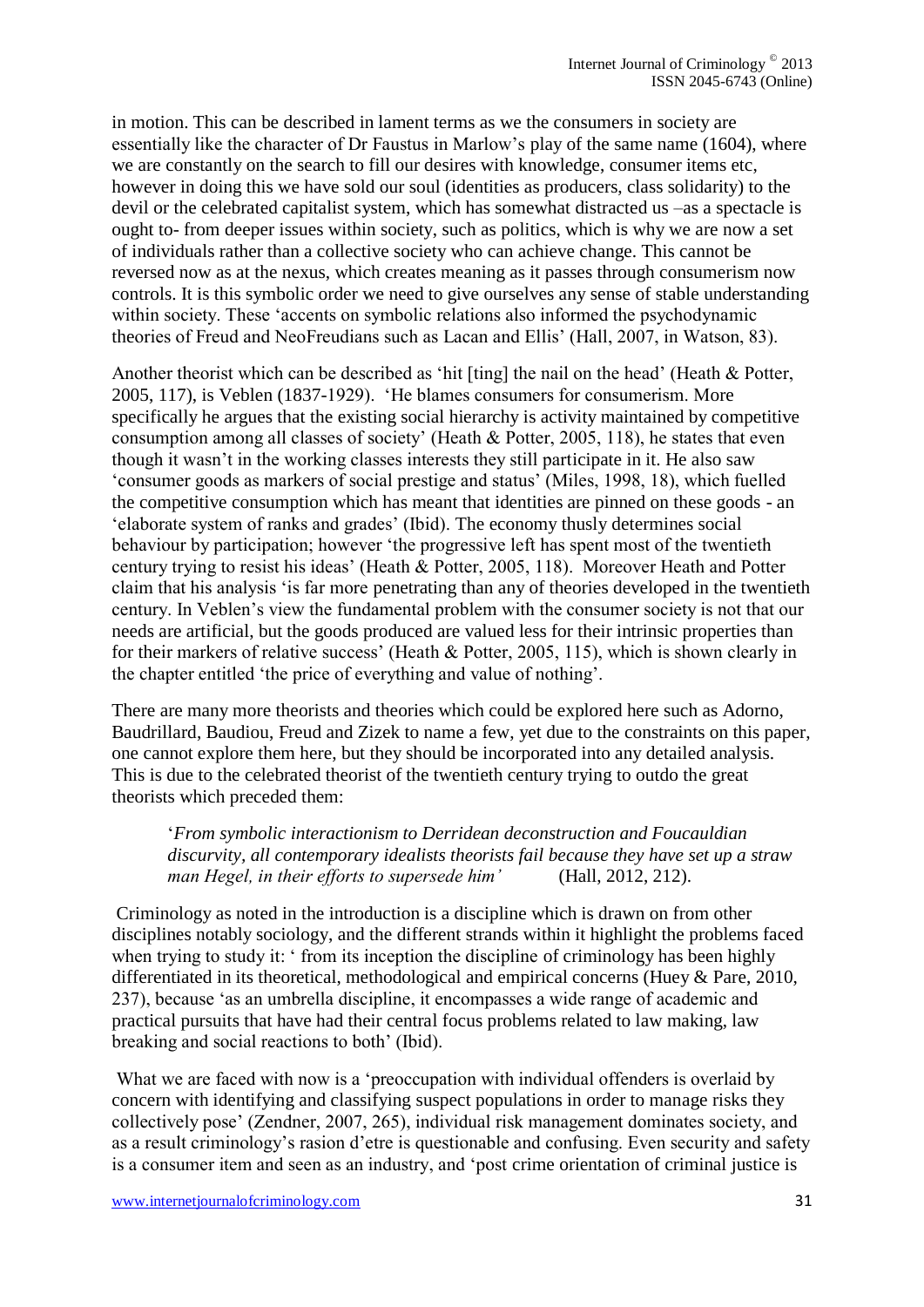in motion. This can be described in lament terms as we the consumers in society are essentially like the character of Dr Faustus in Marlow's play of the same name (1604), where we are constantly on the search to fill our desires with knowledge, consumer items etc, however in doing this we have sold our soul (identities as producers, class solidarity) to the devil or the celebrated capitalist system, which has somewhat distracted us –as a spectacle is ought to- from deeper issues within society, such as politics, which is why we are now a set of individuals rather than a collective society who can achieve change. This cannot be reversed now as at the nexus, which creates meaning as it passes through consumerism now controls. It is this symbolic order we need to give ourselves any sense of stable understanding within society. These 'accents on symbolic relations also informed the psychodynamic theories of Freud and NeoFreudians such as Lacan and Ellis' (Hall, 2007, in Watson, 83).

Another theorist which can be described as 'hit [ting] the nail on the head' (Heath & Potter, 2005, 117), is Veblen (1837-1929). 'He blames consumers for consumerism. More specifically he argues that the existing social hierarchy is activity maintained by competitive consumption among all classes of society' (Heath & Potter, 2005, 118), he states that even though it wasn't in the working classes interests they still participate in it. He also saw 'consumer goods as markers of social prestige and status' (Miles, 1998, 18), which fuelled the competitive consumption which has meant that identities are pinned on these goods - an 'elaborate system of ranks and grades' (Ibid). The economy thusly determines social behaviour by participation; however 'the progressive left has spent most of the twentieth century trying to resist his ideas' (Heath & Potter, 2005, 118). Moreover Heath and Potter claim that his analysis 'is far more penetrating than any of theories developed in the twentieth century. In Veblen's view the fundamental problem with the consumer society is not that our needs are artificial, but the goods produced are valued less for their intrinsic properties than for their markers of relative success' (Heath & Potter, 2005, 115), which is shown clearly in the chapter entitled 'the price of everything and value of nothing'.

There are many more theorists and theories which could be explored here such as Adorno, Baudrillard, Baudiou, Freud and Zizek to name a few, yet due to the constraints on this paper, one cannot explore them here, but they should be incorporated into any detailed analysis. This is due to the celebrated theorist of the twentieth century trying to outdo the great theorists which preceded them:

> '*From symbolic interactionism to Derridean deconstruction and Foucauldian discurvity, all contemporary idealists theorists fail because they have set up a straw man Hegel, in their efforts to supersede him'* (Hall, 2012, 212).

Criminology as noted in the introduction is a discipline which is drawn on from other disciplines notably sociology, and the different strands within it highlight the problems faced when trying to study it: ' from its inception the discipline of criminology has been highly differentiated in its theoretical, methodological and empirical concerns (Huey & Pare, 2010, 237), because 'as an umbrella discipline, it encompasses a wide range of academic and practical pursuits that have had their central focus problems related to law making, law breaking and social reactions to both' (Ibid).

What we are faced with now is a 'preoccupation with individual offenders is overlaid by concern with identifying and classifying suspect populations in order to manage risks they collectively pose' (Zendner, 2007, 265), individual risk management dominates society, and as a result criminology's rasion d'etre is questionable and confusing. Even security and safety is a consumer item and seen as an industry, and 'post crime orientation of criminal justice is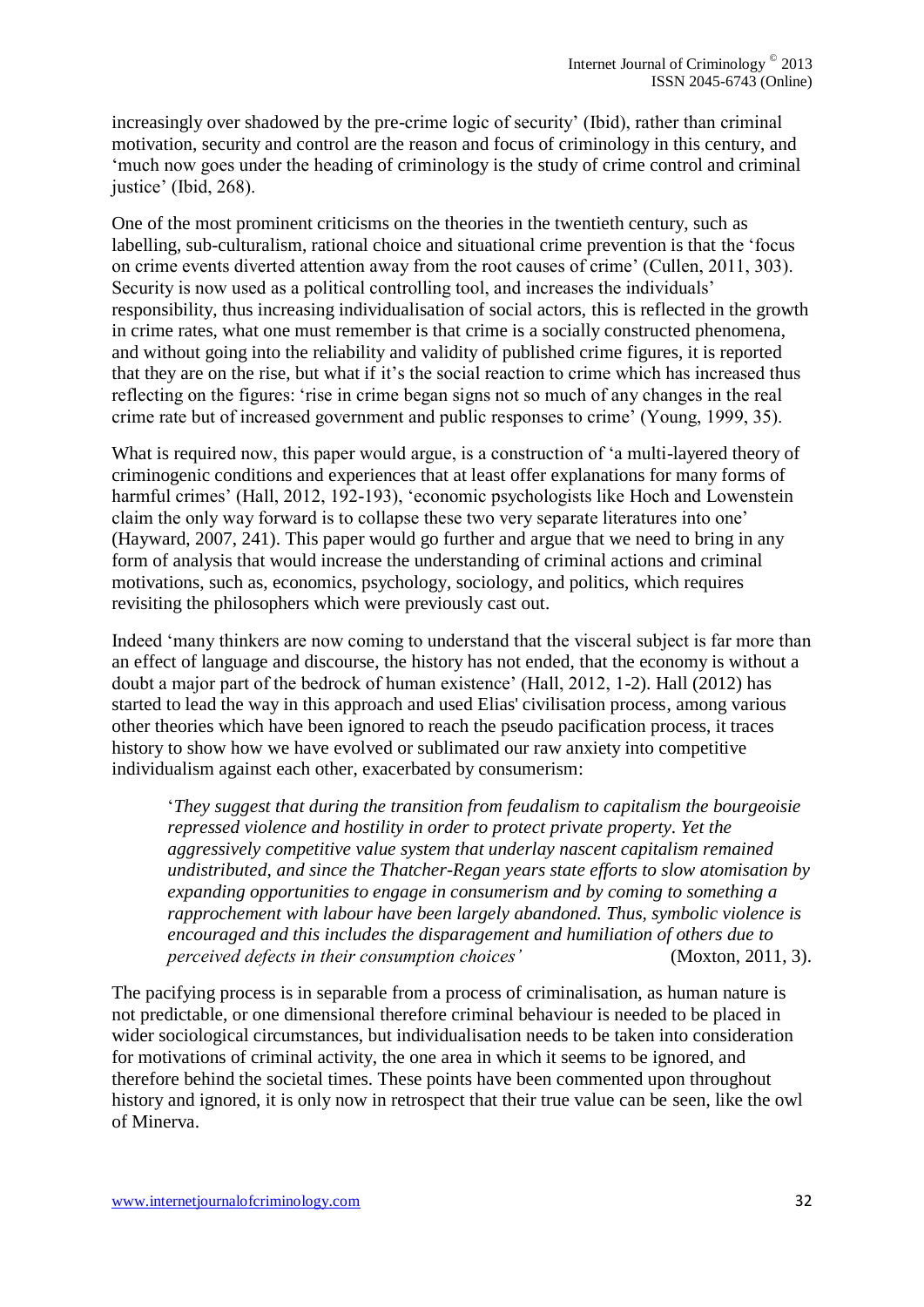increasingly over shadowed by the pre-crime logic of security' (Ibid), rather than criminal motivation, security and control are the reason and focus of criminology in this century, and 'much now goes under the heading of criminology is the study of crime control and criminal justice' (Ibid, 268).

One of the most prominent criticisms on the theories in the twentieth century, such as labelling, sub-culturalism, rational choice and situational crime prevention is that the 'focus on crime events diverted attention away from the root causes of crime' (Cullen, 2011, 303). Security is now used as a political controlling tool, and increases the individuals' responsibility, thus increasing individualisation of social actors, this is reflected in the growth in crime rates, what one must remember is that crime is a socially constructed phenomena, and without going into the reliability and validity of published crime figures, it is reported that they are on the rise, but what if it's the social reaction to crime which has increased thus reflecting on the figures: 'rise in crime began signs not so much of any changes in the real crime rate but of increased government and public responses to crime' (Young, 1999, 35).

What is required now, this paper would argue, is a construction of 'a multi-layered theory of criminogenic conditions and experiences that at least offer explanations for many forms of harmful crimes' (Hall, 2012, 192-193), 'economic psychologists like Hoch and Lowenstein claim the only way forward is to collapse these two very separate literatures into one' (Hayward, 2007, 241). This paper would go further and argue that we need to bring in any form of analysis that would increase the understanding of criminal actions and criminal motivations, such as, economics, psychology, sociology, and politics, which requires revisiting the philosophers which were previously cast out.

Indeed 'many thinkers are now coming to understand that the visceral subject is far more than an effect of language and discourse, the history has not ended, that the economy is without a doubt a major part of the bedrock of human existence' (Hall, 2012, 1-2). Hall (2012) has started to lead the way in this approach and used Elias' civilisation process, among various other theories which have been ignored to reach the pseudo pacification process, it traces history to show how we have evolved or sublimated our raw anxiety into competitive individualism against each other, exacerbated by consumerism:

> '*They suggest that during the transition from feudalism to capitalism the bourgeoisie repressed violence and hostility in order to protect private property. Yet the aggressively competitive value system that underlay nascent capitalism remained undistributed, and since the Thatcher-Regan years state efforts to slow atomisation by expanding opportunities to engage in consumerism and by coming to something a rapprochement with labour have been largely abandoned. Thus, symbolic violence is encouraged and this includes the disparagement and humiliation of others due to perceived defects in their consumption choices*' (Moxton, 2011, 3).

The pacifying process is in separable from a process of criminalisation, as human nature is not predictable, or one dimensional therefore criminal behaviour is needed to be placed in wider sociological circumstances, but individualisation needs to be taken into consideration for motivations of criminal activity, the one area in which it seems to be ignored, and therefore behind the societal times. These points have been commented upon throughout history and ignored, it is only now in retrospect that their true value can be seen, like the owl of Minerva.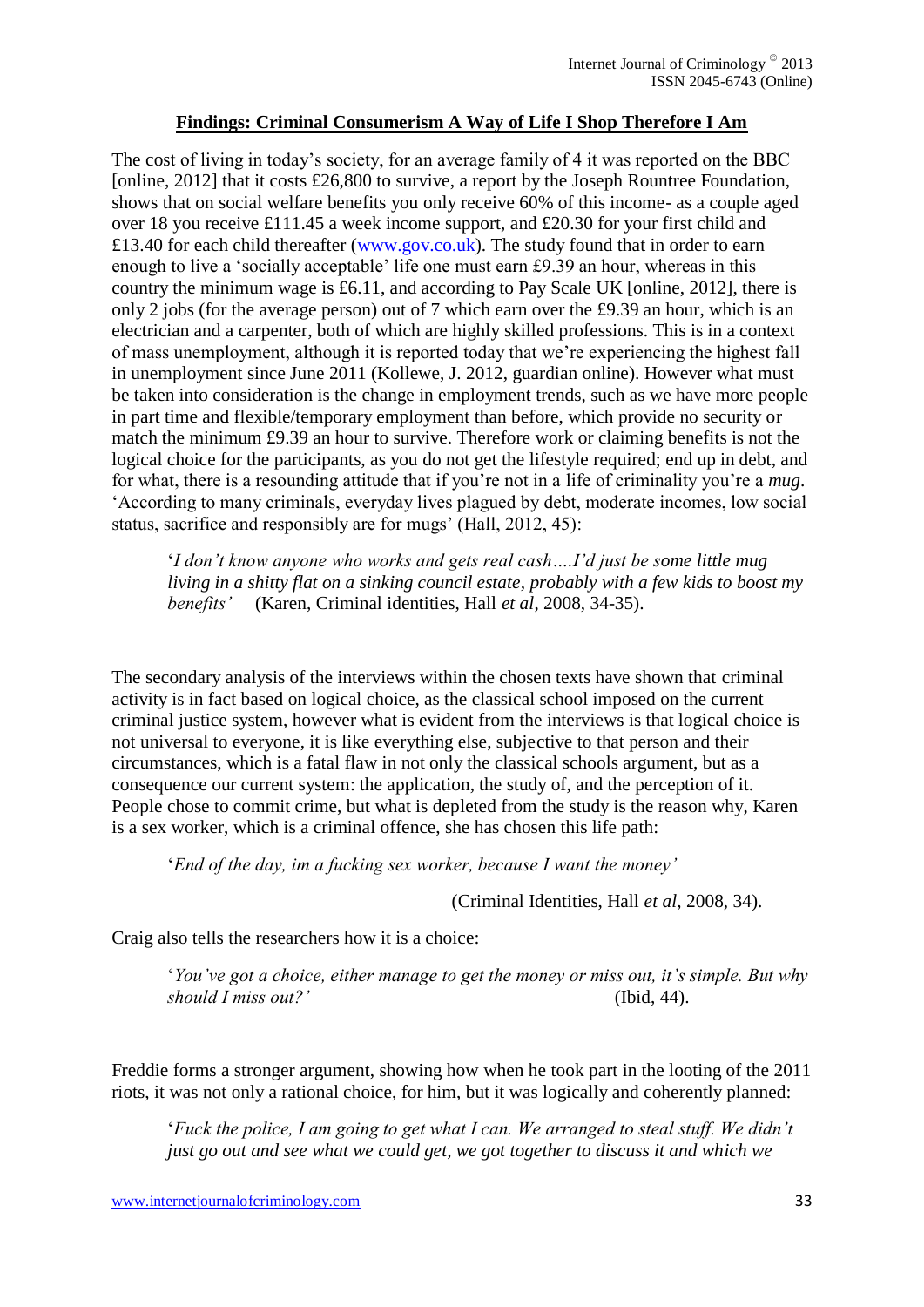## Findings: Criminal Consumerism A Way of Life I Shop Therefore I Am

The cost of living in today's society, for an average family of 4 it was reported on the BBC [online, 2012] that it costs £26,800 to survive, a report by the Joseph Rountree Foundation, shows that on social welfare benefits you only receive 60% of this income- as a couple aged over 18 you receive £111.45 a week income support, and £20.30 for your first child and £13.40 for each child thereafter (www.gov.co.uk). The study found that in order to earn enough to live a 'socially acceptable' life one must earn £9.39 an hour, whereas in this country the minimum wage is £6.11, and according to Pay Scale UK [online, 2012], there is only 2 jobs (for the average person) out of 7 which earn over the £9.39 an hour, which is an electrician and a carpenter, both of which are highly skilled professions. This is in a context of mass unemployment, although it is reported today that we're experiencing the highest fall in unemployment since June 2011 (Kollewe, J. 2012, guardian online). However what must be taken into consideration is the change in employment trends, such as we have more people in part time and flexible/temporary employment than before, which provide no security or match the minimum £9.39 an hour to survive. Therefore work or claiming benefits is not the logical choice for the participants, as you do not get the lifestyle required; end up in debt, and for what, there is a resounding attitude that if you're not in a life of criminality you're a *mug*. 'According to many criminals, everyday lives plagued by debt, moderate incomes, low social status, sacrifice and responsibly are for mugs' (Hall, 2012, 45):

> '*I don't know anyone who works and gets real cash….I'd just be some little mug living in a shitty flat on a sinking council estate, probably with a few kids to boost my benefits'* (Karen, Criminal identities, Hall *et al*, 2008, 34-35).

The secondary analysis of the interviews within the chosen texts have shown that criminal activity is in fact based on logical choice, as the classical school imposed on the current criminal justice system, however what is evident from the interviews is that logical choice is not universal to everyone, it is like everything else, subjective to that person and their circumstances, which is a fatal flaw in not only the classical schools argument, but as a consequence our current system: the application, the study of, and the perception of it. People chose to commit crime, but what is depleted from the study is the reason why, Karen is a sex worker, which is a criminal offence, she has chosen this life path:

> '*End of the day, im a fucking sex worker, because I want the money'*
>
> (Criminal Identities, Hall *et al*, 2008, 34).

Craig also tells the researchers how it is a choice:

> '*You've got a choice, either manage to get the money or miss out, it's simple. But why should I miss out?'* (Ibid, 44).

Freddie forms a stronger argument, showing how when he took part in the looting of the 2011 riots, it was not only a rational choice, for him, but it was logically and coherently planned:

> '*Fuck the police, I am going to get what I can. We arranged to steal stuff. We didn't just go out and see what we could get, we got together to discuss it and which we*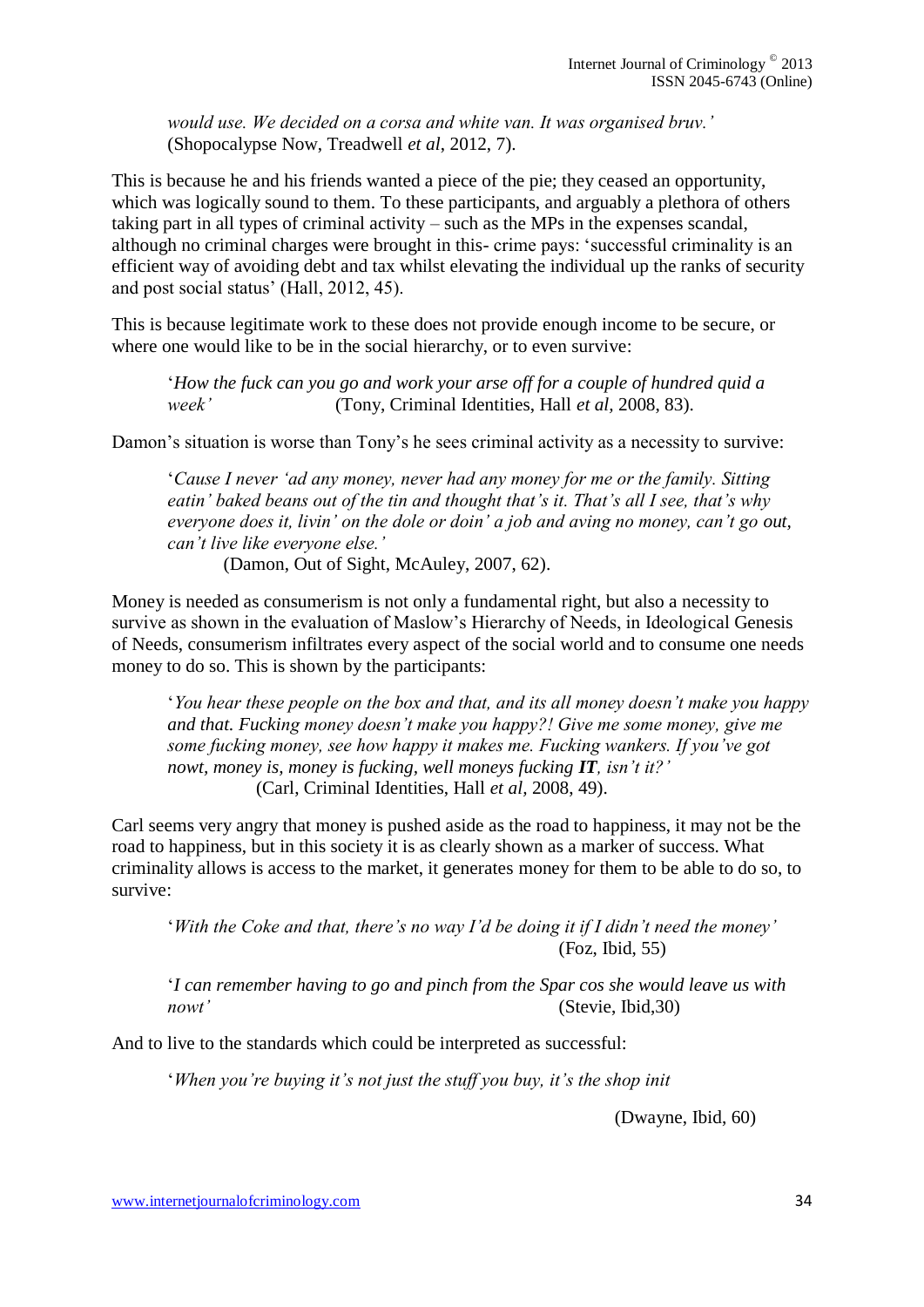*would use. We decided on a corsa and white van. It was organised bruv.'* (Shopocalypse Now, Treadwell *et al*, 2012, 7).

This is because he and his friends wanted a piece of the pie; they ceased an opportunity, which was logically sound to them. To these participants, and arguably a plethora of others taking part in all types of criminal activity – such as the MPs in the expenses scandal, although no criminal charges were brought in this- crime pays: 'successful criminality is an efficient way of avoiding debt and tax whilst elevating the individual up the ranks of security and post social status' (Hall, 2012, 45).

This is because legitimate work to these does not provide enough income to be secure, or where one would like to be in the social hierarchy, or to even survive:

> '*How the fuck can you go and work your arse off for a couple of hundred quid a week'* (Tony, Criminal Identities, Hall *et al,* 2008, 83).

Damon's situation is worse than Tony's he sees criminal activity as a necessity to survive:

> '*Cause I never 'ad any money, never had any money for me or the family. Sitting eatin' baked beans out of the tin and thought that's it. That's all I see, that's why everyone does it, livin' on the dole or doin' a job and aving no money, can't go out, can't live like everyone else.'*
> (Damon, Out of Sight, McAuley, 2007, 62).

Money is needed as consumerism is not only a fundamental right, but also a necessity to survive as shown in the evaluation of Maslow's Hierarchy of Needs, in Ideological Genesis of Needs, consumerism infiltrates every aspect of the social world and to consume one needs money to do so. This is shown by the participants:

> '*You hear these people on the box and that, and its all money doesn't make you happy and that. Fucking money doesn't make you happy?! Give me some money, give me some fucking money, see how happy it makes me. Fucking wankers. If you've got nowt, money is, money is fucking, well moneys fucking **IT**, isn't it?'*
> (Carl, Criminal Identities, Hall *et al,* 2008, 49).

Carl seems very angry that money is pushed aside as the road to happiness, it may not be the road to happiness, but in this society it is as clearly shown as a marker of success. What criminality allows is access to the market, it generates money for them to be able to do so, to survive:

> '*With the Coke and that, there's no way I'd be doing it if I didn't need the money'* (Foz, Ibid, 55)

> '*I can remember having to go and pinch from the Spar cos she would leave us with nowt'* (Stevie, Ibid,30)

And to live to the standards which could be interpreted as successful:

> '*When you're buying it's not just the stuff you buy, it's the shop init*
> (Dwayne, Ibid, 60)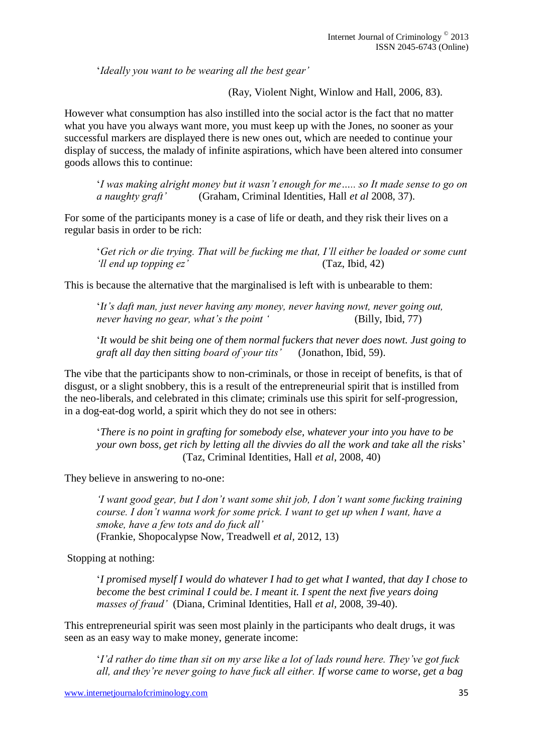'*Ideally you want to be wearing all the best gear'*

(Ray, Violent Night, Winlow and Hall, 2006, 83).

However what consumption has also instilled into the social actor is the fact that no matter what you have you always want more, you must keep up with the Jones, no sooner as your successful markers are displayed there is new ones out, which are needed to continue your display of success, the malady of infinite aspirations, which have been altered into consumer goods allows this to continue:

> '*I was making alright money but it wasn't enough for me..... so It made sense to go on a naughty graft'* (Graham, Criminal Identities, Hall *et al* 2008, 37).

For some of the participants money is a case of life or death, and they risk their lives on a regular basis in order to be rich:

> '*Get rich or die trying. That will be fucking me that, I'll either be loaded or some cunt 'll end up topping ez'* (Taz, Ibid, 42)

This is because the alternative that the marginalised is left with is unbearable to them:

> '*It's daft man, just never having any money, never having nowt, never going out, never having no gear, what's the point '* (Billy, Ibid, 77)

> '*It would be shit being one of them normal fuckers that never does nowt. Just going to graft all day then sitting board of your tits'* (Jonathon, Ibid, 59).

The vibe that the participants show to non-criminals, or those in receipt of benefits, is that of disgust, or a slight snobbery, this is a result of the entrepreneurial spirit that is instilled from the neo-liberals, and celebrated in this climate; criminals use this spirit for self-progression, in a dog-eat-dog world, a spirit which they do not see in others:

> '*There is no point in grafting for somebody else, whatever your into you have to be your own boss, get rich by letting all the divvies do all the work and take all the risks*' (Taz, Criminal Identities, Hall *et al*, 2008, 40)

They believe in answering to no-one:

> *'I want good gear, but I don't want some shit job, I don't want some fucking training course. I don't wanna work for some prick. I want to get up when I want, have a smoke, have a few tots and do fuck all'*
> (Frankie, Shopocalypse Now, Treadwell *et al*, 2012, 13)

Stopping at nothing:

> '*I promised myself I would do whatever I had to get what I wanted, that day I chose to become the best criminal I could be. I meant it. I spent the next five years doing masses of fraud'* (Diana, Criminal Identities, Hall *et al*, 2008, 39-40).

This entrepreneurial spirit was seen most plainly in the participants who dealt drugs, it was seen as an easy way to make money, generate income:

> '*I'd rather do time than sit on my arse like a lot of lads round here. They've got fuck all, and they're never going to have fuck all either. If worse came to worse, get a bag*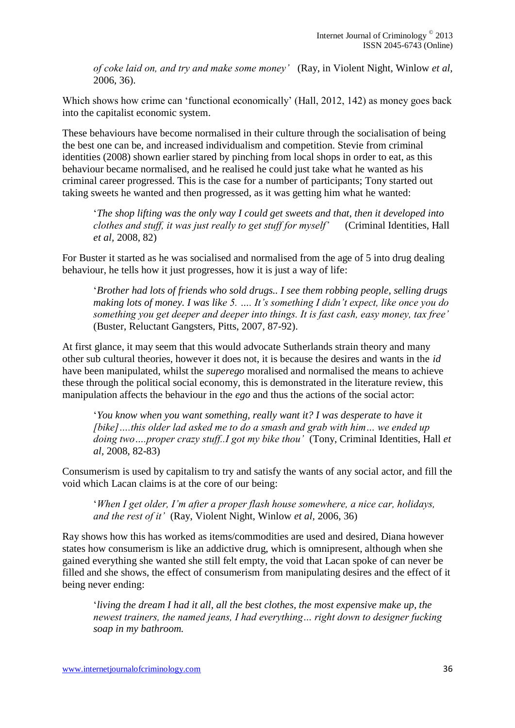*of coke laid on, and try and make some money'* (Ray, in Violent Night, Winlow *et al*, 2006, 36).

Which shows how crime can 'functional economically' (Hall, 2012, 142) as money goes back into the capitalist economic system.

These behaviours have become normalised in their culture through the socialisation of being the best one can be, and increased individualism and competition. Stevie from criminal identities (2008) shown earlier stared by pinching from local shops in order to eat, as this behaviour became normalised, and he realised he could just take what he wanted as his criminal career progressed. This is the case for a number of participants; Tony started out taking sweets he wanted and then progressed, as it was getting him what he wanted:

> '*The shop lifting was the only way I could get sweets and that, then it developed into clothes and stuff, it was just really to get stuff for myself'* (Criminal Identities, Hall *et al*, 2008, 82)

For Buster it started as he was socialised and normalised from the age of 5 into drug dealing behaviour, he tells how it just progresses, how it is just a way of life:

> '*Brother had lots of friends who sold drugs.. I see them robbing people, selling drugs making lots of money. I was like 5. …. It's something I didn't expect, like once you do something you get deeper and deeper into things. It is fast cash, easy money, tax free'* (Buster, Reluctant Gangsters, Pitts, 2007, 87-92).

At first glance, it may seem that this would advocate Sutherlands strain theory and many other sub cultural theories, however it does not, it is because the desires and wants in the *id* have been manipulated, whilst the *superego* moralised and normalised the means to achieve these through the political social economy, this is demonstrated in the literature review, this manipulation affects the behaviour in the *ego* and thus the actions of the social actor:

> '*You know when you want something, really want it? I was desperate to have it [bike]….this older lad asked me to do a smash and grab with him… we ended up doing two….proper crazy stuff..I got my bike thou'* (Tony, Criminal Identities, Hall *et al*, 2008, 82-83)

Consumerism is used by capitalism to try and satisfy the wants of any social actor, and fill the void which Lacan claims is at the core of our being:

> '*When I get older, I'm after a proper flash house somewhere, a nice car, holidays, and the rest of it'* (Ray, Violent Night, Winlow *et al*, 2006, 36)

Ray shows how this has worked as items/commodities are used and desired, Diana however states how consumerism is like an addictive drug, which is omnipresent, although when she gained everything she wanted she still felt empty, the void that Lacan spoke of can never be filled and she shows, the effect of consumerism from manipulating desires and the effect of it being never ending:

> '*living the dream I had it all, all the best clothes, the most expensive make up, the newest trainers, the named jeans, I had everything… right down to designer fucking soap in my bathroom.*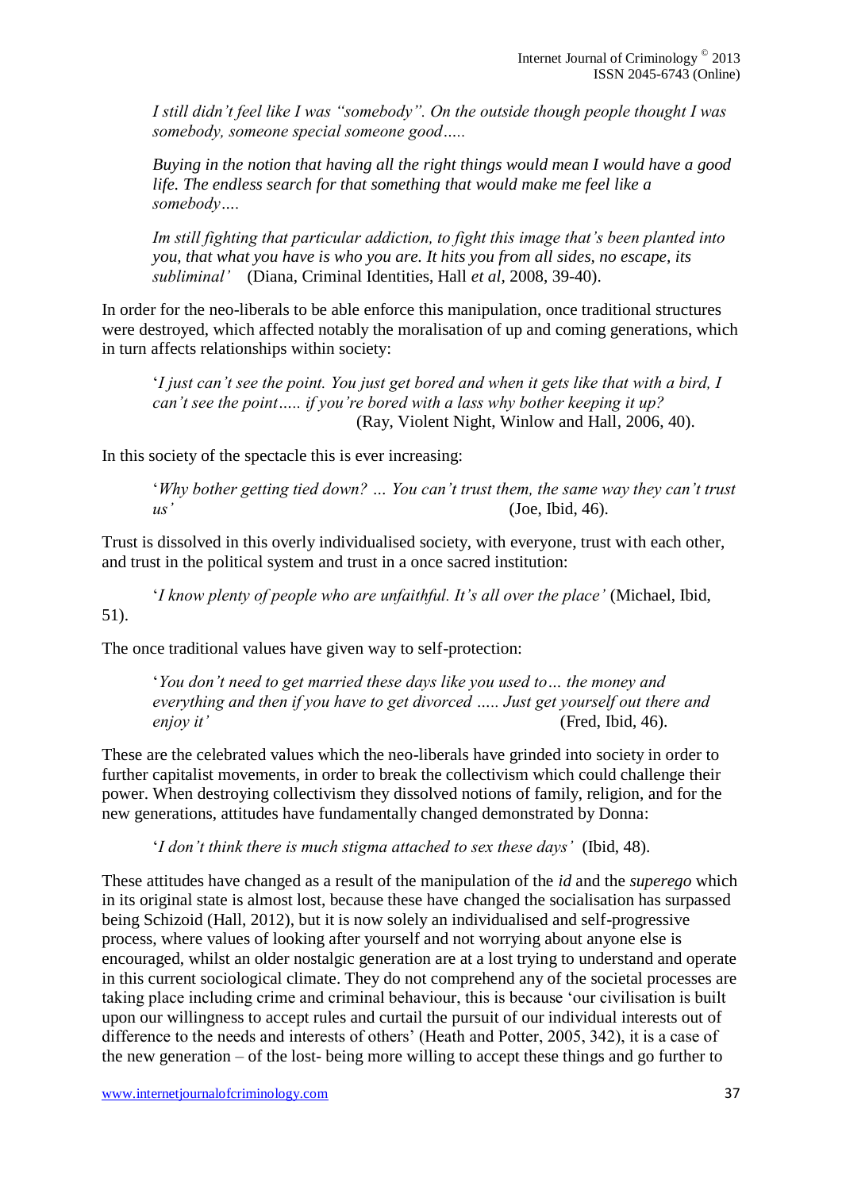*I still didn't feel like I was "somebody". On the outside though people thought I was somebody, someone special someone good…..*

*Buying in the notion that having all the right things would mean I would have a good life. The endless search for that something that would make me feel like a somebody….*

*Im still fighting that particular addiction, to fight this image that's been planted into you, that what you have is who you are. It hits you from all sides, no escape, its subliminal'* (Diana, Criminal Identities, Hall *et al*, 2008, 39-40).

In order for the neo-liberals to be able enforce this manipulation, once traditional structures were destroyed, which affected notably the moralisation of up and coming generations, which in turn affects relationships within society:

'*I just can't see the point. You just get bored and when it gets like that with a bird, I can't see the point….. if you're bored with a lass why bother keeping it up?* (Ray, Violent Night, Winlow and Hall, 2006, 40).

In this society of the spectacle this is ever increasing:

'*Why bother getting tied down? … You can't trust them, the same way they can't trust us'* (Joe, Ibid, 46).

Trust is dissolved in this overly individualised society, with everyone, trust with each other, and trust in the political system and trust in a once sacred institution:

'*I know plenty of people who are unfaithful. It's all over the place'* (Michael, Ibid, 51).

The once traditional values have given way to self-protection:

'*You don't need to get married these days like you used to… the money and everything and then if you have to get divorced ….. Just get yourself out there and enjoy it'* (Fred, Ibid, 46).

These are the celebrated values which the neo-liberals have grinded into society in order to further capitalist movements, in order to break the collectivism which could challenge their power. When destroying collectivism they dissolved notions of family, religion, and for the new generations, attitudes have fundamentally changed demonstrated by Donna:

'*I don't think there is much stigma attached to sex these days'* (Ibid, 48).

These attitudes have changed as a result of the manipulation of the *id* and the *superego* which in its original state is almost lost, because these have changed the socialisation has surpassed being Schizoid (Hall, 2012), but it is now solely an individualised and self-progressive process, where values of looking after yourself and not worrying about anyone else is encouraged, whilst an older nostalgic generation are at a lost trying to understand and operate in this current sociological climate. They do not comprehend any of the societal processes are taking place including crime and criminal behaviour, this is because 'our civilisation is built upon our willingness to accept rules and curtail the pursuit of our individual interests out of difference to the needs and interests of others' (Heath and Potter, 2005, 342), it is a case of the new generation – of the lost- being more willing to accept these things and go further to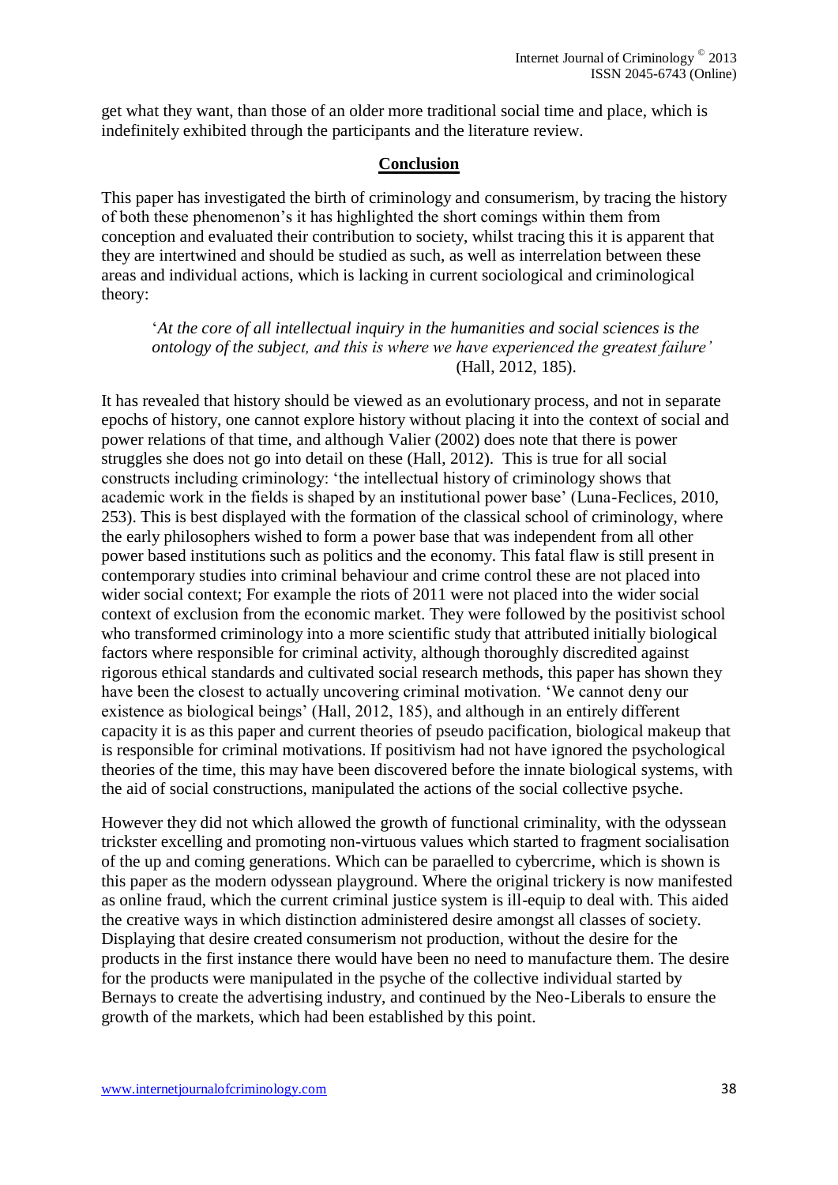get what they want, than those of an older more traditional social time and place, which is indefinitely exhibited through the participants and the literature review.

## Conclusion

This paper has investigated the birth of criminology and consumerism, by tracing the history of both these phenomenon's it has highlighted the short comings within them from conception and evaluated their contribution to society, whilst tracing this it is apparent that they are intertwined and should be studied as such, as well as interrelation between these areas and individual actions, which is lacking in current sociological and criminological theory:

> '*At the core of all intellectual inquiry in the humanities and social sciences is the ontology of the subject, and this is where we have experienced the greatest failure'* (Hall, 2012, 185).

It has revealed that history should be viewed as an evolutionary process, and not in separate epochs of history, one cannot explore history without placing it into the context of social and power relations of that time, and although Valier (2002) does note that there is power struggles she does not go into detail on these (Hall, 2012). This is true for all social constructs including criminology: 'the intellectual history of criminology shows that academic work in the fields is shaped by an institutional power base' (Luna-Feclices, 2010, 253). This is best displayed with the formation of the classical school of criminology, where the early philosophers wished to form a power base that was independent from all other power based institutions such as politics and the economy. This fatal flaw is still present in contemporary studies into criminal behaviour and crime control these are not placed into wider social context; For example the riots of 2011 were not placed into the wider social context of exclusion from the economic market. They were followed by the positivist school who transformed criminology into a more scientific study that attributed initially biological factors where responsible for criminal activity, although thoroughly discredited against rigorous ethical standards and cultivated social research methods, this paper has shown they have been the closest to actually uncovering criminal motivation. 'We cannot deny our existence as biological beings' (Hall, 2012, 185), and although in an entirely different capacity it is as this paper and current theories of pseudo pacification, biological makeup that is responsible for criminal motivations. If positivism had not have ignored the psychological theories of the time, this may have been discovered before the innate biological systems, with the aid of social constructions, manipulated the actions of the social collective psyche.

However they did not which allowed the growth of functional criminality, with the odyssean trickster excelling and promoting non-virtuous values which started to fragment socialisation of the up and coming generations. Which can be paraelled to cybercrime, which is shown is this paper as the modern odyssean playground. Where the original trickery is now manifested as online fraud, which the current criminal justice system is ill-equip to deal with. This aided the creative ways in which distinction administered desire amongst all classes of society. Displaying that desire created consumerism not production, without the desire for the products in the first instance there would have been no need to manufacture them. The desire for the products were manipulated in the psyche of the collective individual started by Bernays to create the advertising industry, and continued by the Neo-Liberals to ensure the growth of the markets, which had been established by this point.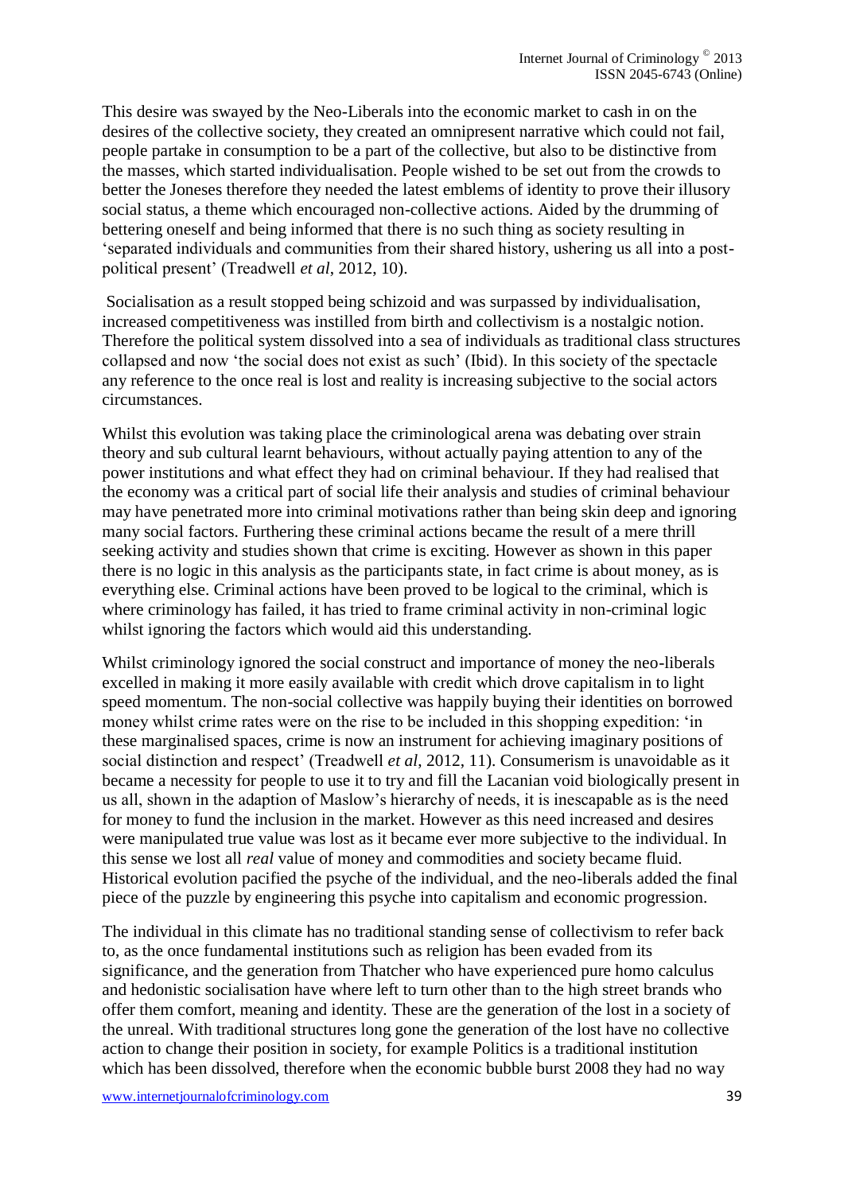This desire was swayed by the Neo-Liberals into the economic market to cash in on the desires of the collective society, they created an omnipresent narrative which could not fail, people partake in consumption to be a part of the collective, but also to be distinctive from the masses, which started individualisation. People wished to be set out from the crowds to better the Joneses therefore they needed the latest emblems of identity to prove their illusory social status, a theme which encouraged non-collective actions. Aided by the drumming of bettering oneself and being informed that there is no such thing as society resulting in 'separated individuals and communities from their shared history, ushering us all into a post-political present' (Treadwell *et al*, 2012, 10).

Socialisation as a result stopped being schizoid and was surpassed by individualisation, increased competitiveness was instilled from birth and collectivism is a nostalgic notion. Therefore the political system dissolved into a sea of individuals as traditional class structures collapsed and now 'the social does not exist as such' (Ibid). In this society of the spectacle any reference to the once real is lost and reality is increasing subjective to the social actors circumstances.

Whilst this evolution was taking place the criminological arena was debating over strain theory and sub cultural learnt behaviours, without actually paying attention to any of the power institutions and what effect they had on criminal behaviour. If they had realised that the economy was a critical part of social life their analysis and studies of criminal behaviour may have penetrated more into criminal motivations rather than being skin deep and ignoring many social factors. Furthering these criminal actions became the result of a mere thrill seeking activity and studies shown that crime is exciting. However as shown in this paper there is no logic in this analysis as the participants state, in fact crime is about money, as is everything else. Criminal actions have been proved to be logical to the criminal, which is where criminology has failed, it has tried to frame criminal activity in non-criminal logic whilst ignoring the factors which would aid this understanding.

Whilst criminology ignored the social construct and importance of money the neo-liberals excelled in making it more easily available with credit which drove capitalism in to light speed momentum. The non-social collective was happily buying their identities on borrowed money whilst crime rates were on the rise to be included in this shopping expedition: 'in these marginalised spaces, crime is now an instrument for achieving imaginary positions of social distinction and respect' (Treadwell *et al*, 2012, 11). Consumerism is unavoidable as it became a necessity for people to use it to try and fill the Lacanian void biologically present in us all, shown in the adaption of Maslow's hierarchy of needs, it is inescapable as is the need for money to fund the inclusion in the market. However as this need increased and desires were manipulated true value was lost as it became ever more subjective to the individual. In this sense we lost all *real* value of money and commodities and society became fluid. Historical evolution pacified the psyche of the individual, and the neo-liberals added the final piece of the puzzle by engineering this psyche into capitalism and economic progression.

The individual in this climate has no traditional standing sense of collectivism to refer back to, as the once fundamental institutions such as religion has been evaded from its significance, and the generation from Thatcher who have experienced pure homo calculus and hedonistic socialisation have where left to turn other than to the high street brands who offer them comfort, meaning and identity. These are the generation of the lost in a society of the unreal. With traditional structures long gone the generation of the lost have no collective action to change their position in society, for example Politics is a traditional institution which has been dissolved, therefore when the economic bubble burst 2008 they had no way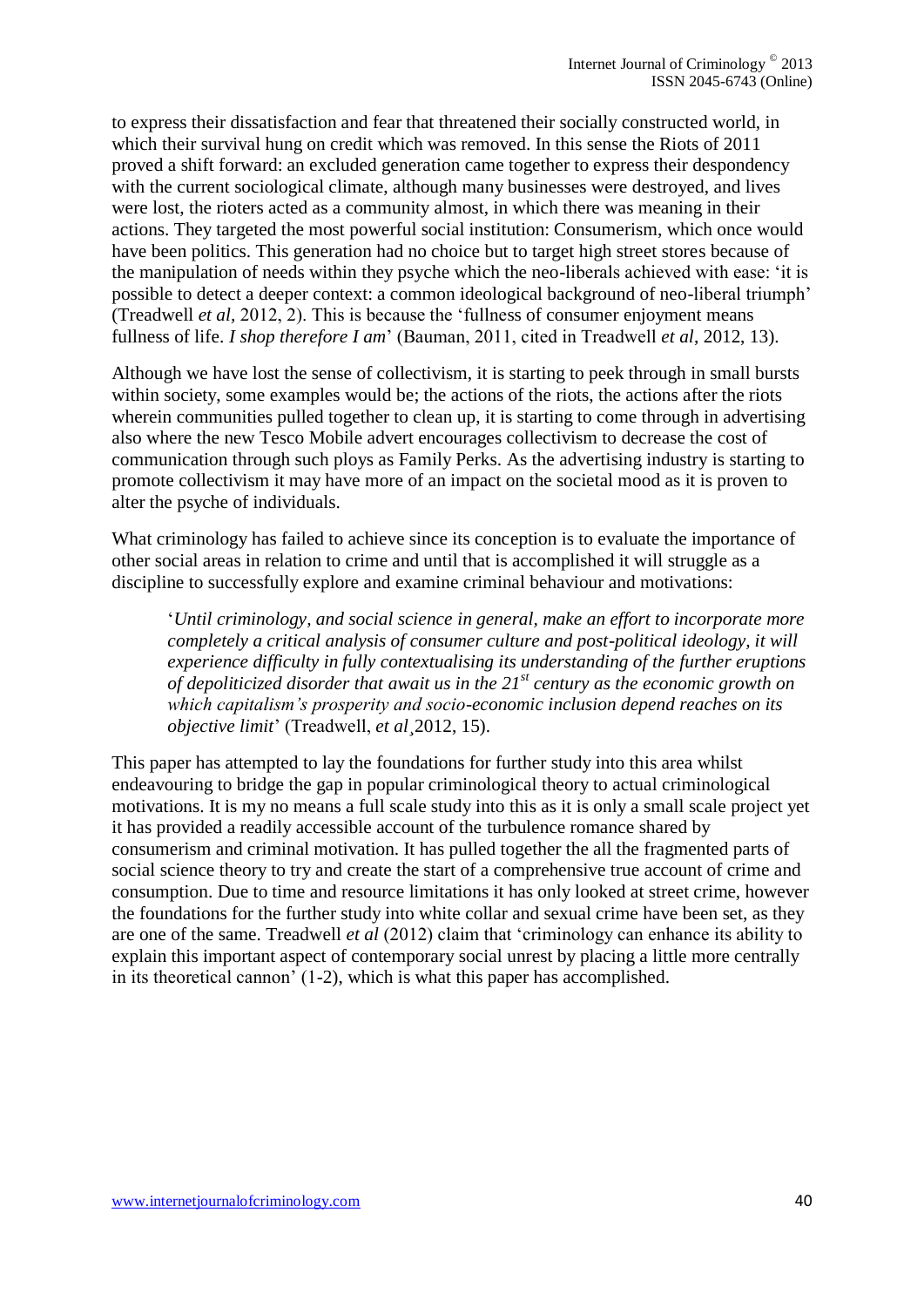to express their dissatisfaction and fear that threatened their socially constructed world, in which their survival hung on credit which was removed. In this sense the Riots of 2011 proved a shift forward: an excluded generation came together to express their despondency with the current sociological climate, although many businesses were destroyed, and lives were lost, the rioters acted as a community almost, in which there was meaning in their actions. They targeted the most powerful social institution: Consumerism, which once would have been politics. This generation had no choice but to target high street stores because of the manipulation of needs within they psyche which the neo-liberals achieved with ease: 'it is possible to detect a deeper context: a common ideological background of neo-liberal triumph' (Treadwell *et al*, 2012, 2). This is because the 'fullness of consumer enjoyment means fullness of life. *I shop therefore I am*' (Bauman, 2011, cited in Treadwell *et al*, 2012, 13).

Although we have lost the sense of collectivism, it is starting to peek through in small bursts within society, some examples would be; the actions of the riots, the actions after the riots wherein communities pulled together to clean up, it is starting to come through in advertising also where the new Tesco Mobile advert encourages collectivism to decrease the cost of communication through such ploys as Family Perks. As the advertising industry is starting to promote collectivism it may have more of an impact on the societal mood as it is proven to alter the psyche of individuals.

What criminology has failed to achieve since its conception is to evaluate the importance of other social areas in relation to crime and until that is accomplished it will struggle as a discipline to successfully explore and examine criminal behaviour and motivations:

> '*Until criminology, and social science in general, make an effort to incorporate more completely a critical analysis of consumer culture and post-political ideology, it will experience difficulty in fully contextualising its understanding of the further eruptions of depoliticized disorder that await us in the 21st century as the economic growth on which capitalism's prosperity and socio-economic inclusion depend reaches on its objective limit*' (Treadwell, *et al*¸2012, 15).

This paper has attempted to lay the foundations for further study into this area whilst endeavouring to bridge the gap in popular criminological theory to actual criminological motivations. It is my no means a full scale study into this as it is only a small scale project yet it has provided a readily accessible account of the turbulence romance shared by consumerism and criminal motivation. It has pulled together the all the fragmented parts of social science theory to try and create the start of a comprehensive true account of crime and consumption. Due to time and resource limitations it has only looked at street crime, however the foundations for the further study into white collar and sexual crime have been set, as they are one of the same. Treadwell *et al* (2012) claim that 'criminology can enhance its ability to explain this important aspect of contemporary social unrest by placing a little more centrally in its theoretical cannon' (1-2), which is what this paper has accomplished.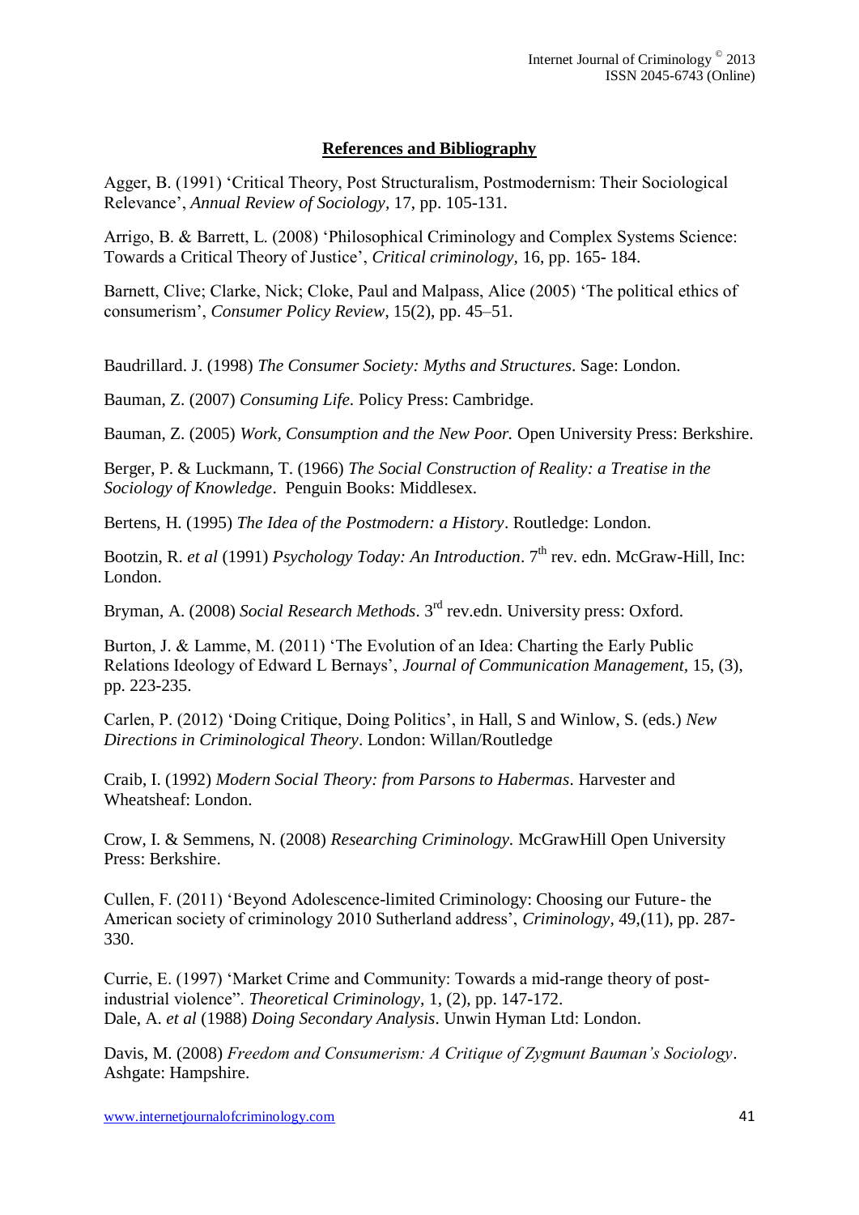## References and Bibliography

Agger, B. (1991) 'Critical Theory, Post Structuralism, Postmodernism: Their Sociological Relevance', *Annual Review of Sociology,* 17, pp. 105-131.

Arrigo, B. & Barrett, L. (2008) 'Philosophical Criminology and Complex Systems Science: Towards a Critical Theory of Justice', *Critical criminology,* 16, pp. 165- 184.

Barnett, Clive; Clarke, Nick; Cloke, Paul and Malpass, Alice (2005) 'The political ethics of consumerism', *Consumer Policy Review*, 15(2), pp. 45–51.

Baudrillard. J. (1998) *The Consumer Society: Myths and Structures*. Sage: London.

Bauman, Z. (2007) *Consuming Life.* Policy Press: Cambridge.

Bauman, Z. (2005) *Work, Consumption and the New Poor.* Open University Press: Berkshire.

Berger, P. & Luckmann, T. (1966) *The Social Construction of Reality: a Treatise in the Sociology of Knowledge*. Penguin Books: Middlesex.

Bertens, H. (1995) *The Idea of the Postmodern: a History*. Routledge: London.

Bootzin, R. *et al* (1991) *Psychology Today: An Introduction*. 7th rev. edn. McGraw-Hill, Inc: London.

Bryman, A. (2008) *Social Research Methods*. 3rd rev.edn. University press: Oxford.

Burton, J. & Lamme, M. (2011) 'The Evolution of an Idea: Charting the Early Public Relations Ideology of Edward L Bernays', *Journal of Communication Management,* 15, (3), pp. 223-235.

Carlen, P. (2012) 'Doing Critique, Doing Politics', in Hall, S and Winlow, S. (eds.) *New Directions in Criminological Theory*. London: Willan/Routledge

Craib, I. (1992) *Modern Social Theory: from Parsons to Habermas*. Harvester and Wheatsheaf: London.

Crow, I. & Semmens, N. (2008) *Researching Criminology.* McGrawHill Open University Press: Berkshire.

Cullen, F. (2011) 'Beyond Adolescence-limited Criminology: Choosing our Future- the American society of criminology 2010 Sutherland address', *Criminology,* 49,(11), pp. 287-330.

Currie, E. (1997) 'Market Crime and Community: Towards a mid-range theory of post-industrial violence". *Theoretical Criminology,* 1, (2), pp. 147-172.

Dale, A. *et al* (1988) *Doing Secondary Analysis*. Unwin Hyman Ltd: London.

Davis, M. (2008) *Freedom and Consumerism: A Critique of Zygmunt Bauman's Sociology*. Ashgate: Hampshire.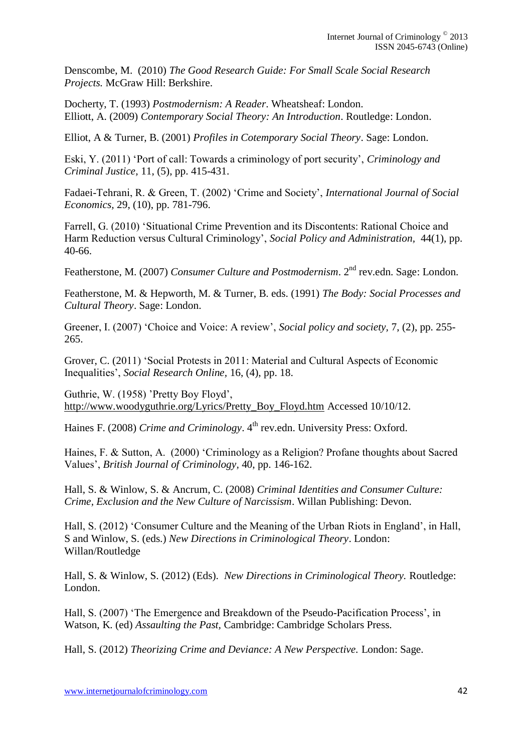Denscombe, M. (2010) *The Good Research Guide: For Small Scale Social Research Projects.* McGraw Hill: Berkshire.

Docherty, T. (1993) *Postmodernism: A Reader*. Wheatsheaf: London.
Elliott, A. (2009) *Contemporary Social Theory: An Introduction*. Routledge: London.

Elliot, A & Turner, B. (2001) *Profiles in Cotemporary Social Theory*. Sage: London.

Eski, Y. (2011) 'Port of call: Towards a criminology of port security', *Criminology and Criminal Justice,* 11, (5), pp. 415-431.

Fadaei-Tehrani, R. & Green, T. (2002) 'Crime and Society', *International Journal of Social Economics,* 29, (10), pp. 781-796.

Farrell, G. (2010) 'Situational Crime Prevention and its Discontents: Rational Choice and Harm Reduction versus Cultural Criminology', *Social Policy and Administration,* 44(1), pp. 40-66.

Featherstone, M. (2007) *Consumer Culture and Postmodernism*. 2nd rev.edn. Sage: London.

Featherstone, M. & Hepworth, M. & Turner, B. eds. (1991) *The Body: Social Processes and Cultural Theory*. Sage: London.

Greener, I. (2007) 'Choice and Voice: A review', *Social policy and society,* 7, (2), pp. 255-265.

Grover, C. (2011) 'Social Protests in 2011: Material and Cultural Aspects of Economic Inequalities', *Social Research Online,* 16, (4), pp. 18.

Guthrie, W. (1958) 'Pretty Boy Floyd', http://www.woodyguthrie.org/Lyrics/Pretty_Boy_Floyd.htm Accessed 10/10/12.

Haines F. (2008) *Crime and Criminology*. 4th rev.edn. University Press: Oxford.

Haines, F. & Sutton, A. (2000) 'Criminology as a Religion? Profane thoughts about Sacred Values', *British Journal of Criminology,* 40, pp. 146-162.

Hall, S. & Winlow, S. & Ancrum, C. (2008) *Criminal Identities and Consumer Culture: Crime, Exclusion and the New Culture of Narcissism*. Willan Publishing: Devon.

Hall, S. (2012) 'Consumer Culture and the Meaning of the Urban Riots in England', in Hall, S and Winlow, S. (eds.) *New Directions in Criminological Theory*. London: Willan/Routledge

Hall, S. & Winlow, S. (2012) (Eds). *New Directions in Criminological Theory.* Routledge: London.

Hall, S. (2007) 'The Emergence and Breakdown of the Pseudo-Pacification Process', in Watson, K. (ed) *Assaulting the Past,* Cambridge: Cambridge Scholars Press.

Hall, S. (2012) *Theorizing Crime and Deviance: A New Perspective.* London: Sage.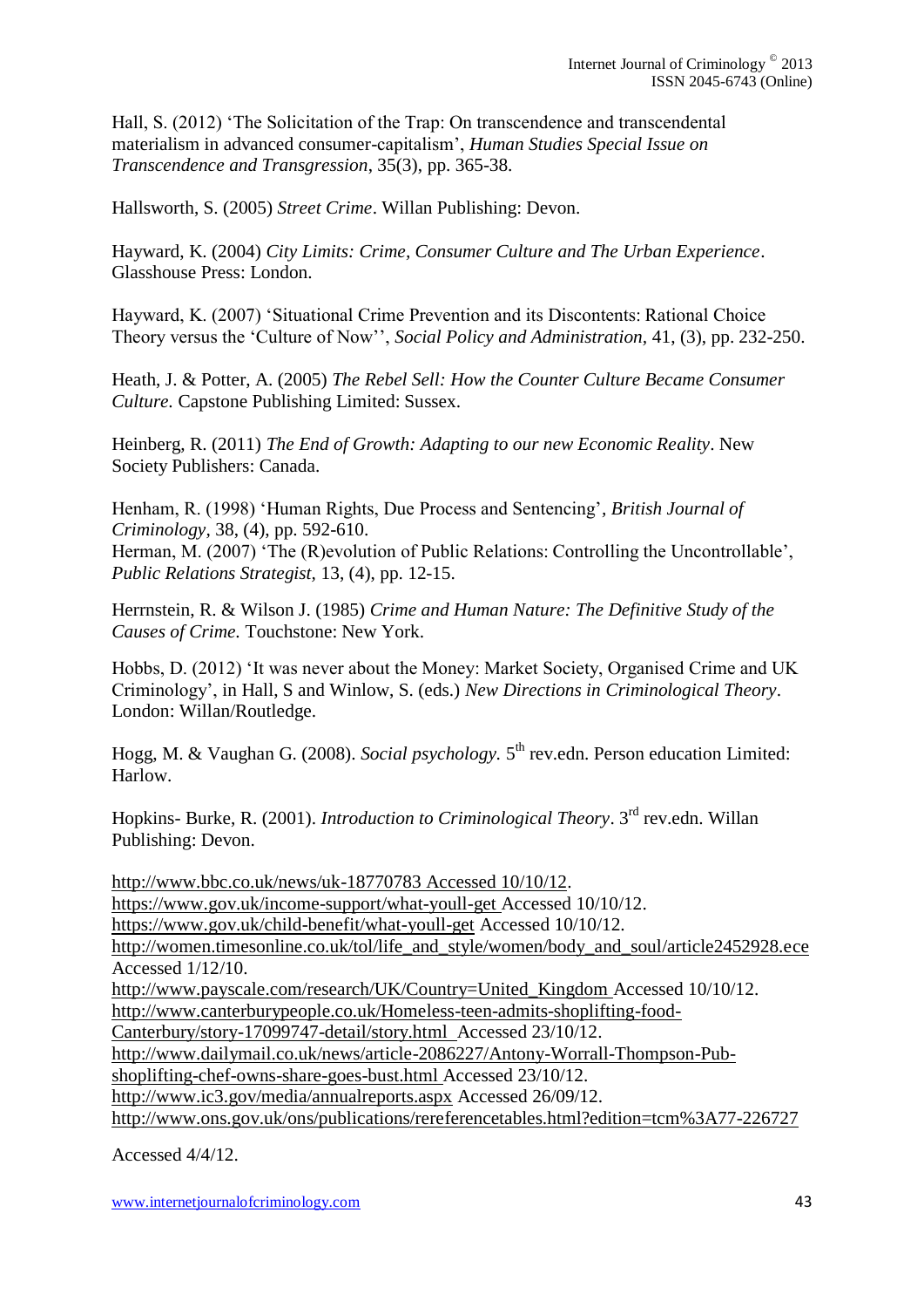Hall, S. (2012) 'The Solicitation of the Trap: On transcendence and transcendental materialism in advanced consumer-capitalism', *Human Studies Special Issue on Transcendence and Transgression*, 35(3), pp. 365-38.

Hallsworth, S. (2005) *Street Crime*. Willan Publishing: Devon.

Hayward, K. (2004) *City Limits: Crime, Consumer Culture and The Urban Experience*. Glasshouse Press: London.

Hayward, K. (2007) 'Situational Crime Prevention and its Discontents: Rational Choice Theory versus the 'Culture of Now'', *Social Policy and Administration*, 41, (3), pp. 232-250.

Heath, J. & Potter, A. (2005) *The Rebel Sell: How the Counter Culture Became Consumer Culture.* Capstone Publishing Limited: Sussex.

Heinberg, R. (2011) *The End of Growth: Adapting to our new Economic Reality*. New Society Publishers: Canada.

Henham, R. (1998) 'Human Rights, Due Process and Sentencing', *British Journal of Criminology*, 38, (4), pp. 592-610.
Herman, M. (2007) 'The (R)evolution of Public Relations: Controlling the Uncontrollable', *Public Relations Strategist*, 13, (4), pp. 12-15.

Herrnstein, R. & Wilson J. (1985) *Crime and Human Nature: The Definitive Study of the Causes of Crime.* Touchstone: New York.

Hobbs, D. (2012) 'It was never about the Money: Market Society, Organised Crime and UK Criminology', in Hall, S and Winlow, S. (eds.) *New Directions in Criminological Theory*. London: Willan/Routledge.

Hogg, M. & Vaughan G. (2008). *Social psychology.* 5th rev.edn. Person education Limited: Harlow.

Hopkins- Burke, R. (2001). *Introduction to Criminological Theory*. 3rd rev.edn. Willan Publishing: Devon.

http://www.bbc.co.uk/news/uk-18770783 Accessed 10/10/12.
https://www.gov.uk/income-support/what-youll-get Accessed 10/10/12.
https://www.gov.uk/child-benefit/what-youll-get Accessed 10/10/12.
http://women.timesonline.co.uk/tol/life_and_style/women/body_and_soul/article2452928.ece Accessed 1/12/10.
http://www.payscale.com/research/UK/Country=United_Kingdom Accessed 10/10/12.
http://www.canterburypeople.co.uk/Homeless-teen-admits-shoplifting-food-Canterbury/story-17099747-detail/story.html Accessed 23/10/12.
http://www.dailymail.co.uk/news/article-2086227/Antony-Worrall-Thompson-Pub-shoplifting-chef-owns-share-goes-bust.html Accessed 23/10/12.
http://www.ic3.gov/media/annualreports.aspx Accessed 26/09/12.
http://www.ons.gov.uk/ons/publications/rereferencetables.html?edition=tcm%3A77-226727

Accessed 4/4/12.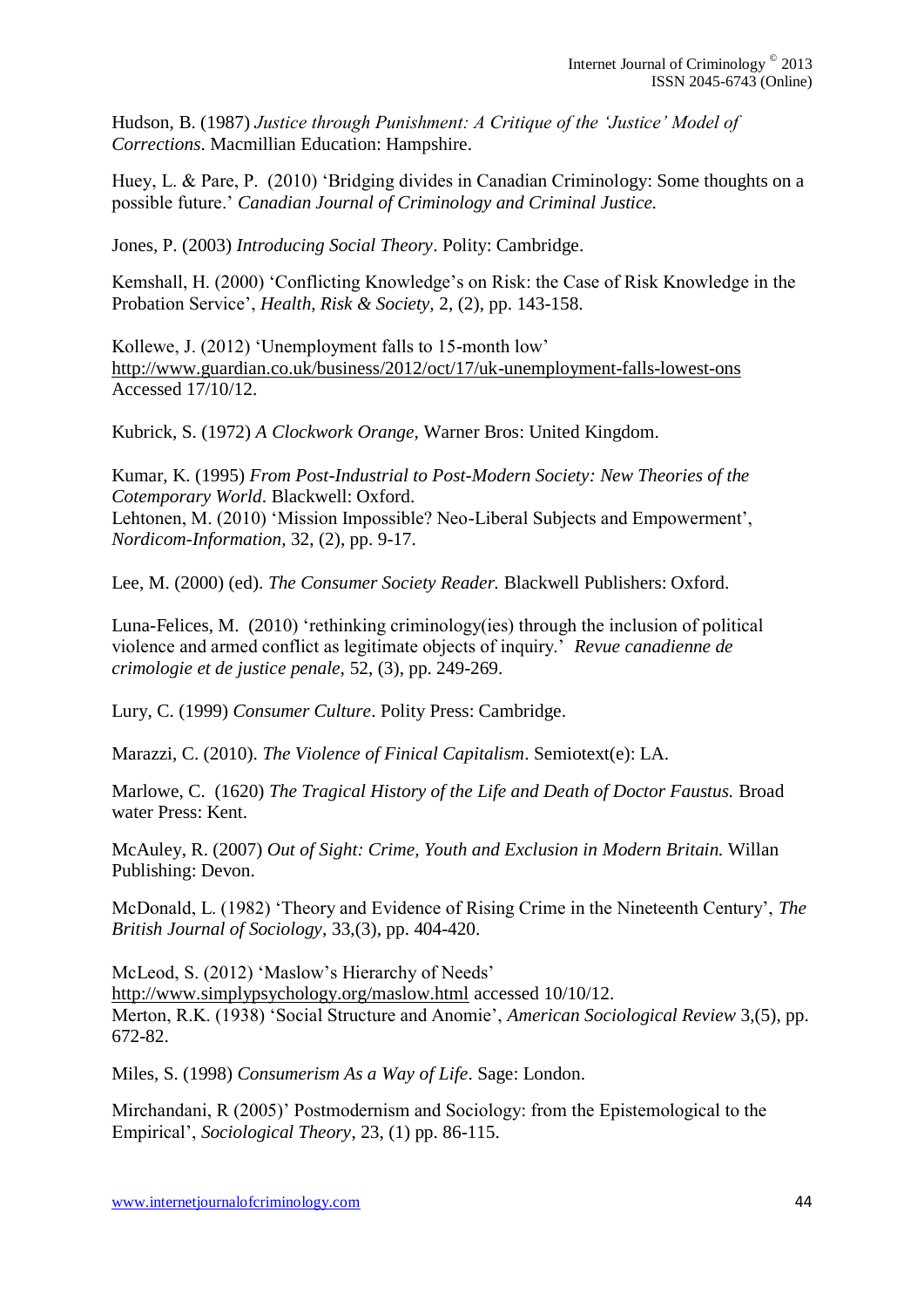Hudson, B. (1987) *Justice through Punishment: A Critique of the 'Justice' Model of Corrections*. Macmillian Education: Hampshire.

Huey, L. & Pare, P. (2010) 'Bridging divides in Canadian Criminology: Some thoughts on a possible future.' *Canadian Journal of Criminology and Criminal Justice.*

Jones, P. (2003) *Introducing Social Theory*. Polity: Cambridge.

Kemshall, H. (2000) 'Conflicting Knowledge's on Risk: the Case of Risk Knowledge in the Probation Service', *Health, Risk & Society,* 2, (2), pp. 143-158.

Kollewe, J. (2012) 'Unemployment falls to 15-month low' http://www.guardian.co.uk/business/2012/oct/17/uk-unemployment-falls-lowest-ons Accessed 17/10/12.

Kubrick, S. (1972) *A Clockwork Orange,* Warner Bros: United Kingdom.

Kumar, K. (1995) *From Post-Industrial to Post-Modern Society: New Theories of the Cotemporary World*. Blackwell: Oxford.
Lehtonen, M. (2010) 'Mission Impossible? Neo-Liberal Subjects and Empowerment', *Nordicom-Information,* 32, (2), pp. 9-17.

Lee, M. (2000) (ed). *The Consumer Society Reader.* Blackwell Publishers: Oxford.

Luna-Felices, M. (2010) 'rethinking criminology(ies) through the inclusion of political violence and armed conflict as legitimate objects of inquiry.' *Revue canadienne de crimologie et de justice penale,* 52, (3), pp. 249-269.

Lury, C. (1999) *Consumer Culture*. Polity Press: Cambridge.

Marazzi, C. (2010). *The Violence of Finical Capitalism*. Semiotext(e): LA.

Marlowe, C. (1620) *The Tragical History of the Life and Death of Doctor Faustus.* Broad water Press: Kent.

McAuley, R. (2007) *Out of Sight: Crime, Youth and Exclusion in Modern Britain.* Willan Publishing: Devon.

McDonald, L. (1982) 'Theory and Evidence of Rising Crime in the Nineteenth Century', *The British Journal of Sociology,* 33,(3), pp. 404-420.

McLeod, S. (2012) 'Maslow's Hierarchy of Needs' http://www.simplypsychology.org/maslow.html accessed 10/10/12.
Merton, R.K. (1938) 'Social Structure and Anomie', *American Sociological Review* 3,(5), pp. 672-82.

Miles, S. (1998) *Consumerism As a Way of Life*. Sage: London.

Mirchandani, R (2005)' Postmodernism and Sociology: from the Epistemological to the Empirical', *Sociological Theory*, 23, (1) pp. 86-115.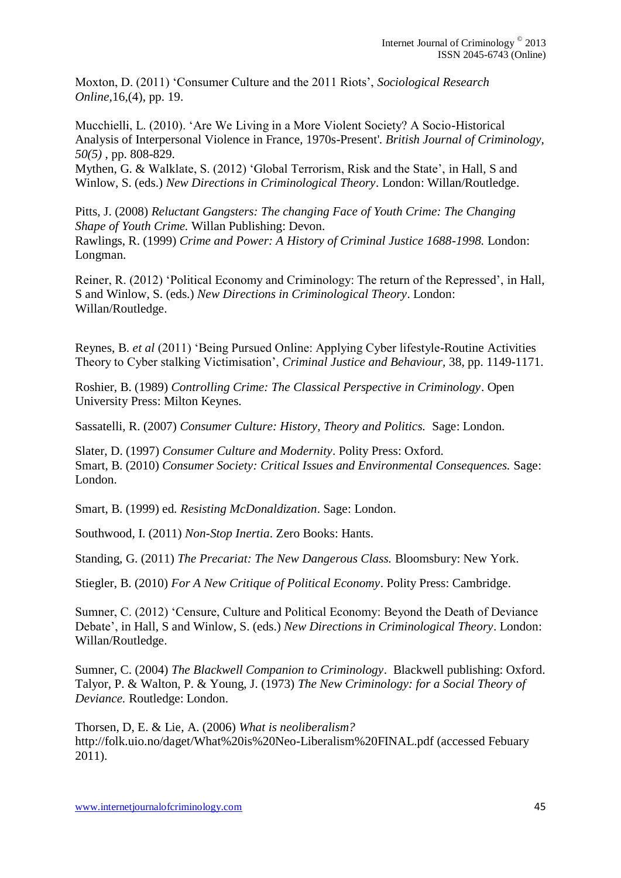Moxton, D. (2011) 'Consumer Culture and the 2011 Riots', *Sociological Research Online,*16,(4), pp. 19.

Mucchielli, L. (2010). 'Are We Living in a More Violent Society? A Socio-Historical Analysis of Interpersonal Violence in France, 1970s-Present'. *British Journal of Criminology, 50(5)* , pp. 808-829.

Mythen, G. & Walklate, S. (2012) 'Global Terrorism, Risk and the State', in Hall, S and Winlow, S. (eds.) *New Directions in Criminological Theory*. London: Willan/Routledge.

Pitts, J. (2008) *Reluctant Gangsters: The changing Face of Youth Crime: The Changing Shape of Youth Crime.* Willan Publishing: Devon.

Rawlings, R. (1999) *Crime and Power: A History of Criminal Justice 1688-1998.* London: Longman.

Reiner, R. (2012) 'Political Economy and Criminology: The return of the Repressed', in Hall, S and Winlow, S. (eds.) *New Directions in Criminological Theory*. London: Willan/Routledge.

Reynes, B. *et al* (2011) 'Being Pursued Online: Applying Cyber lifestyle-Routine Activities Theory to Cyber stalking Victimisation', *Criminal Justice and Behaviour,* 38, pp. 1149-1171.

Roshier, B. (1989) *Controlling Crime: The Classical Perspective in Criminology*. Open University Press: Milton Keynes.

Sassatelli, R. (2007) *Consumer Culture: History, Theory and Politics.* Sage: London.

Slater, D. (1997) *Consumer Culture and Modernity*. Polity Press: Oxford.

Smart, B. (2010) *Consumer Society: Critical Issues and Environmental Consequences.* Sage: London.

Smart, B. (1999) ed. *Resisting McDonaldization*. Sage: London.

Southwood, I. (2011) *Non-Stop Inertia*. Zero Books: Hants.

Standing, G. (2011) *The Precariat: The New Dangerous Class.* Bloomsbury: New York.

Stiegler, B. (2010) *For A New Critique of Political Economy*. Polity Press: Cambridge.

Sumner, C. (2012) 'Censure, Culture and Political Economy: Beyond the Death of Deviance Debate', in Hall, S and Winlow, S. (eds.) *New Directions in Criminological Theory*. London: Willan/Routledge.

Sumner, C. (2004) *The Blackwell Companion to Criminology*. Blackwell publishing: Oxford.

Talyor, P. & Walton, P. & Young, J. (1973) *The New Criminology: for a Social Theory of Deviance.* Routledge: London.

Thorsen, D, E. & Lie, A. (2006) *What is neoliberalism?* http://folk.uio.no/daget/What%20is%20Neo-Liberalism%20FINAL.pdf (accessed Febuary 2011).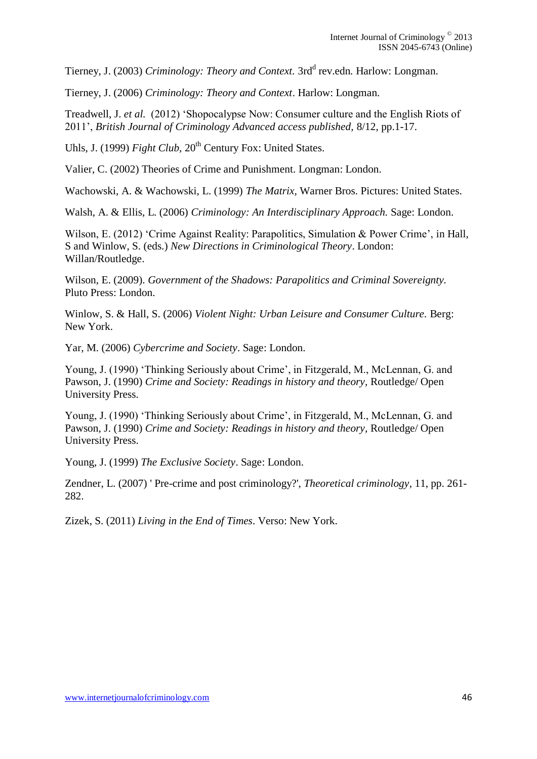Tierney, J. (2003) *Criminology: Theory and Context.* 3rd[d] rev.edn. Harlow: Longman.

Tierney, J. (2006) *Criminology: Theory and Context*. Harlow: Longman.

Treadwell, J. *et al.* (2012) 'Shopocalypse Now: Consumer culture and the English Riots of 2011', *British Journal of Criminology Advanced access published,* 8/12, pp.1-17.

Uhls, J. (1999) *Fight Club,* 20th Century Fox: United States.

Valier, C. (2002) Theories of Crime and Punishment. Longman: London.

Wachowski, A. & Wachowski, L. (1999) *The Matrix,* Warner Bros. Pictures: United States.

Walsh, A. & Ellis, L. (2006) *Criminology: An Interdisciplinary Approach.* Sage: London.

Wilson, E. (2012) 'Crime Against Reality: Parapolitics, Simulation & Power Crime', in Hall, S and Winlow, S. (eds.) *New Directions in Criminological Theory*. London: Willan/Routledge.

Wilson, E. (2009). *Government of the Shadows: Parapolitics and Criminal Sovereignty.* Pluto Press: London.

Winlow, S. & Hall, S. (2006) *Violent Night: Urban Leisure and Consumer Culture.* Berg: New York.

Yar, M. (2006) *Cybercrime and Society*. Sage: London.

Young, J. (1990) 'Thinking Seriously about Crime', in Fitzgerald, M., McLennan, G. and Pawson, J. (1990) *Crime and Society: Readings in history and theory,* Routledge/ Open University Press.

Young, J. (1990) 'Thinking Seriously about Crime', in Fitzgerald, M., McLennan, G. and Pawson, J. (1990) *Crime and Society: Readings in history and theory,* Routledge/ Open University Press.

Young, J. (1999) *The Exclusive Society*. Sage: London.

Zendner, L. (2007) ' Pre-crime and post criminology?', *Theoretical criminology*, 11, pp. 261-282.

Zizek, S. (2011) *Living in the End of Times*. Verso: New York.